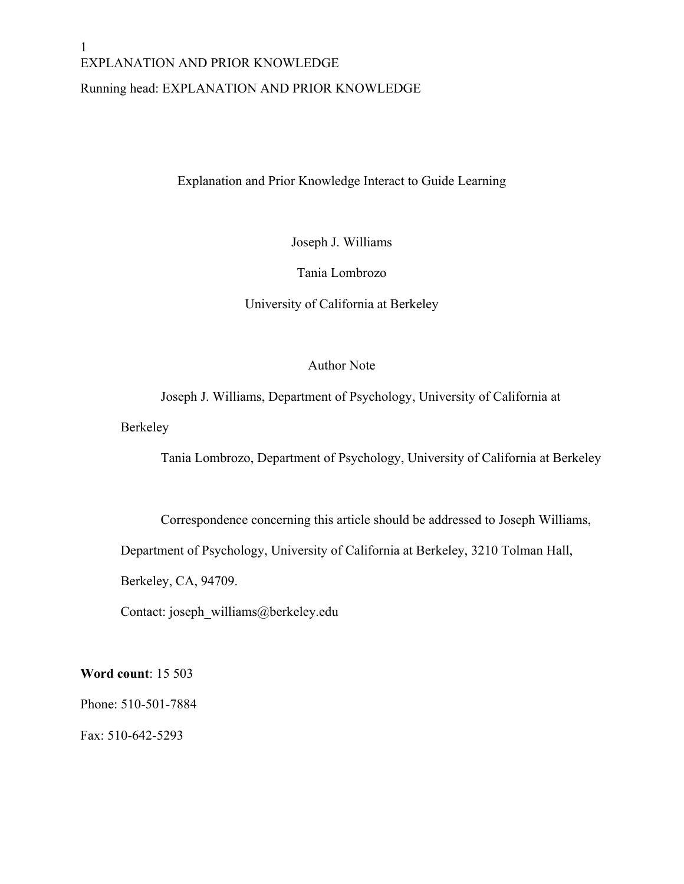Running head: EXPLANATION AND PRIOR KNOWLEDGE

# Explanation and Prior Knowledge Interact to Guide Learning

Joseph J. Williams

Tania Lombrozo

University of California at Berkeley

## Author Note

Joseph J. Williams, Department of Psychology, University of California at Berkeley

Tania Lombrozo, Department of Psychology, University of California at Berkeley

Correspondence concerning this article should be addressed to Joseph Williams, Department of Psychology, University of California at Berkeley, 3210 Tolman Hall, Berkeley, CA, 94709.

Contact: joseph_williams@berkeley.edu

**Word count**: 15 503

Phone: 510-501-7884

Fax: 510-642-5293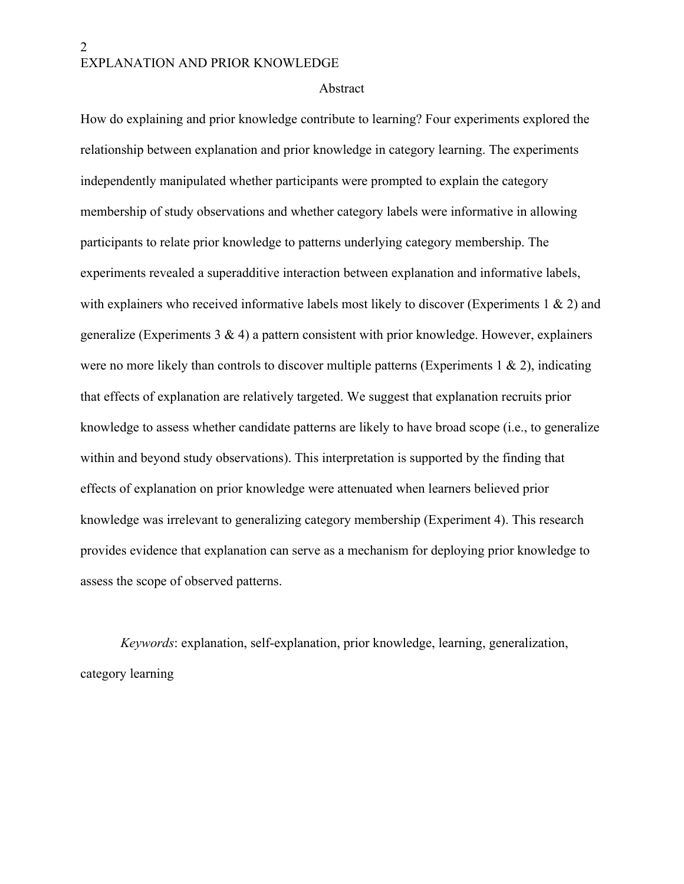# Abstract

How do explaining and prior knowledge contribute to learning? Four experiments explored the relationship between explanation and prior knowledge in category learning. The experiments independently manipulated whether participants were prompted to explain the category membership of study observations and whether category labels were informative in allowing participants to relate prior knowledge to patterns underlying category membership. The experiments revealed a superadditive interaction between explanation and informative labels, with explainers who received informative labels most likely to discover (Experiments 1 & 2) and generalize (Experiments 3 & 4) a pattern consistent with prior knowledge. However, explainers were no more likely than controls to discover multiple patterns (Experiments 1 & 2), indicating that effects of explanation are relatively targeted. We suggest that explanation recruits prior knowledge to assess whether candidate patterns are likely to have broad scope (i.e., to generalize within and beyond study observations). This interpretation is supported by the finding that effects of explanation on prior knowledge were attenuated when learners believed prior knowledge was irrelevant to generalizing category membership (Experiment 4). This research provides evidence that explanation can serve as a mechanism for deploying prior knowledge to assess the scope of observed patterns.

*Keywords*: explanation, self-explanation, prior knowledge, learning, generalization, category learning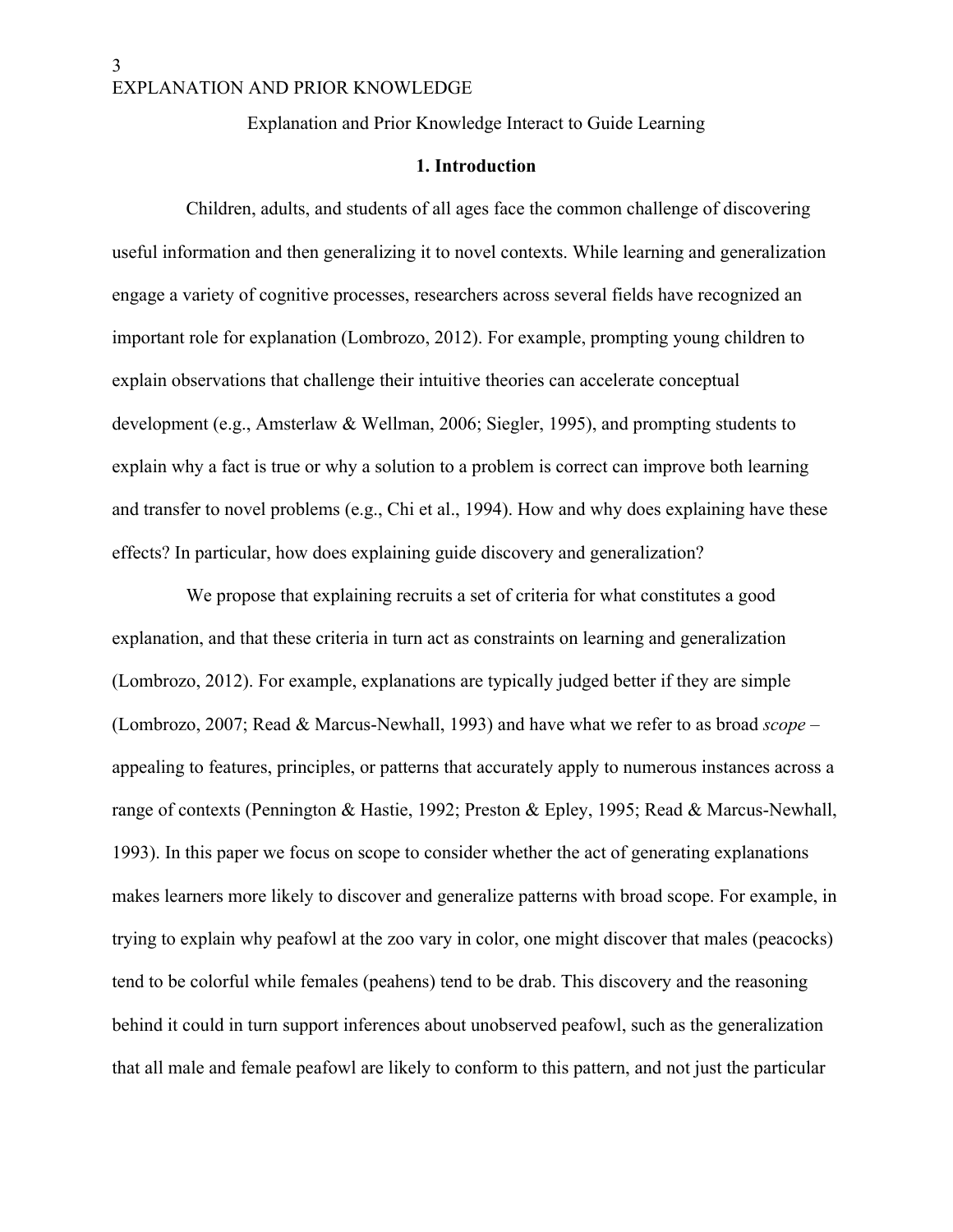Explanation and Prior Knowledge Interact to Guide Learning

## 1. Introduction

Children, adults, and students of all ages face the common challenge of discovering useful information and then generalizing it to novel contexts. While learning and generalization engage a variety of cognitive processes, researchers across several fields have recognized an important role for explanation (Lombrozo, 2012). For example, prompting young children to explain observations that challenge their intuitive theories can accelerate conceptual development (e.g., Amsterlaw & Wellman, 2006; Siegler, 1995), and prompting students to explain why a fact is true or why a solution to a problem is correct can improve both learning and transfer to novel problems (e.g., Chi et al., 1994). How and why does explaining have these effects? In particular, how does explaining guide discovery and generalization?

We propose that explaining recruits a set of criteria for what constitutes a good explanation, and that these criteria in turn act as constraints on learning and generalization (Lombrozo, 2012). For example, explanations are typically judged better if they are simple (Lombrozo, 2007; Read & Marcus-Newhall, 1993) and have what we refer to as broad *scope* – appealing to features, principles, or patterns that accurately apply to numerous instances across a range of contexts (Pennington & Hastie, 1992; Preston & Epley, 1995; Read & Marcus-Newhall, 1993). In this paper we focus on scope to consider whether the act of generating explanations makes learners more likely to discover and generalize patterns with broad scope. For example, in trying to explain why peafowl at the zoo vary in color, one might discover that males (peacocks) tend to be colorful while females (peahens) tend to be drab. This discovery and the reasoning behind it could in turn support inferences about unobserved peafowl, such as the generalization that all male and female peafowl are likely to conform to this pattern, and not just the particular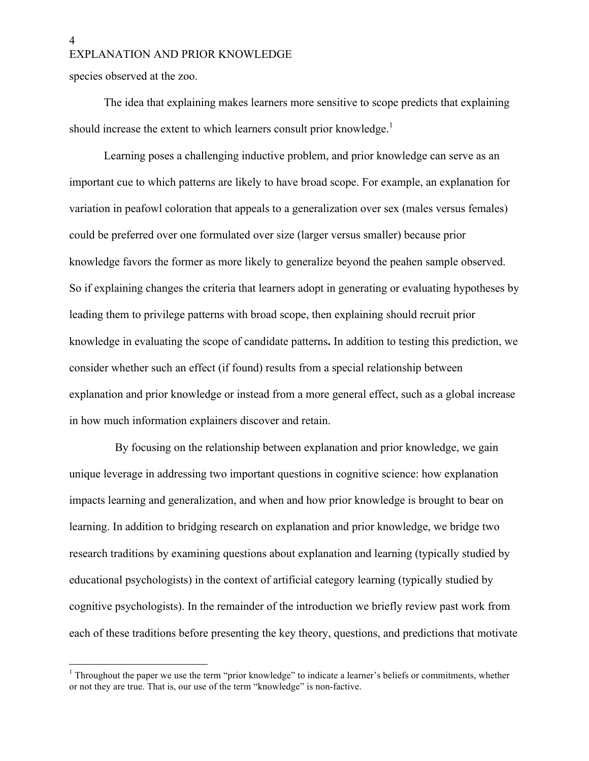species observed at the zoo.

The idea that explaining makes learners more sensitive to scope predicts that explaining should increase the extent to which learners consult prior knowledge.[1]

Learning poses a challenging inductive problem, and prior knowledge can serve as an important cue to which patterns are likely to have broad scope. For example, an explanation for variation in peafowl coloration that appeals to a generalization over sex (males versus females) could be preferred over one formulated over size (larger versus smaller) because prior knowledge favors the former as more likely to generalize beyond the peahen sample observed. So if explaining changes the criteria that learners adopt in generating or evaluating hypotheses by leading them to privilege patterns with broad scope, then explaining should recruit prior knowledge in evaluating the scope of candidate patterns**.** In addition to testing this prediction, we consider whether such an effect (if found) results from a special relationship between explanation and prior knowledge or instead from a more general effect, such as a global increase in how much information explainers discover and retain.

By focusing on the relationship between explanation and prior knowledge, we gain unique leverage in addressing two important questions in cognitive science: how explanation impacts learning and generalization, and when and how prior knowledge is brought to bear on learning. In addition to bridging research on explanation and prior knowledge, we bridge two research traditions by examining questions about explanation and learning (typically studied by educational psychologists) in the context of artificial category learning (typically studied by cognitive psychologists). In the remainder of the introduction we briefly review past work from each of these traditions before presenting the key theory, questions, and predictions that motivate

[1] Throughout the paper we use the term "prior knowledge" to indicate a learner's beliefs or commitments, whether or not they are true. That is, our use of the term "knowledge" is non-factive.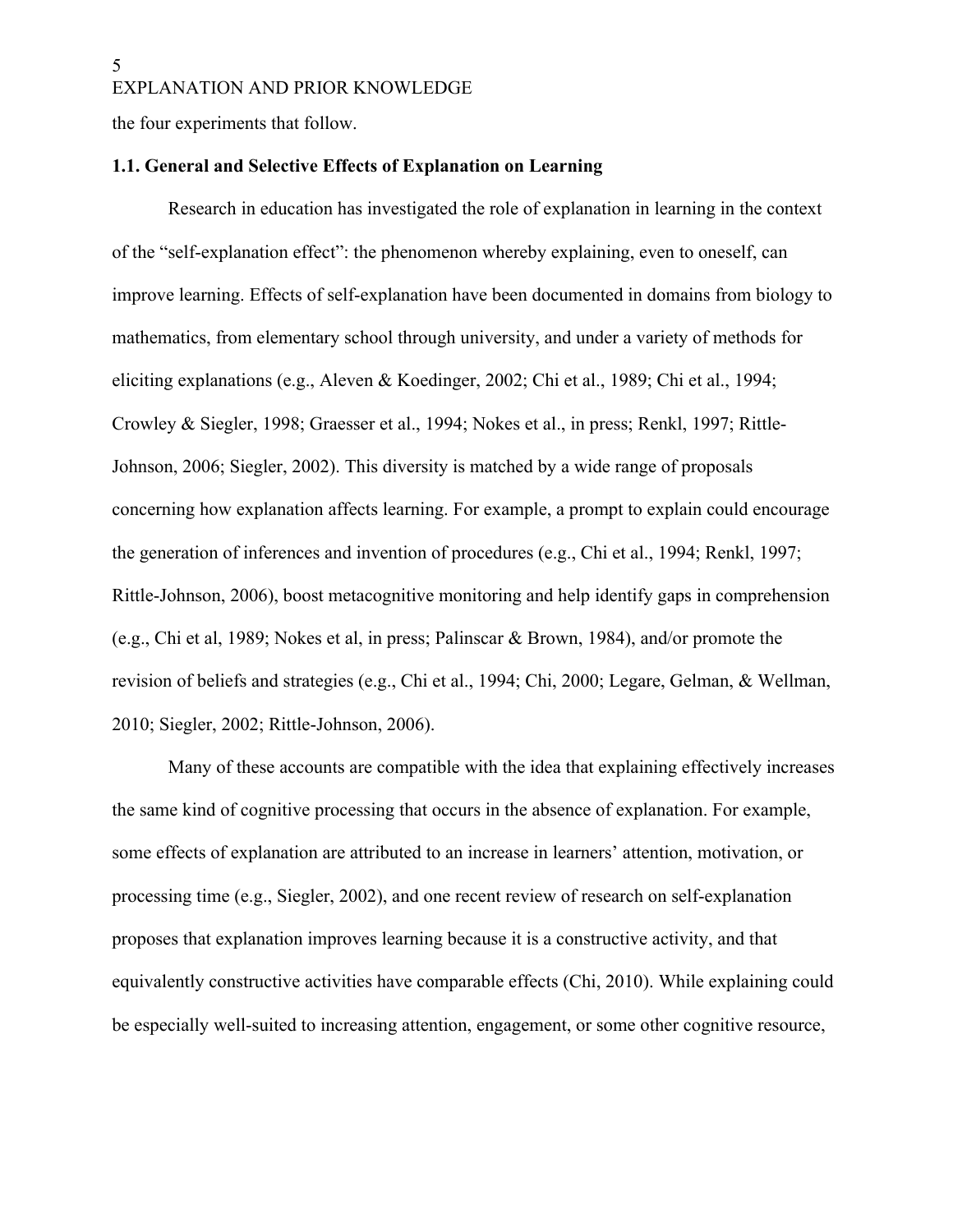the four experiments that follow.

### 1.1. General and Selective Effects of Explanation on Learning

Research in education has investigated the role of explanation in learning in the context of the "self-explanation effect": the phenomenon whereby explaining, even to oneself, can improve learning. Effects of self-explanation have been documented in domains from biology to mathematics, from elementary school through university, and under a variety of methods for eliciting explanations (e.g., Aleven & Koedinger, 2002; Chi et al., 1989; Chi et al., 1994; Crowley & Siegler, 1998; Graesser et al., 1994; Nokes et al., in press; Renkl, 1997; Rittle-Johnson, 2006; Siegler, 2002). This diversity is matched by a wide range of proposals concerning how explanation affects learning. For example, a prompt to explain could encourage the generation of inferences and invention of procedures (e.g., Chi et al., 1994; Renkl, 1997; Rittle-Johnson, 2006), boost metacognitive monitoring and help identify gaps in comprehension (e.g., Chi et al, 1989; Nokes et al, in press; Palinscar & Brown, 1984), and/or promote the revision of beliefs and strategies (e.g., Chi et al., 1994; Chi, 2000; Legare, Gelman, & Wellman, 2010; Siegler, 2002; Rittle-Johnson, 2006).

Many of these accounts are compatible with the idea that explaining effectively increases the same kind of cognitive processing that occurs in the absence of explanation. For example, some effects of explanation are attributed to an increase in learners' attention, motivation, or processing time (e.g., Siegler, 2002), and one recent review of research on self-explanation proposes that explanation improves learning because it is a constructive activity, and that equivalently constructive activities have comparable effects (Chi, 2010). While explaining could be especially well-suited to increasing attention, engagement, or some other cognitive resource,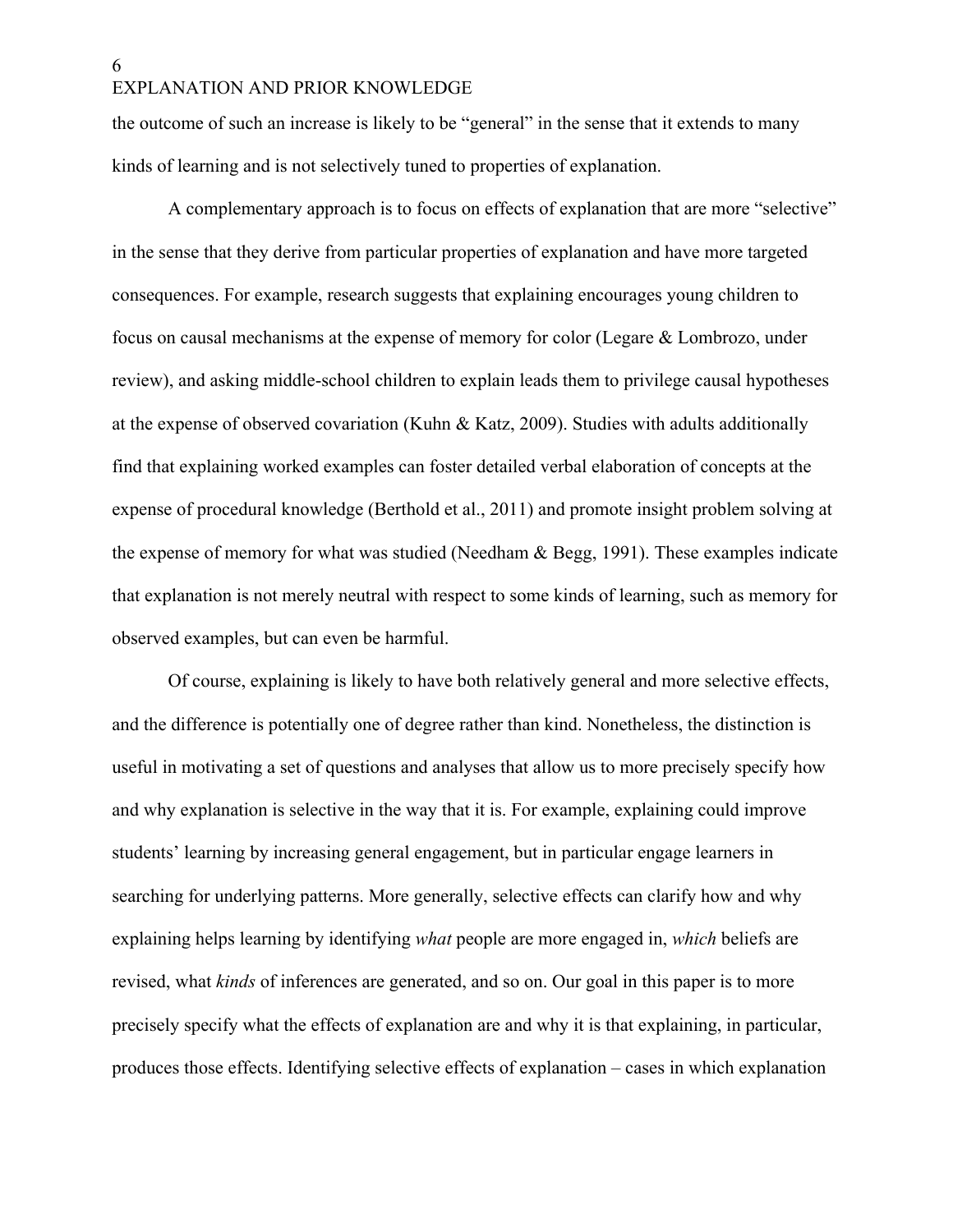the outcome of such an increase is likely to be "general" in the sense that it extends to many kinds of learning and is not selectively tuned to properties of explanation.

A complementary approach is to focus on effects of explanation that are more "selective" in the sense that they derive from particular properties of explanation and have more targeted consequences. For example, research suggests that explaining encourages young children to focus on causal mechanisms at the expense of memory for color (Legare & Lombrozo, under review), and asking middle-school children to explain leads them to privilege causal hypotheses at the expense of observed covariation (Kuhn & Katz, 2009). Studies with adults additionally find that explaining worked examples can foster detailed verbal elaboration of concepts at the expense of procedural knowledge (Berthold et al., 2011) and promote insight problem solving at the expense of memory for what was studied (Needham & Begg, 1991). These examples indicate that explanation is not merely neutral with respect to some kinds of learning, such as memory for observed examples, but can even be harmful.

Of course, explaining is likely to have both relatively general and more selective effects, and the difference is potentially one of degree rather than kind. Nonetheless, the distinction is useful in motivating a set of questions and analyses that allow us to more precisely specify how and why explanation is selective in the way that it is. For example, explaining could improve students' learning by increasing general engagement, but in particular engage learners in searching for underlying patterns. More generally, selective effects can clarify how and why explaining helps learning by identifying *what* people are more engaged in, *which* beliefs are revised, what *kinds* of inferences are generated, and so on. Our goal in this paper is to more precisely specify what the effects of explanation are and why it is that explaining, in particular, produces those effects. Identifying selective effects of explanation – cases in which explanation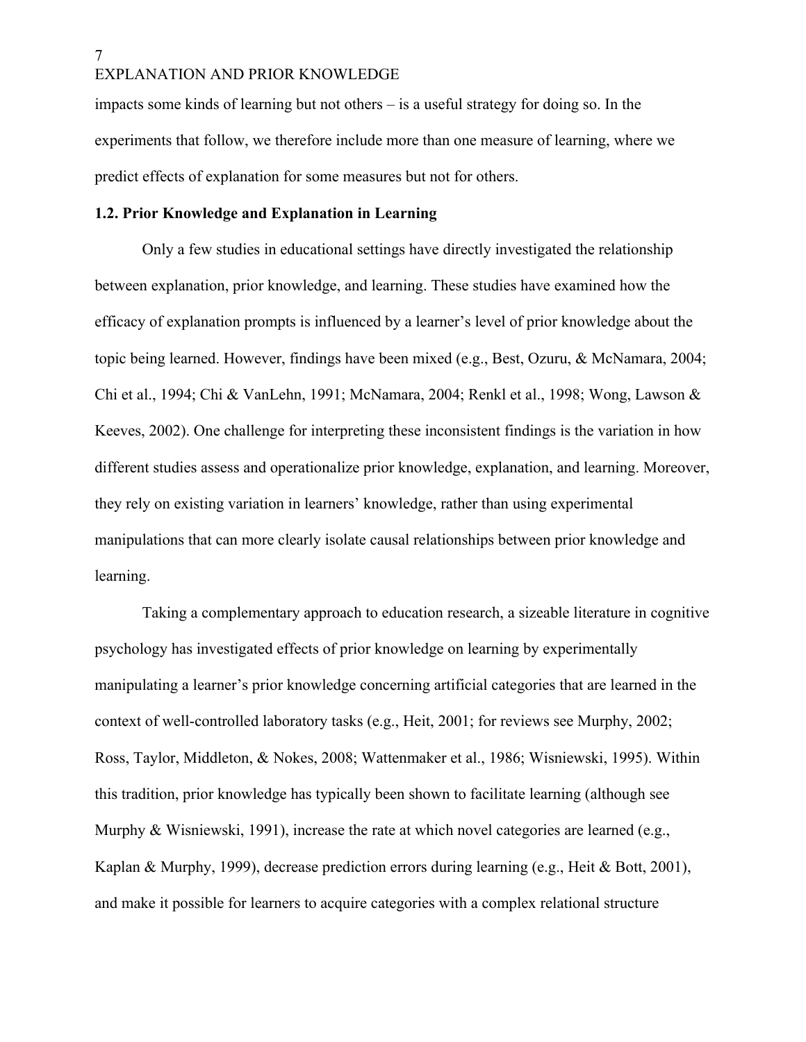impacts some kinds of learning but not others – is a useful strategy for doing so. In the experiments that follow, we therefore include more than one measure of learning, where we predict effects of explanation for some measures but not for others.

### 1.2. Prior Knowledge and Explanation in Learning

Only a few studies in educational settings have directly investigated the relationship between explanation, prior knowledge, and learning. These studies have examined how the efficacy of explanation prompts is influenced by a learner's level of prior knowledge about the topic being learned. However, findings have been mixed (e.g., Best, Ozuru, & McNamara, 2004; Chi et al., 1994; Chi & VanLehn, 1991; McNamara, 2004; Renkl et al., 1998; Wong, Lawson & Keeves, 2002). One challenge for interpreting these inconsistent findings is the variation in how different studies assess and operationalize prior knowledge, explanation, and learning. Moreover, they rely on existing variation in learners' knowledge, rather than using experimental manipulations that can more clearly isolate causal relationships between prior knowledge and learning.

Taking a complementary approach to education research, a sizeable literature in cognitive psychology has investigated effects of prior knowledge on learning by experimentally manipulating a learner's prior knowledge concerning artificial categories that are learned in the context of well-controlled laboratory tasks (e.g., Heit, 2001; for reviews see Murphy, 2002; Ross, Taylor, Middleton, & Nokes, 2008; Wattenmaker et al., 1986; Wisniewski, 1995). Within this tradition, prior knowledge has typically been shown to facilitate learning (although see Murphy & Wisniewski, 1991), increase the rate at which novel categories are learned (e.g., Kaplan & Murphy, 1999), decrease prediction errors during learning (e.g., Heit & Bott, 2001), and make it possible for learners to acquire categories with a complex relational structure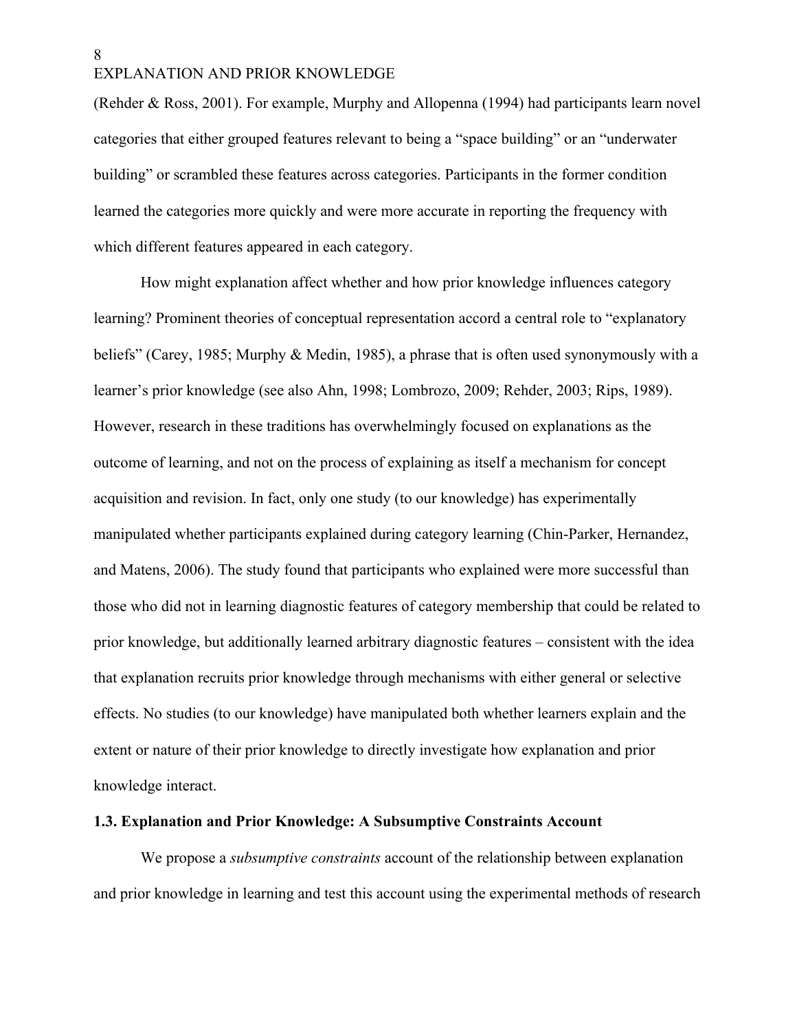(Rehder & Ross, 2001). For example, Murphy and Allopenna (1994) had participants learn novel categories that either grouped features relevant to being a "space building" or an "underwater building" or scrambled these features across categories. Participants in the former condition learned the categories more quickly and were more accurate in reporting the frequency with which different features appeared in each category.

How might explanation affect whether and how prior knowledge influences category learning? Prominent theories of conceptual representation accord a central role to "explanatory beliefs" (Carey, 1985; Murphy & Medin, 1985), a phrase that is often used synonymously with a learner's prior knowledge (see also Ahn, 1998; Lombrozo, 2009; Rehder, 2003; Rips, 1989). However, research in these traditions has overwhelmingly focused on explanations as the outcome of learning, and not on the process of explaining as itself a mechanism for concept acquisition and revision. In fact, only one study (to our knowledge) has experimentally manipulated whether participants explained during category learning (Chin-Parker, Hernandez, and Matens, 2006). The study found that participants who explained were more successful than those who did not in learning diagnostic features of category membership that could be related to prior knowledge, but additionally learned arbitrary diagnostic features – consistent with the idea that explanation recruits prior knowledge through mechanisms with either general or selective effects. No studies (to our knowledge) have manipulated both whether learners explain and the extent or nature of their prior knowledge to directly investigate how explanation and prior knowledge interact.

### 1.3. Explanation and Prior Knowledge: A Subsumptive Constraints Account

We propose a *subsumptive constraints* account of the relationship between explanation and prior knowledge in learning and test this account using the experimental methods of research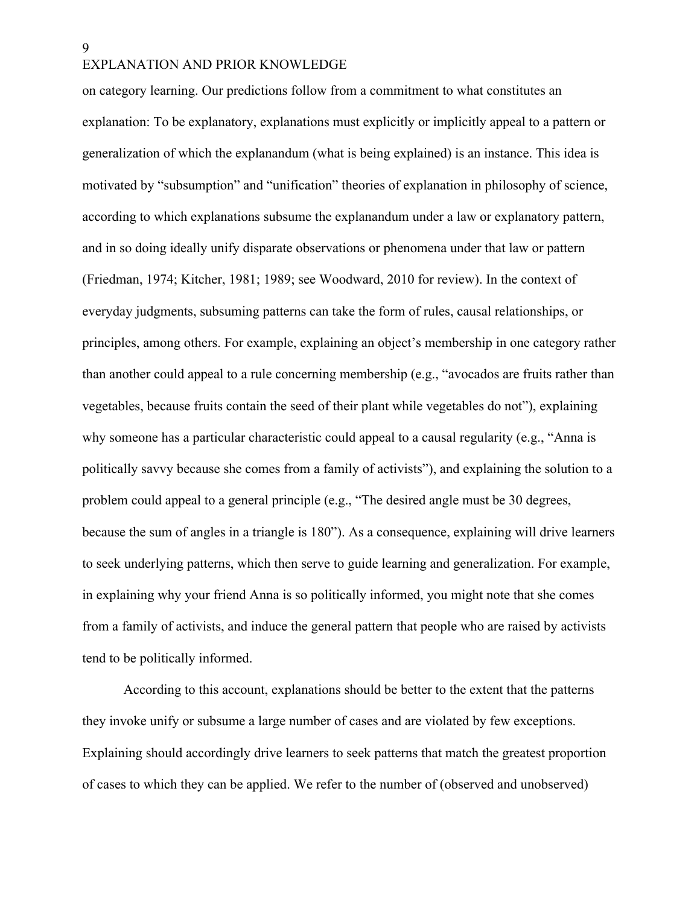on category learning. Our predictions follow from a commitment to what constitutes an explanation: To be explanatory, explanations must explicitly or implicitly appeal to a pattern or generalization of which the explanandum (what is being explained) is an instance. This idea is motivated by "subsumption" and "unification" theories of explanation in philosophy of science, according to which explanations subsume the explanandum under a law or explanatory pattern, and in so doing ideally unify disparate observations or phenomena under that law or pattern (Friedman, 1974; Kitcher, 1981; 1989; see Woodward, 2010 for review). In the context of everyday judgments, subsuming patterns can take the form of rules, causal relationships, or principles, among others. For example, explaining an object's membership in one category rather than another could appeal to a rule concerning membership (e.g., "avocados are fruits rather than vegetables, because fruits contain the seed of their plant while vegetables do not"), explaining why someone has a particular characteristic could appeal to a causal regularity (e.g., "Anna is politically savvy because she comes from a family of activists"), and explaining the solution to a problem could appeal to a general principle (e.g., "The desired angle must be 30 degrees, because the sum of angles in a triangle is 180"). As a consequence, explaining will drive learners to seek underlying patterns, which then serve to guide learning and generalization. For example, in explaining why your friend Anna is so politically informed, you might note that she comes from a family of activists, and induce the general pattern that people who are raised by activists tend to be politically informed.

According to this account, explanations should be better to the extent that the patterns they invoke unify or subsume a large number of cases and are violated by few exceptions. Explaining should accordingly drive learners to seek patterns that match the greatest proportion of cases to which they can be applied. We refer to the number of (observed and unobserved)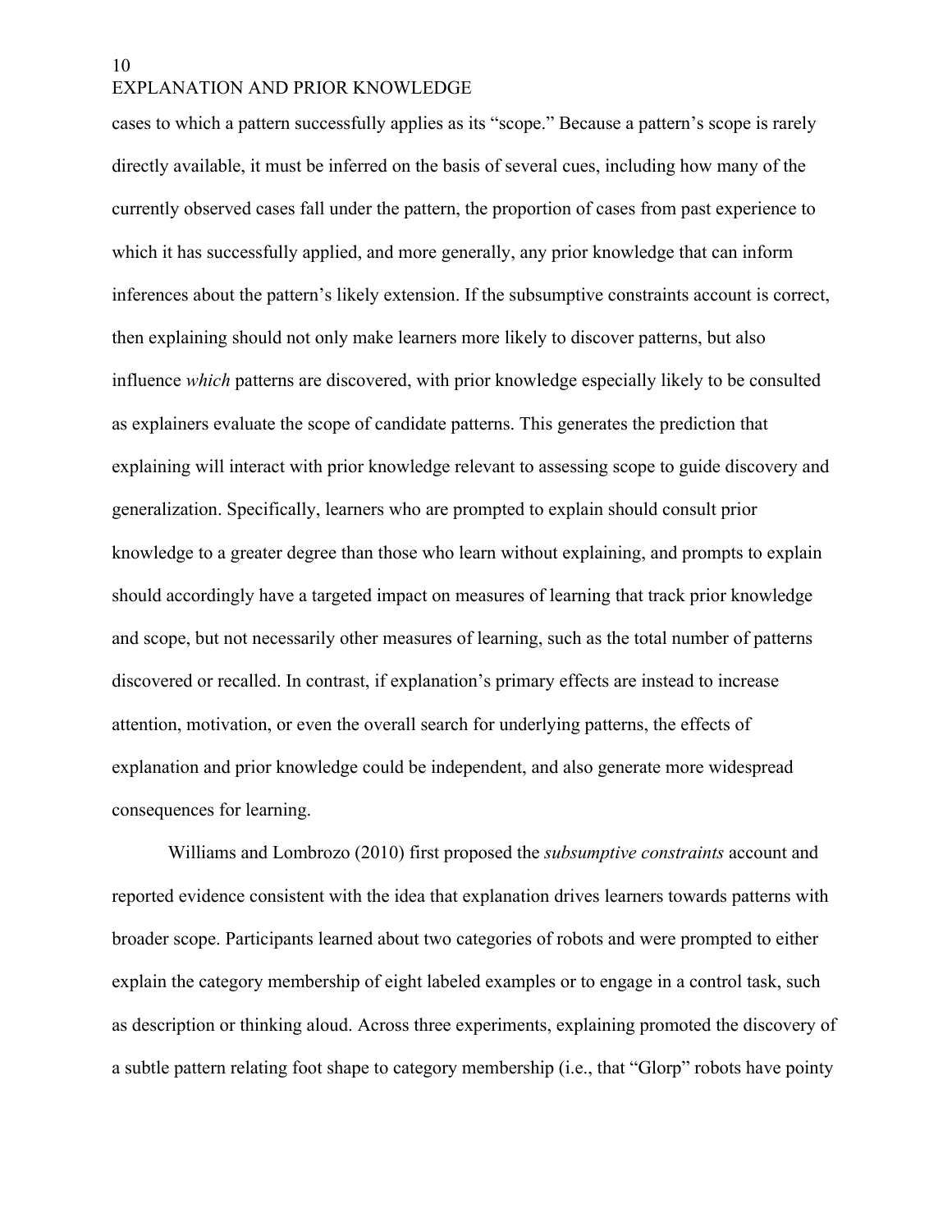cases to which a pattern successfully applies as its "scope." Because a pattern's scope is rarely directly available, it must be inferred on the basis of several cues, including how many of the currently observed cases fall under the pattern, the proportion of cases from past experience to which it has successfully applied, and more generally, any prior knowledge that can inform inferences about the pattern's likely extension. If the subsumptive constraints account is correct, then explaining should not only make learners more likely to discover patterns, but also influence *which* patterns are discovered, with prior knowledge especially likely to be consulted as explainers evaluate the scope of candidate patterns. This generates the prediction that explaining will interact with prior knowledge relevant to assessing scope to guide discovery and generalization. Specifically, learners who are prompted to explain should consult prior knowledge to a greater degree than those who learn without explaining, and prompts to explain should accordingly have a targeted impact on measures of learning that track prior knowledge and scope, but not necessarily other measures of learning, such as the total number of patterns discovered or recalled. In contrast, if explanation's primary effects are instead to increase attention, motivation, or even the overall search for underlying patterns, the effects of explanation and prior knowledge could be independent, and also generate more widespread consequences for learning.

Williams and Lombrozo (2010) first proposed the *subsumptive constraints* account and reported evidence consistent with the idea that explanation drives learners towards patterns with broader scope. Participants learned about two categories of robots and were prompted to either explain the category membership of eight labeled examples or to engage in a control task, such as description or thinking aloud. Across three experiments, explaining promoted the discovery of a subtle pattern relating foot shape to category membership (i.e., that "Glorp" robots have pointy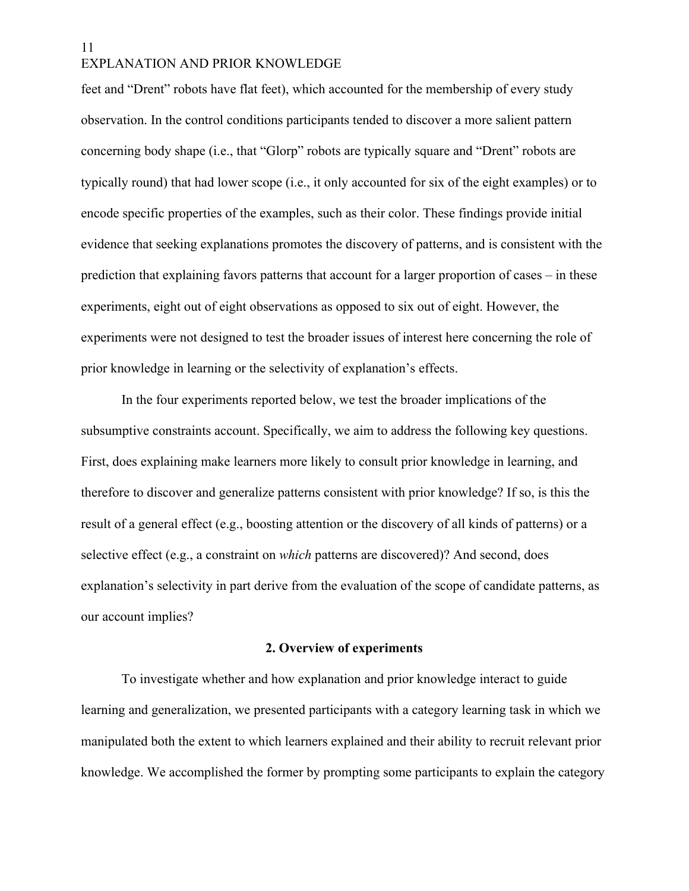feet and "Drent" robots have flat feet), which accounted for the membership of every study observation. In the control conditions participants tended to discover a more salient pattern concerning body shape (i.e., that "Glorp" robots are typically square and "Drent" robots are typically round) that had lower scope (i.e., it only accounted for six of the eight examples) or to encode specific properties of the examples, such as their color. These findings provide initial evidence that seeking explanations promotes the discovery of patterns, and is consistent with the prediction that explaining favors patterns that account for a larger proportion of cases – in these experiments, eight out of eight observations as opposed to six out of eight. However, the experiments were not designed to test the broader issues of interest here concerning the role of prior knowledge in learning or the selectivity of explanation's effects.

In the four experiments reported below, we test the broader implications of the subsumptive constraints account. Specifically, we aim to address the following key questions. First, does explaining make learners more likely to consult prior knowledge in learning, and therefore to discover and generalize patterns consistent with prior knowledge? If so, is this the result of a general effect (e.g., boosting attention or the discovery of all kinds of patterns) or a selective effect (e.g., a constraint on *which* patterns are discovered)? And second, does explanation's selectivity in part derive from the evaluation of the scope of candidate patterns, as our account implies?

## 2. Overview of experiments

To investigate whether and how explanation and prior knowledge interact to guide learning and generalization, we presented participants with a category learning task in which we manipulated both the extent to which learners explained and their ability to recruit relevant prior knowledge. We accomplished the former by prompting some participants to explain the category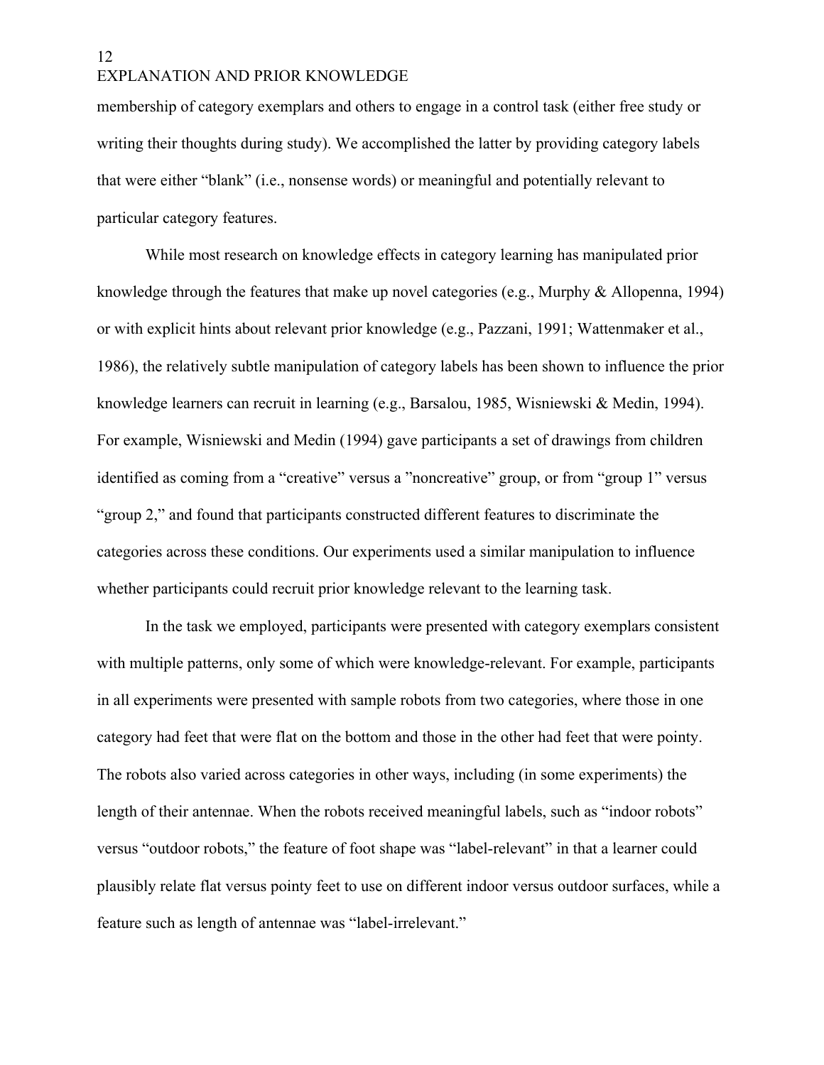membership of category exemplars and others to engage in a control task (either free study or writing their thoughts during study). We accomplished the latter by providing category labels that were either "blank" (i.e., nonsense words) or meaningful and potentially relevant to particular category features.

While most research on knowledge effects in category learning has manipulated prior knowledge through the features that make up novel categories (e.g., Murphy & Allopenna, 1994) or with explicit hints about relevant prior knowledge (e.g., Pazzani, 1991; Wattenmaker et al., 1986), the relatively subtle manipulation of category labels has been shown to influence the prior knowledge learners can recruit in learning (e.g., Barsalou, 1985, Wisniewski & Medin, 1994). For example, Wisniewski and Medin (1994) gave participants a set of drawings from children identified as coming from a "creative" versus a "noncreative" group, or from "group 1" versus "group 2," and found that participants constructed different features to discriminate the categories across these conditions. Our experiments used a similar manipulation to influence whether participants could recruit prior knowledge relevant to the learning task.

In the task we employed, participants were presented with category exemplars consistent with multiple patterns, only some of which were knowledge-relevant. For example, participants in all experiments were presented with sample robots from two categories, where those in one category had feet that were flat on the bottom and those in the other had feet that were pointy. The robots also varied across categories in other ways, including (in some experiments) the length of their antennae. When the robots received meaningful labels, such as "indoor robots" versus "outdoor robots," the feature of foot shape was "label-relevant" in that a learner could plausibly relate flat versus pointy feet to use on different indoor versus outdoor surfaces, while a feature such as length of antennae was "label-irrelevant."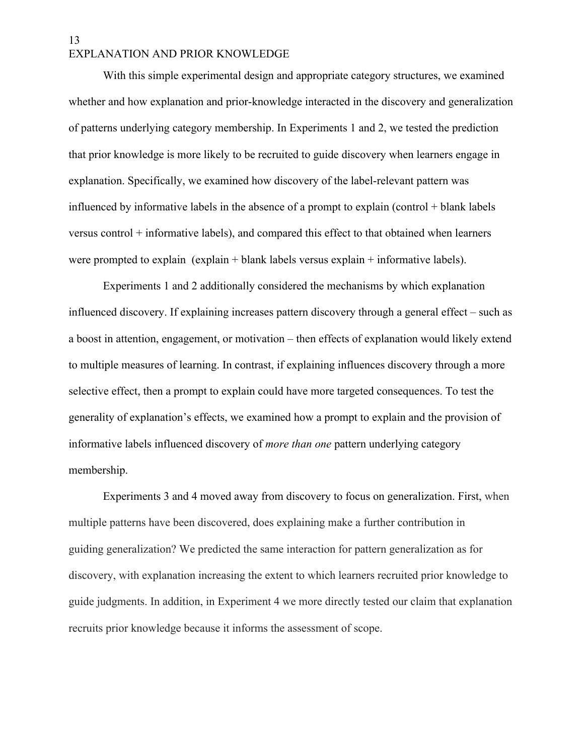With this simple experimental design and appropriate category structures, we examined whether and how explanation and prior-knowledge interacted in the discovery and generalization of patterns underlying category membership. In Experiments 1 and 2, we tested the prediction that prior knowledge is more likely to be recruited to guide discovery when learners engage in explanation. Specifically, we examined how discovery of the label-relevant pattern was influenced by informative labels in the absence of a prompt to explain (control + blank labels versus control + informative labels), and compared this effect to that obtained when learners were prompted to explain (explain + blank labels versus explain + informative labels).

Experiments 1 and 2 additionally considered the mechanisms by which explanation influenced discovery. If explaining increases pattern discovery through a general effect – such as a boost in attention, engagement, or motivation – then effects of explanation would likely extend to multiple measures of learning. In contrast, if explaining influences discovery through a more selective effect, then a prompt to explain could have more targeted consequences. To test the generality of explanation's effects, we examined how a prompt to explain and the provision of informative labels influenced discovery of *more than one* pattern underlying category membership.

Experiments 3 and 4 moved away from discovery to focus on generalization. First, when multiple patterns have been discovered, does explaining make a further contribution in guiding generalization? We predicted the same interaction for pattern generalization as for discovery, with explanation increasing the extent to which learners recruited prior knowledge to guide judgments. In addition, in Experiment 4 we more directly tested our claim that explanation recruits prior knowledge because it informs the assessment of scope.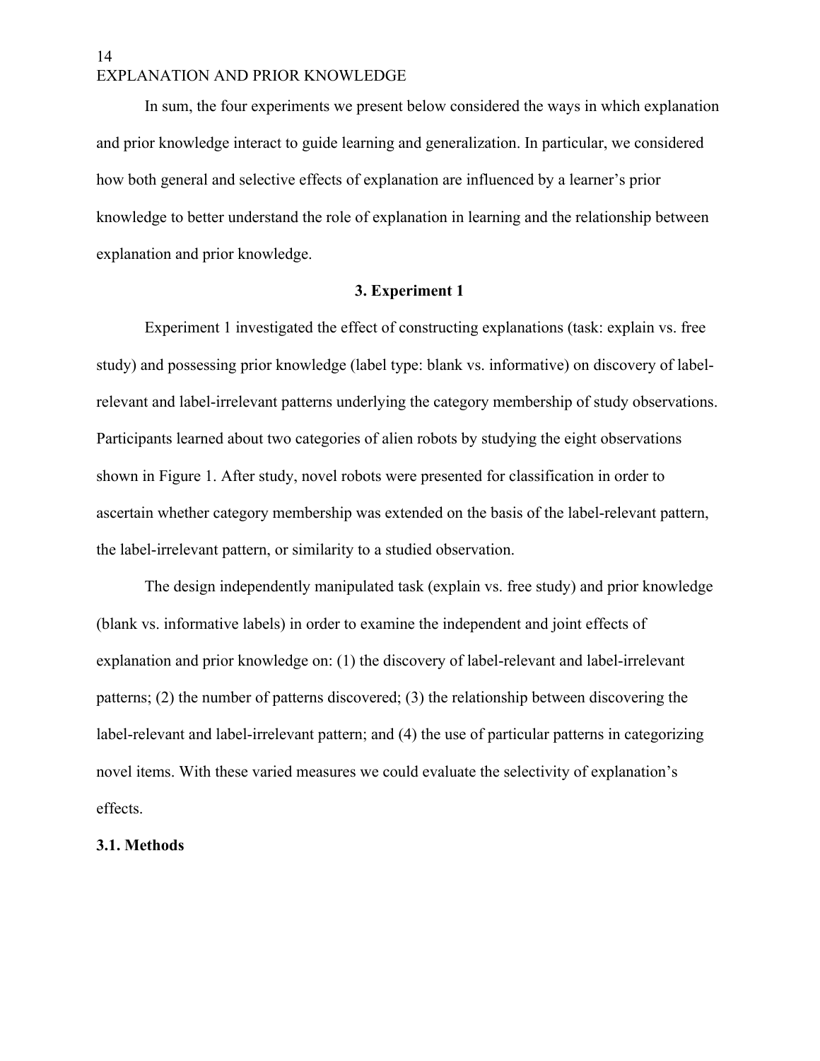In sum, the four experiments we present below considered the ways in which explanation and prior knowledge interact to guide learning and generalization. In particular, we considered how both general and selective effects of explanation are influenced by a learner's prior knowledge to better understand the role of explanation in learning and the relationship between explanation and prior knowledge.

## 3. Experiment 1

Experiment 1 investigated the effect of constructing explanations (task: explain vs. free study) and possessing prior knowledge (label type: blank vs. informative) on discovery of label-relevant and label-irrelevant patterns underlying the category membership of study observations. Participants learned about two categories of alien robots by studying the eight observations shown in Figure 1. After study, novel robots were presented for classification in order to ascertain whether category membership was extended on the basis of the label-relevant pattern, the label-irrelevant pattern, or similarity to a studied observation.

The design independently manipulated task (explain vs. free study) and prior knowledge (blank vs. informative labels) in order to examine the independent and joint effects of explanation and prior knowledge on: (1) the discovery of label-relevant and label-irrelevant patterns; (2) the number of patterns discovered; (3) the relationship between discovering the label-relevant and label-irrelevant pattern; and (4) the use of particular patterns in categorizing novel items. With these varied measures we could evaluate the selectivity of explanation's effects.

### 3.1. Methods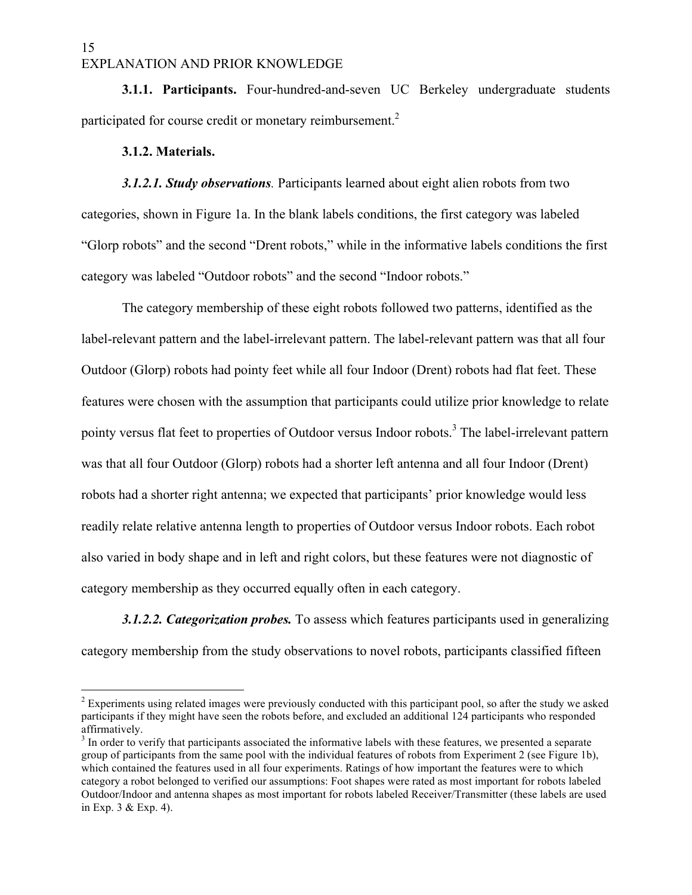**3.1.1. Participants.** Four-hundred-and-seven UC Berkeley undergraduate students participated for course credit or monetary reimbursement.[2]

**3.1.2. Materials.**

***3.1.2.1. Study observations***. Participants learned about eight alien robots from two categories, shown in Figure 1a. In the blank labels conditions, the first category was labeled "Glorp robots" and the second "Drent robots," while in the informative labels conditions the first category was labeled "Outdoor robots" and the second "Indoor robots."

The category membership of these eight robots followed two patterns, identified as the label-relevant pattern and the label-irrelevant pattern. The label-relevant pattern was that all four Outdoor (Glorp) robots had pointy feet while all four Indoor (Drent) robots had flat feet. These features were chosen with the assumption that participants could utilize prior knowledge to relate pointy versus flat feet to properties of Outdoor versus Indoor robots.[3] The label-irrelevant pattern was that all four Outdoor (Glorp) robots had a shorter left antenna and all four Indoor (Drent) robots had a shorter right antenna; we expected that participants' prior knowledge would less readily relate relative antenna length to properties of Outdoor versus Indoor robots. Each robot also varied in body shape and in left and right colors, but these features were not diagnostic of category membership as they occurred equally often in each category.

***3.1.2.2. Categorization probes.*** To assess which features participants used in generalizing category membership from the study observations to novel robots, participants classified fifteen

---

[2] Experiments using related images were previously conducted with this participant pool, so after the study we asked participants if they might have seen the robots before, and excluded an additional 124 participants who responded affirmatively.

[3] In order to verify that participants associated the informative labels with these features, we presented a separate group of participants from the same pool with the individual features of robots from Experiment 2 (see Figure 1b), which contained the features used in all four experiments. Ratings of how important the features were to which category a robot belonged to verified our assumptions: Foot shapes were rated as most important for robots labeled Outdoor/Indoor and antenna shapes as most important for robots labeled Receiver/Transmitter (these labels are used in Exp. 3 & Exp. 4).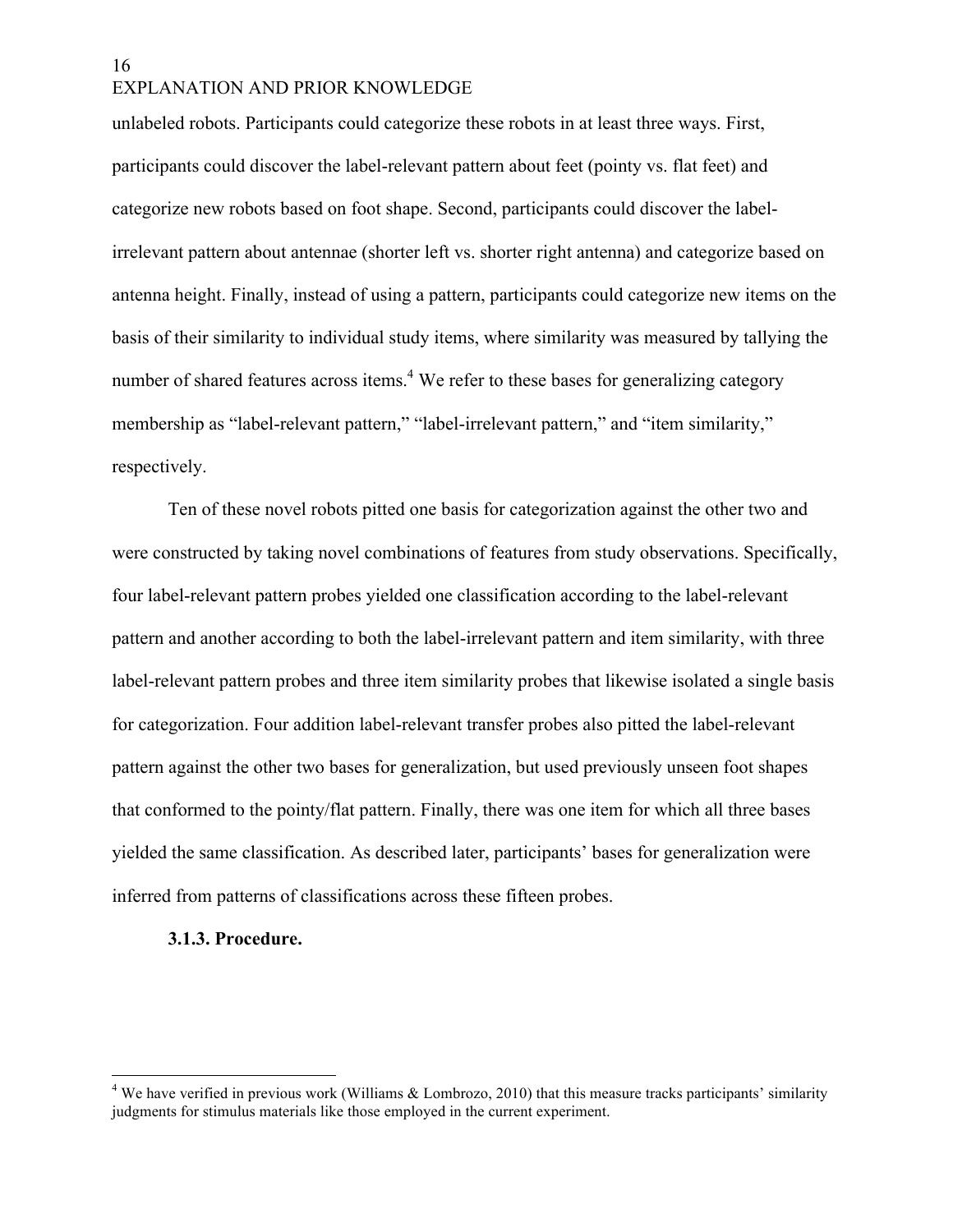unlabeled robots. Participants could categorize these robots in at least three ways. First, participants could discover the label-relevant pattern about feet (pointy vs. flat feet) and categorize new robots based on foot shape. Second, participants could discover the label-irrelevant pattern about antennae (shorter left vs. shorter right antenna) and categorize based on antenna height. Finally, instead of using a pattern, participants could categorize new items on the basis of their similarity to individual study items, where similarity was measured by tallying the number of shared features across items.[4] We refer to these bases for generalizing category membership as "label-relevant pattern," "label-irrelevant pattern," and "item similarity," respectively.

Ten of these novel robots pitted one basis for categorization against the other two and were constructed by taking novel combinations of features from study observations. Specifically, four label-relevant pattern probes yielded one classification according to the label-relevant pattern and another according to both the label-irrelevant pattern and item similarity, with three label-relevant pattern probes and three item similarity probes that likewise isolated a single basis for categorization. Four addition label-relevant transfer probes also pitted the label-relevant pattern against the other two bases for generalization, but used previously unseen foot shapes that conformed to the pointy/flat pattern. Finally, there was one item for which all three bases yielded the same classification. As described later, participants' bases for generalization were inferred from patterns of classifications across these fifteen probes.

#### 3.1.3. Procedure.

[4] We have verified in previous work (Williams & Lombrozo, 2010) that this measure tracks participants' similarity judgments for stimulus materials like those employed in the current experiment.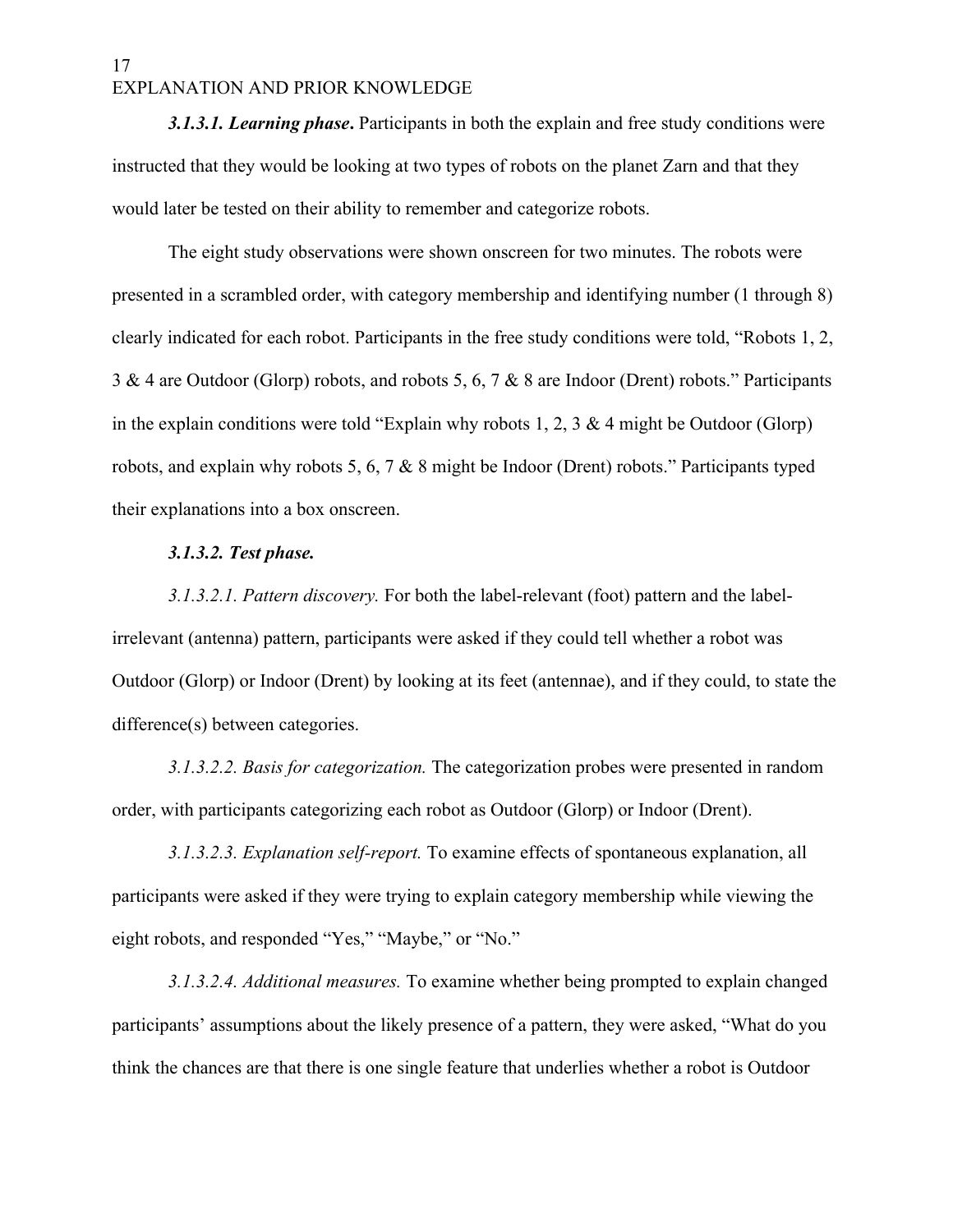***3.1.3.1. Learning phase*.** Participants in both the explain and free study conditions were instructed that they would be looking at two types of robots on the planet Zarn and that they would later be tested on their ability to remember and categorize robots.

The eight study observations were shown onscreen for two minutes. The robots were presented in a scrambled order, with category membership and identifying number (1 through 8) clearly indicated for each robot. Participants in the free study conditions were told, "Robots 1, 2, 3 & 4 are Outdoor (Glorp) robots, and robots 5, 6, 7 & 8 are Indoor (Drent) robots." Participants in the explain conditions were told "Explain why robots 1, 2, 3 & 4 might be Outdoor (Glorp) robots, and explain why robots 5, 6, 7 & 8 might be Indoor (Drent) robots." Participants typed their explanations into a box onscreen.

***3.1.3.2. Test phase.***

*3.1.3.2.1. Pattern discovery.* For both the label-relevant (foot) pattern and the label-irrelevant (antenna) pattern, participants were asked if they could tell whether a robot was Outdoor (Glorp) or Indoor (Drent) by looking at its feet (antennae), and if they could, to state the difference(s) between categories.

*3.1.3.2.2. Basis for categorization.* The categorization probes were presented in random order, with participants categorizing each robot as Outdoor (Glorp) or Indoor (Drent).

*3.1.3.2.3. Explanation self-report.* To examine effects of spontaneous explanation, all participants were asked if they were trying to explain category membership while viewing the eight robots, and responded "Yes," "Maybe," or "No."

*3.1.3.2.4. Additional measures.* To examine whether being prompted to explain changed participants' assumptions about the likely presence of a pattern, they were asked, "What do you think the chances are that there is one single feature that underlies whether a robot is Outdoor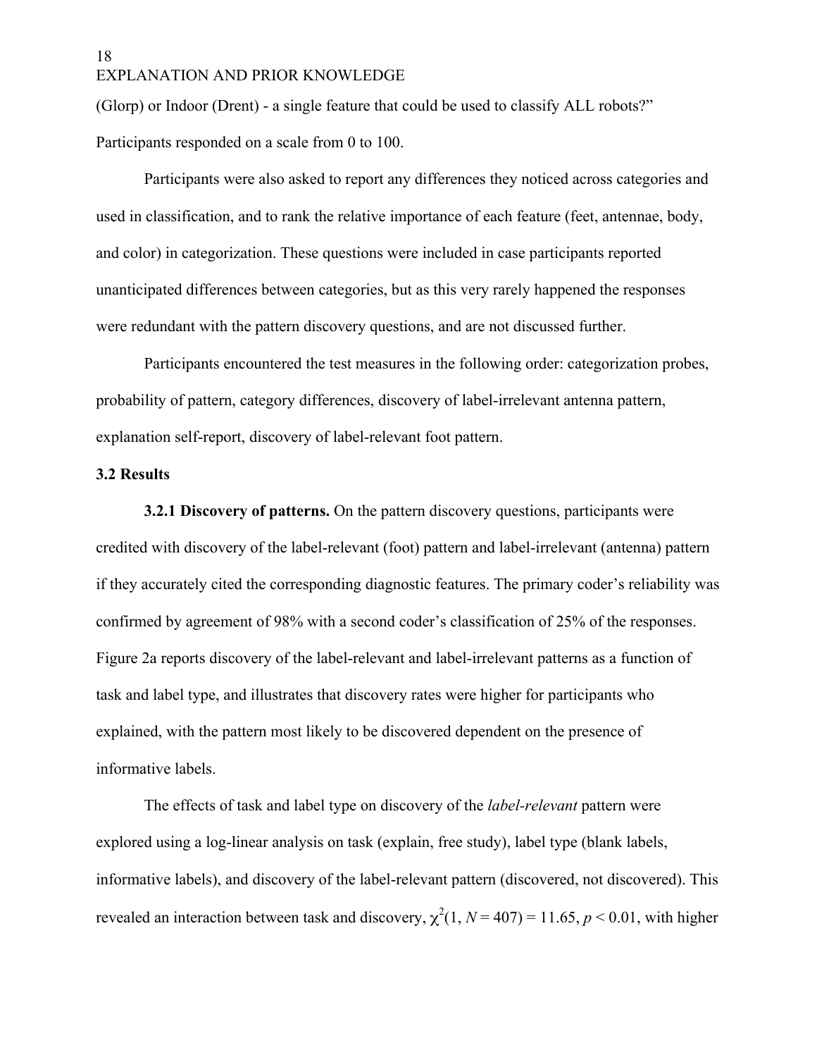(Glorp) or Indoor (Drent) - a single feature that could be used to classify ALL robots?" Participants responded on a scale from 0 to 100.

Participants were also asked to report any differences they noticed across categories and used in classification, and to rank the relative importance of each feature (feet, antennae, body, and color) in categorization. These questions were included in case participants reported unanticipated differences between categories, but as this very rarely happened the responses were redundant with the pattern discovery questions, and are not discussed further.

Participants encountered the test measures in the following order: categorization probes, probability of pattern, category differences, discovery of label-irrelevant antenna pattern, explanation self-report, discovery of label-relevant foot pattern.

### 3.2 Results

**3.2.1 Discovery of patterns.** On the pattern discovery questions, participants were credited with discovery of the label-relevant (foot) pattern and label-irrelevant (antenna) pattern if they accurately cited the corresponding diagnostic features. The primary coder's reliability was confirmed by agreement of 98% with a second coder's classification of 25% of the responses. Figure 2a reports discovery of the label-relevant and label-irrelevant patterns as a function of task and label type, and illustrates that discovery rates were higher for participants who explained, with the pattern most likely to be discovered dependent on the presence of informative labels.

The effects of task and label type on discovery of the *label-relevant* pattern were explored using a log-linear analysis on task (explain, free study), label type (blank labels, informative labels), and discovery of the label-relevant pattern (discovered, not discovered). This revealed an interaction between task and discovery, $\chi^2(1, N = 407) = 11.65$, $p < 0.01$, with higher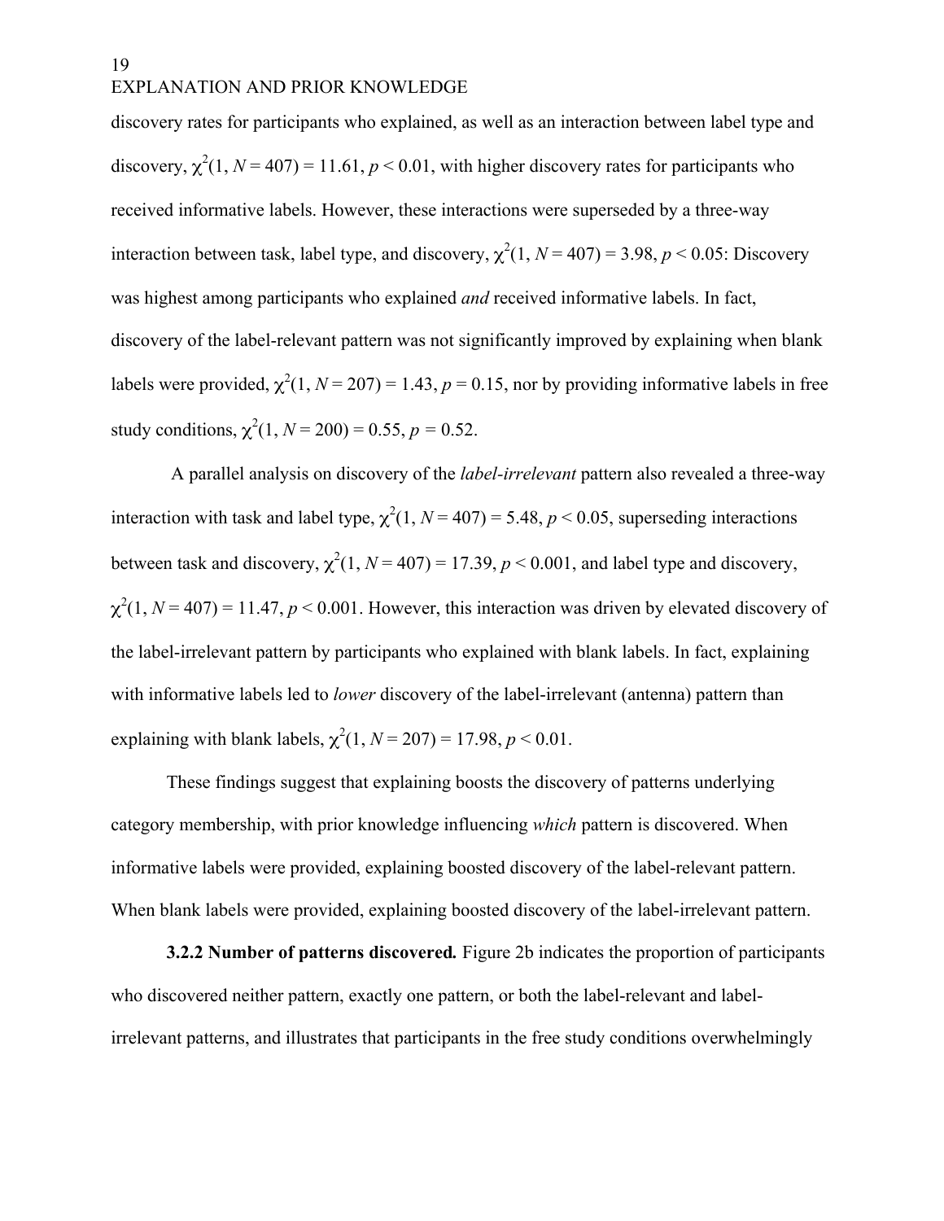discovery rates for participants who explained, as well as an interaction between label type and discovery, $\chi^2(1, N = 407) = 11.61$, $p < 0.01$, with higher discovery rates for participants who received informative labels. However, these interactions were superseded by a three-way interaction between task, label type, and discovery, $\chi^2(1, N = 407) = 3.98$, $p < 0.05$: Discovery was highest among participants who explained *and* received informative labels. In fact, discovery of the label-relevant pattern was not significantly improved by explaining when blank labels were provided, $\chi^2(1, N = 207) = 1.43$, $p = 0.15$, nor by providing informative labels in free study conditions, $\chi^2(1, N = 200) = 0.55$, $p = 0.52$.

A parallel analysis on discovery of the *label-irrelevant* pattern also revealed a three-way interaction with task and label type, $\chi^2(1, N = 407) = 5.48$, $p < 0.05$, superseding interactions between task and discovery, $\chi^2(1, N = 407) = 17.39$, $p < 0.001$, and label type and discovery, $\chi^2(1, N = 407) = 11.47$, $p < 0.001$. However, this interaction was driven by elevated discovery of the label-irrelevant pattern by participants who explained with blank labels. In fact, explaining with informative labels led to *lower* discovery of the label-irrelevant (antenna) pattern than explaining with blank labels, $\chi^2(1, N = 207) = 17.98$, $p < 0.01$.

These findings suggest that explaining boosts the discovery of patterns underlying category membership, with prior knowledge influencing *which* pattern is discovered. When informative labels were provided, explaining boosted discovery of the label-relevant pattern. When blank labels were provided, explaining boosted discovery of the label-irrelevant pattern.

**3.2.2 Number of patterns discovered.** Figure 2b indicates the proportion of participants who discovered neither pattern, exactly one pattern, or both the label-relevant and label-irrelevant patterns, and illustrates that participants in the free study conditions overwhelmingly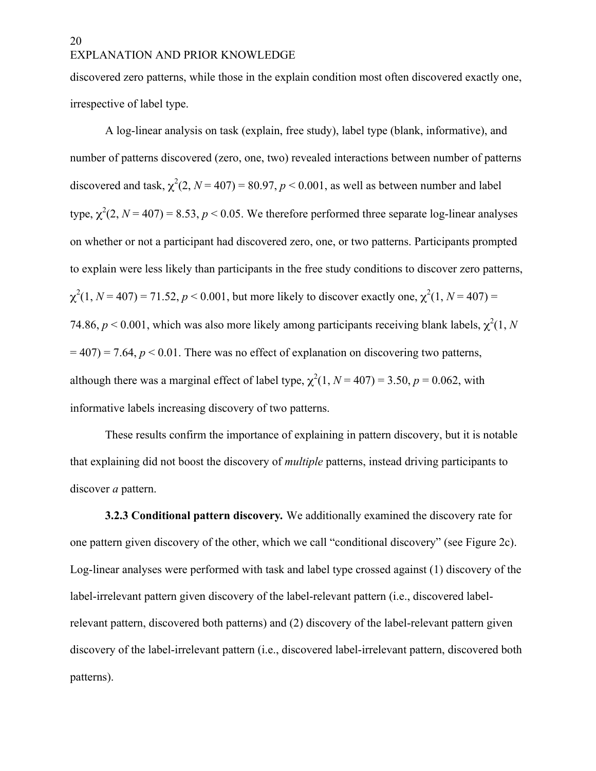discovered zero patterns, while those in the explain condition most often discovered exactly one, irrespective of label type.

A log-linear analysis on task (explain, free study), label type (blank, informative), and number of patterns discovered (zero, one, two) revealed interactions between number of patterns discovered and task, $\chi^2(2, N = 407) = 80.97$, $p < 0.001$, as well as between number and label type, $\chi^2(2, N = 407) = 8.53$, $p < 0.05$. We therefore performed three separate log-linear analyses on whether or not a participant had discovered zero, one, or two patterns. Participants prompted to explain were less likely than participants in the free study conditions to discover zero patterns, $\chi^2(1, N = 407) = 71.52$, $p < 0.001$, but more likely to discover exactly one, $\chi^2(1, N = 407) = 74.86$, $p < 0.001$, which was also more likely among participants receiving blank labels, $\chi^2(1, N = 407) = 7.64$, $p < 0.01$. There was no effect of explanation on discovering two patterns, although there was a marginal effect of label type, $\chi^2(1, N = 407) = 3.50$, $p = 0.062$, with informative labels increasing discovery of two patterns.

These results confirm the importance of explaining in pattern discovery, but it is notable that explaining did not boost the discovery of *multiple* patterns, instead driving participants to discover *a* pattern.

**3.2.3 Conditional pattern discovery.** We additionally examined the discovery rate for one pattern given discovery of the other, which we call "conditional discovery" (see Figure 2c). Log-linear analyses were performed with task and label type crossed against (1) discovery of the label-irrelevant pattern given discovery of the label-relevant pattern (i.e., discovered label-relevant pattern, discovered both patterns) and (2) discovery of the label-relevant pattern given discovery of the label-irrelevant pattern (i.e., discovered label-irrelevant pattern, discovered both patterns).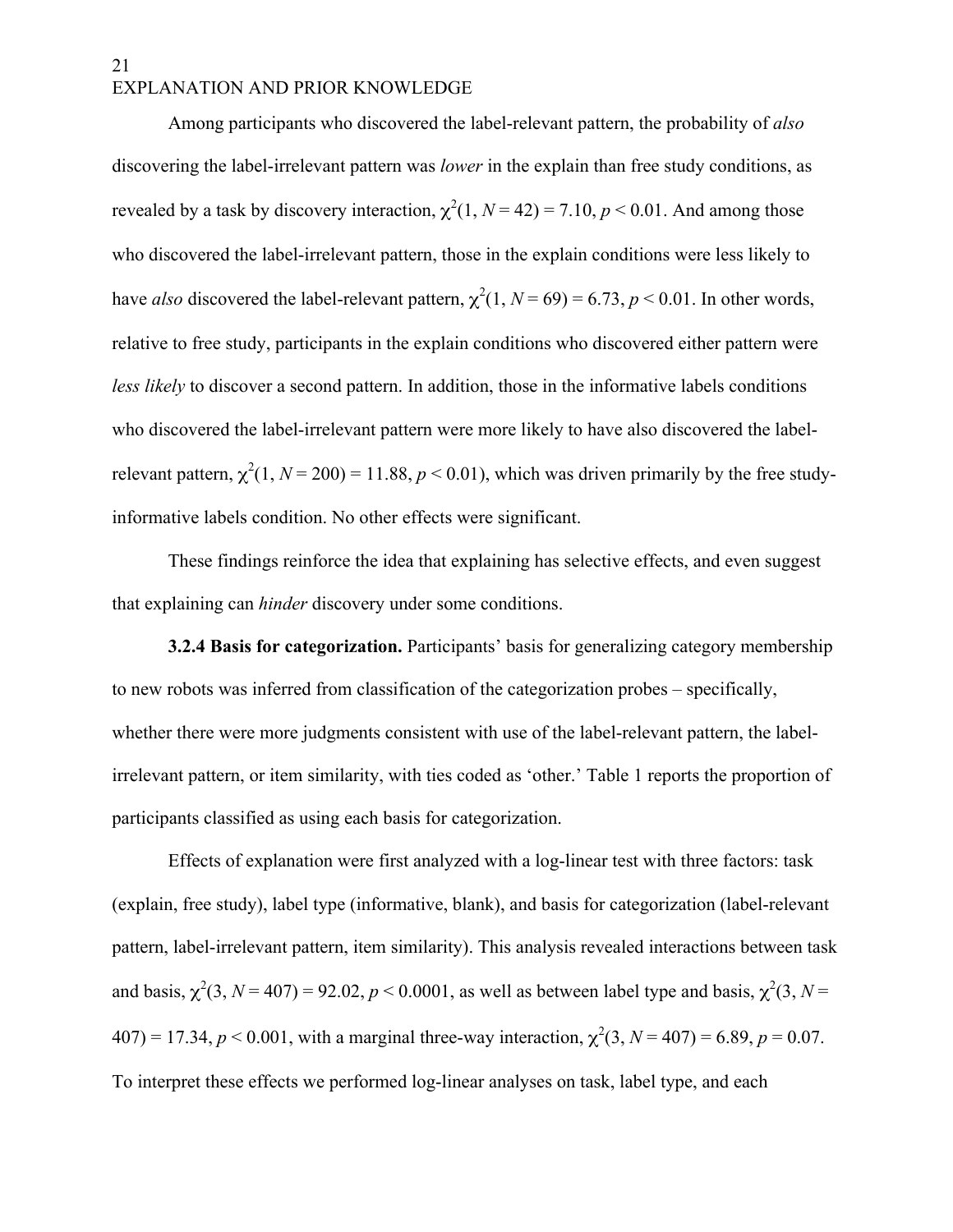Among participants who discovered the label-relevant pattern, the probability of *also* discovering the label-irrelevant pattern was *lower* in the explain than free study conditions, as revealed by a task by discovery interaction, $\chi^2(1, N = 42) = 7.10, p < 0.01$. And among those who discovered the label-irrelevant pattern, those in the explain conditions were less likely to have *also* discovered the label-relevant pattern, $\chi^2(1, N = 69) = 6.73, p < 0.01$. In other words, relative to free study, participants in the explain conditions who discovered either pattern were *less likely* to discover a second pattern. In addition, those in the informative labels conditions who discovered the label-irrelevant pattern were more likely to have also discovered the label-relevant pattern, $\chi^2(1, N = 200) = 11.88, p < 0.01$), which was driven primarily by the free study-informative labels condition. No other effects were significant.

These findings reinforce the idea that explaining has selective effects, and even suggest that explaining can *hinder* discovery under some conditions.

**3.2.4 Basis for categorization.** Participants' basis for generalizing category membership to new robots was inferred from classification of the categorization probes – specifically, whether there were more judgments consistent with use of the label-relevant pattern, the label-irrelevant pattern, or item similarity, with ties coded as 'other.' Table 1 reports the proportion of participants classified as using each basis for categorization.

Effects of explanation were first analyzed with a log-linear test with three factors: task (explain, free study), label type (informative, blank), and basis for categorization (label-relevant pattern, label-irrelevant pattern, item similarity). This analysis revealed interactions between task and basis, $\chi^2(3, N = 407) = 92.02, p < 0.0001$, as well as between label type and basis, $\chi^2(3, N = 407) = 17.34, p < 0.001$, with a marginal three-way interaction, $\chi^2(3, N = 407) = 6.89, p = 0.07$. To interpret these effects we performed log-linear analyses on task, label type, and each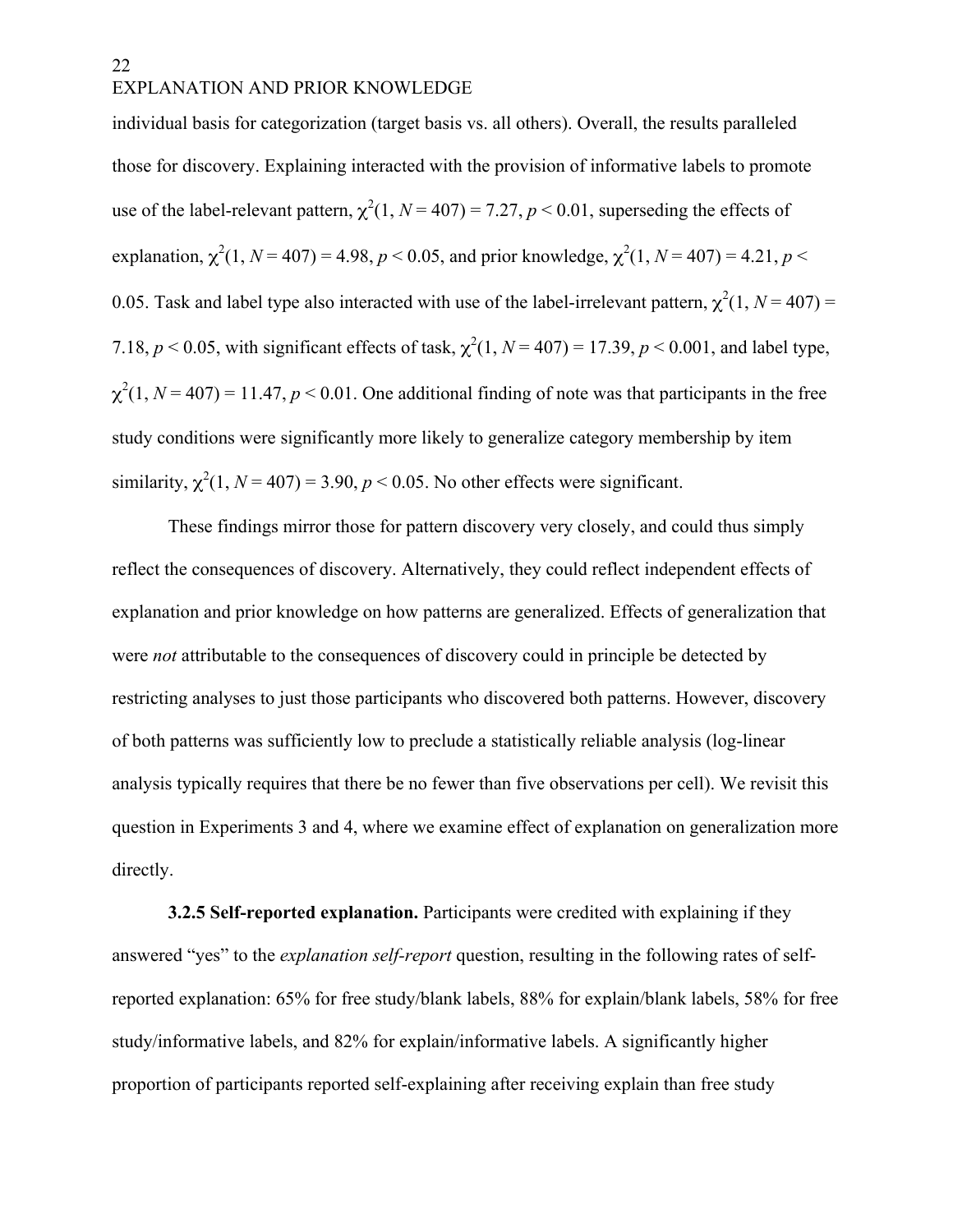individual basis for categorization (target basis vs. all others). Overall, the results paralleled those for discovery. Explaining interacted with the provision of informative labels to promote use of the label-relevant pattern, $\chi^2(1, N = 407) = 7.27, p < 0.01$, superseding the effects of explanation, $\chi^2(1, N = 407) = 4.98, p < 0.05$, and prior knowledge, $\chi^2(1, N = 407) = 4.21, p < 0.05$. Task and label type also interacted with use of the label-irrelevant pattern, $\chi^2(1, N = 407) = 7.18, p < 0.05$, with significant effects of task, $\chi^2(1, N = 407) = 17.39, p < 0.001$, and label type, $\chi^2(1, N = 407) = 11.47, p < 0.01$. One additional finding of note was that participants in the free study conditions were significantly more likely to generalize category membership by item similarity, $\chi^2(1, N = 407) = 3.90, p < 0.05$. No other effects were significant.

These findings mirror those for pattern discovery very closely, and could thus simply reflect the consequences of discovery. Alternatively, they could reflect independent effects of explanation and prior knowledge on how patterns are generalized. Effects of generalization that were *not* attributable to the consequences of discovery could in principle be detected by restricting analyses to just those participants who discovered both patterns. However, discovery of both patterns was sufficiently low to preclude a statistically reliable analysis (log-linear analysis typically requires that there be no fewer than five observations per cell). We revisit this question in Experiments 3 and 4, where we examine effect of explanation on generalization more directly.

**3.2.5 Self-reported explanation.** Participants were credited with explaining if they answered "yes" to the *explanation self-report* question, resulting in the following rates of self-reported explanation: 65% for free study/blank labels, 88% for explain/blank labels, 58% for free study/informative labels, and 82% for explain/informative labels. A significantly higher proportion of participants reported self-explaining after receiving explain than free study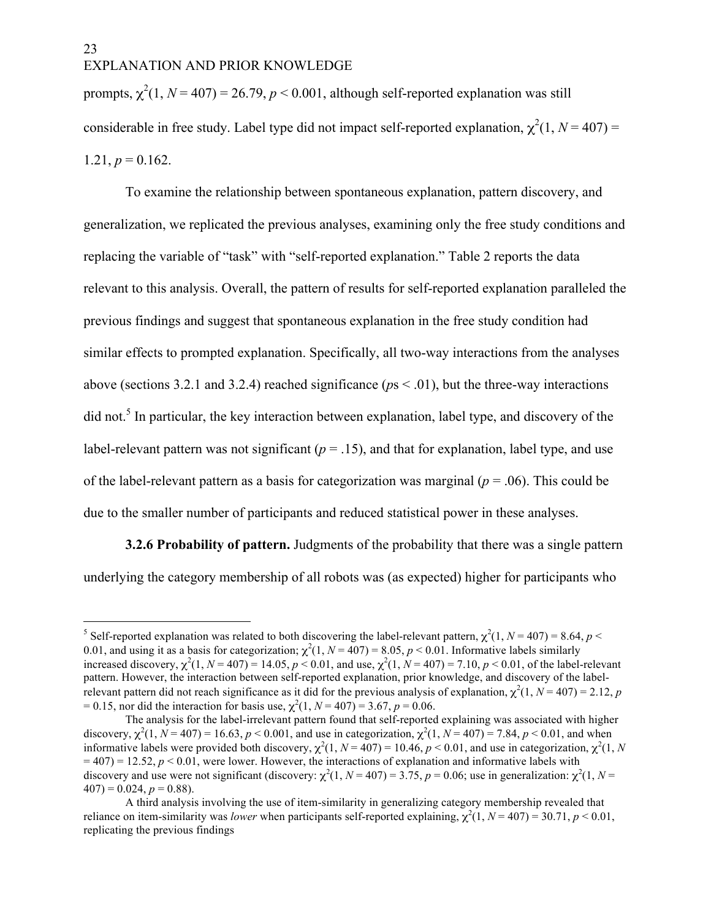prompts, $\chi^2(1, N = 407) = 26.79$, $p < 0.001$, although self-reported explanation was still considerable in free study. Label type did not impact self-reported explanation, $\chi^2(1, N = 407) = 1.21$, $p = 0.162$.

To examine the relationship between spontaneous explanation, pattern discovery, and generalization, we replicated the previous analyses, examining only the free study conditions and replacing the variable of "task" with "self-reported explanation." Table 2 reports the data relevant to this analysis. Overall, the pattern of results for self-reported explanation paralleled the previous findings and suggest that spontaneous explanation in the free study condition had similar effects to prompted explanation. Specifically, all two-way interactions from the analyses above (sections 3.2.1 and 3.2.4) reached significance (*p*s < .01), but the three-way interactions did not.[5] In particular, the key interaction between explanation, label type, and discovery of the label-relevant pattern was not significant ($p = .15$), and that for explanation, label type, and use of the label-relevant pattern as a basis for categorization was marginal ($p = .06$). This could be due to the smaller number of participants and reduced statistical power in these analyses.

**3.2.6 Probability of pattern.** Judgments of the probability that there was a single pattern underlying the category membership of all robots was (as expected) higher for participants who

[5] Self-reported explanation was related to both discovering the label-relevant pattern, $\chi^2(1, N = 407) = 8.64$, $p < 0.01$, and using it as a basis for categorization; $\chi^2(1, N = 407) = 8.05$, $p < 0.01$. Informative labels similarly increased discovery, $\chi^2(1, N = 407) = 14.05$, $p < 0.01$, and use, $\chi^2(1, N = 407) = 7.10$, $p < 0.01$, of the label-relevant pattern. However, the interaction between self-reported explanation, prior knowledge, and discovery of the label-relevant pattern did not reach significance as it did for the previous analysis of explanation, $\chi^2(1, N = 407) = 2.12$, $p = 0.15$, nor did the interaction for basis use, $\chi^2(1, N = 407) = 3.67$, $p = 0.06$.

The analysis for the label-irrelevant pattern found that self-reported explaining was associated with higher discovery, $\chi^2(1, N = 407) = 16.63$, $p < 0.001$, and use in categorization, $\chi^2(1, N = 407) = 7.84$, $p < 0.01$, and when informative labels were provided both discovery, $\chi^2(1, N = 407) = 10.46$, $p < 0.01$, and use in categorization, $\chi^2(1, N = 407) = 12.52$, $p < 0.01$, were lower. However, the interactions of explanation and informative labels with discovery and use were not significant (discovery: $\chi^2(1, N = 407) = 3.75$, $p = 0.06$; use in generalization: $\chi^2(1, N = 407) = 0.024$, $p = 0.88$).

A third analysis involving the use of item-similarity in generalizing category membership revealed that reliance on item-similarity was *lower* when participants self-reported explaining, $\chi^2(1, N = 407) = 30.71$, $p < 0.01$, replicating the previous findings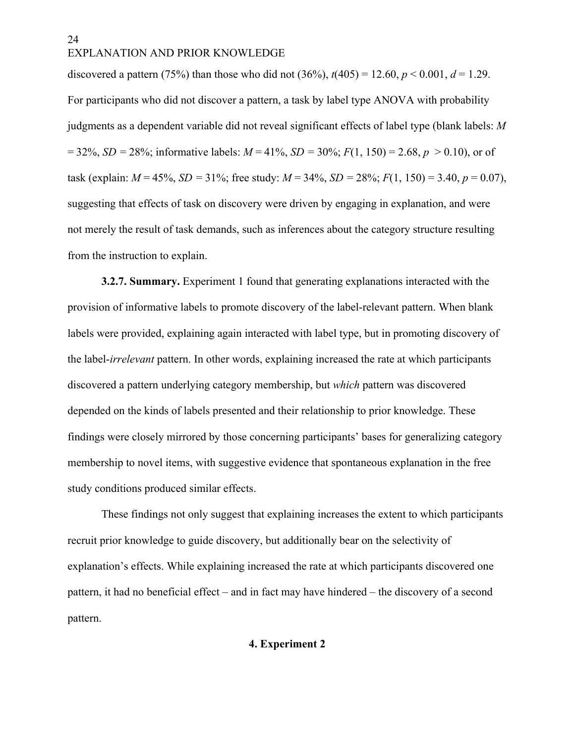discovered a pattern (75%) than those who did not (36%), $t(405) = 12.60$, $p < 0.001$, $d = 1.29$. For participants who did not discover a pattern, a task by label type ANOVA with probability judgments as a dependent variable did not reveal significant effects of label type (blank labels: $M = 32\%$, $SD = 28\%$; informative labels: $M = 41\%$, $SD = 30\%$; $F(1, 150) = 2.68$, $p > 0.10$), or of task (explain: $M = 45\%$, $SD = 31\%$; free study: $M = 34\%$, $SD = 28\%$; $F(1, 150) = 3.40$, $p = 0.07$), suggesting that effects of task on discovery were driven by engaging in explanation, and were not merely the result of task demands, such as inferences about the category structure resulting from the instruction to explain.

**3.2.7. Summary.** Experiment 1 found that generating explanations interacted with the provision of informative labels to promote discovery of the label-relevant pattern. When blank labels were provided, explaining again interacted with label type, but in promoting discovery of the label-*irrelevant* pattern. In other words, explaining increased the rate at which participants discovered a pattern underlying category membership, but *which* pattern was discovered depended on the kinds of labels presented and their relationship to prior knowledge. These findings were closely mirrored by those concerning participants' bases for generalizing category membership to novel items, with suggestive evidence that spontaneous explanation in the free study conditions produced similar effects.

These findings not only suggest that explaining increases the extent to which participants recruit prior knowledge to guide discovery, but additionally bear on the selectivity of explanation's effects. While explaining increased the rate at which participants discovered one pattern, it had no beneficial effect – and in fact may have hindered – the discovery of a second pattern.

# 4. Experiment 2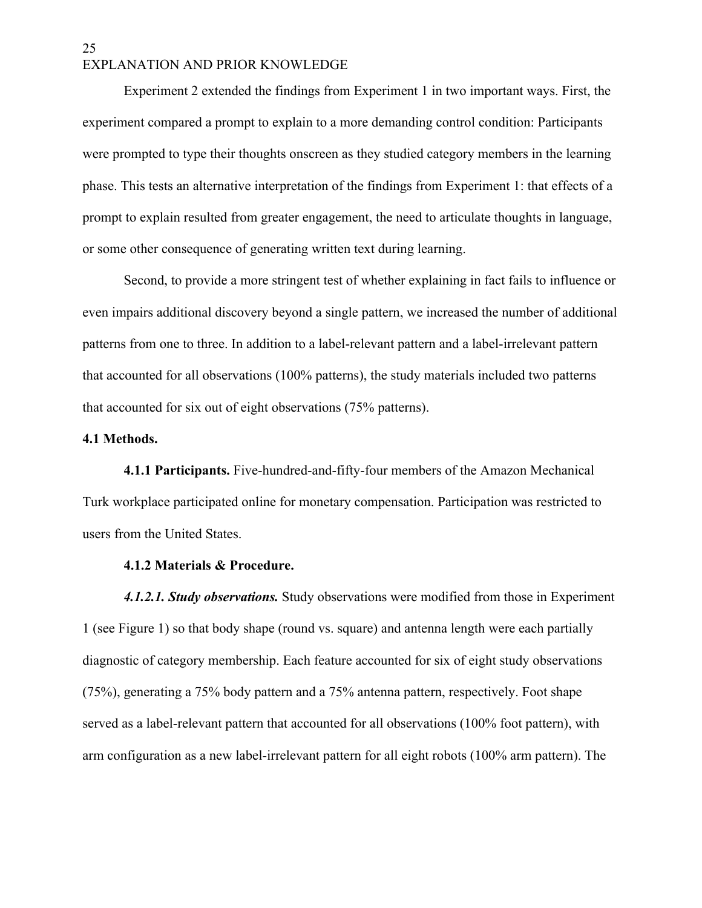Experiment 2 extended the findings from Experiment 1 in two important ways. First, the experiment compared a prompt to explain to a more demanding control condition: Participants were prompted to type their thoughts onscreen as they studied category members in the learning phase. This tests an alternative interpretation of the findings from Experiment 1: that effects of a prompt to explain resulted from greater engagement, the need to articulate thoughts in language, or some other consequence of generating written text during learning.

Second, to provide a more stringent test of whether explaining in fact fails to influence or even impairs additional discovery beyond a single pattern, we increased the number of additional patterns from one to three. In addition to a label-relevant pattern and a label-irrelevant pattern that accounted for all observations (100% patterns), the study materials included two patterns that accounted for six out of eight observations (75% patterns).

### 4.1 Methods.

**4.1.1 Participants.** Five-hundred-and-fifty-four members of the Amazon Mechanical Turk workplace participated online for monetary compensation. Participation was restricted to users from the United States.

**4.1.2 Materials & Procedure.**

***4.1.2.1. Study observations.*** Study observations were modified from those in Experiment 1 (see Figure 1) so that body shape (round vs. square) and antenna length were each partially diagnostic of category membership. Each feature accounted for six of eight study observations (75%), generating a 75% body pattern and a 75% antenna pattern, respectively. Foot shape served as a label-relevant pattern that accounted for all observations (100% foot pattern), with arm configuration as a new label-irrelevant pattern for all eight robots (100% arm pattern). The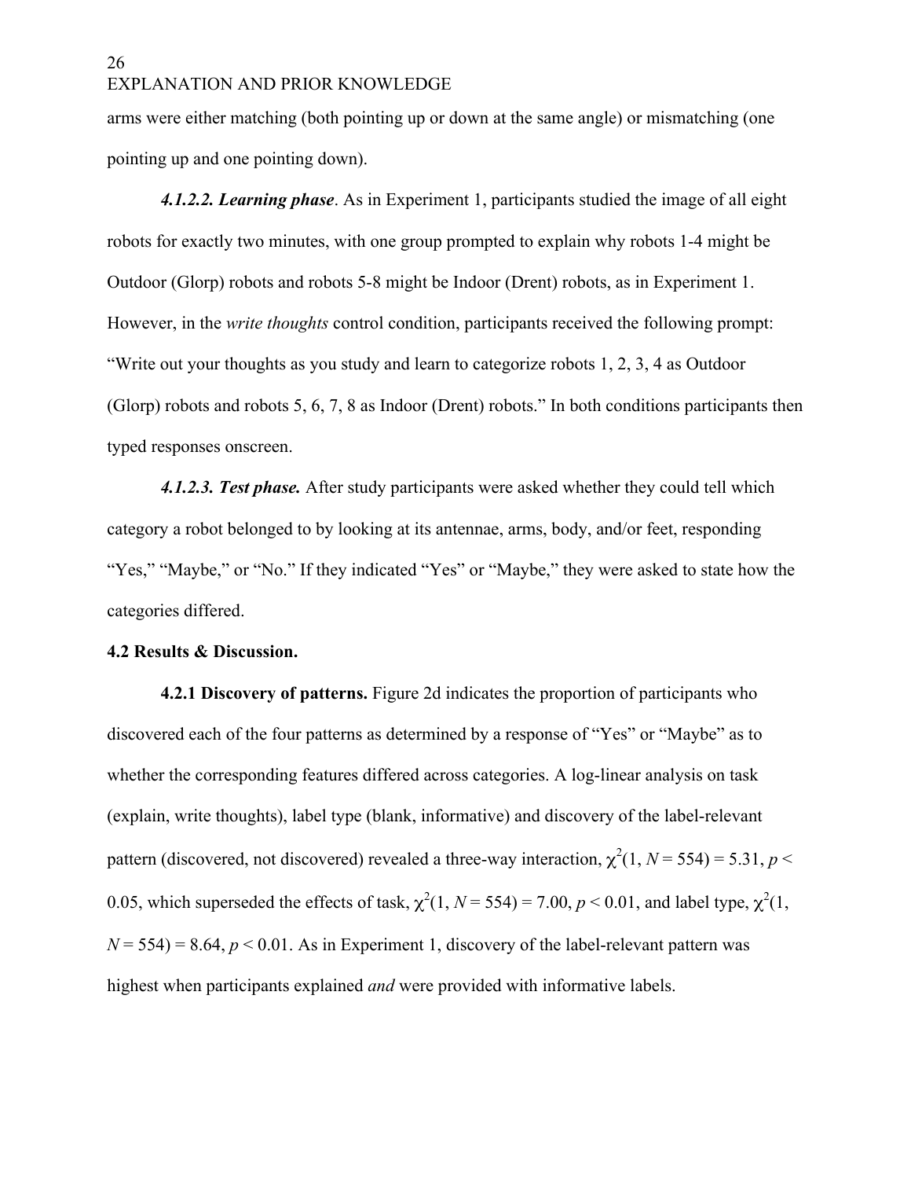arms were either matching (both pointing up or down at the same angle) or mismatching (one pointing up and one pointing down).

***4.1.2.2. Learning phase***. As in Experiment 1, participants studied the image of all eight robots for exactly two minutes, with one group prompted to explain why robots 1-4 might be Outdoor (Glorp) robots and robots 5-8 might be Indoor (Drent) robots, as in Experiment 1. However, in the *write thoughts* control condition, participants received the following prompt: "Write out your thoughts as you study and learn to categorize robots 1, 2, 3, 4 as Outdoor (Glorp) robots and robots 5, 6, 7, 8 as Indoor (Drent) robots." In both conditions participants then typed responses onscreen.

***4.1.2.3. Test phase.*** After study participants were asked whether they could tell which category a robot belonged to by looking at its antennae, arms, body, and/or feet, responding "Yes," "Maybe," or "No." If they indicated "Yes" or "Maybe," they were asked to state how the categories differed.

**4.2 Results & Discussion.**

**4.2.1 Discovery of patterns.** Figure 2d indicates the proportion of participants who discovered each of the four patterns as determined by a response of "Yes" or "Maybe" as to whether the corresponding features differed across categories. A log-linear analysis on task (explain, write thoughts), label type (blank, informative) and discovery of the label-relevant pattern (discovered, not discovered) revealed a three-way interaction, $\chi^2(1, N = 554) = 5.31$, $p < 0.05$, which superseded the effects of task, $\chi^2(1, N = 554) = 7.00$, $p < 0.01$, and label type, $\chi^2(1, N = 554) = 8.64$, $p < 0.01$. As in Experiment 1, discovery of the label-relevant pattern was highest when participants explained *and* were provided with informative labels.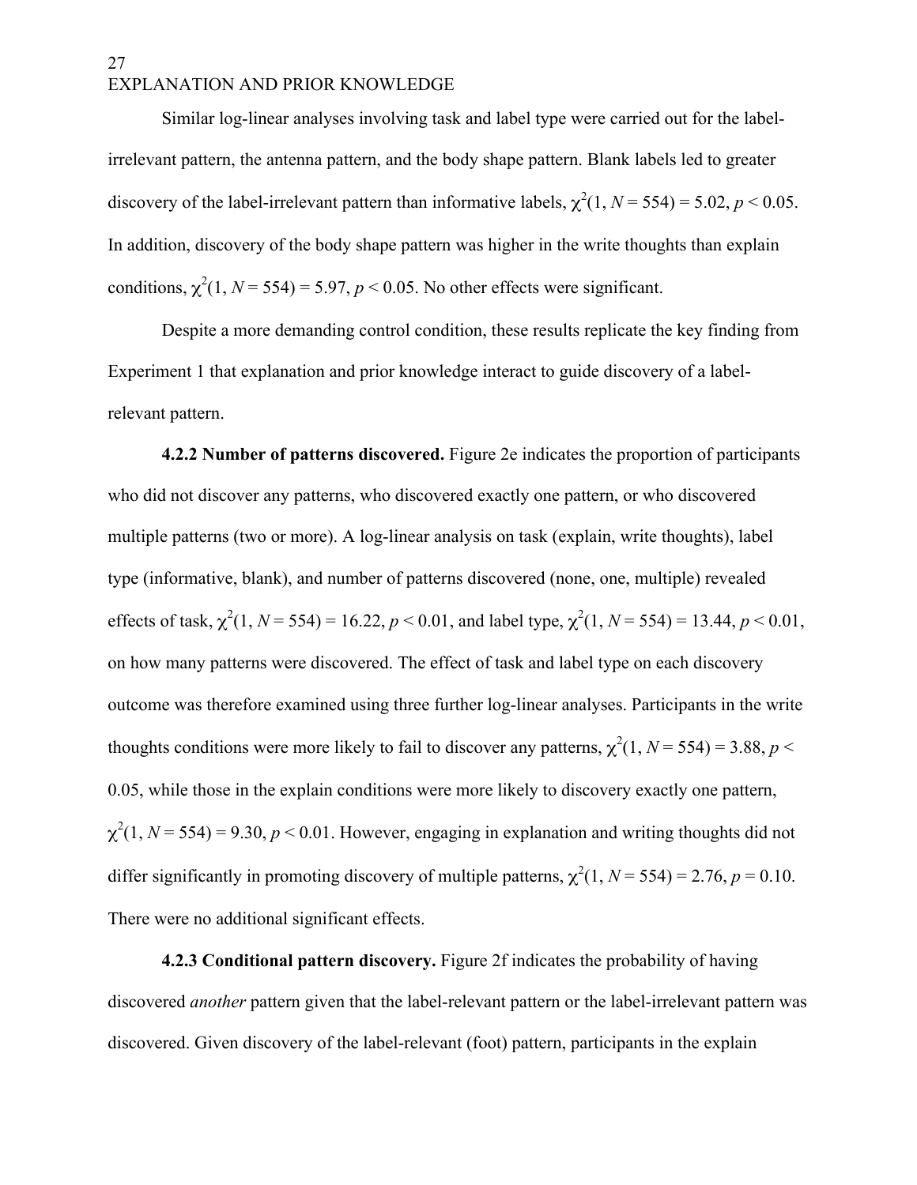Similar log-linear analyses involving task and label type were carried out for the label-irrelevant pattern, the antenna pattern, and the body shape pattern. Blank labels led to greater discovery of the label-irrelevant pattern than informative labels, $\chi^2(1, N = 554) = 5.02$, $p < 0.05$. In addition, discovery of the body shape pattern was higher in the write thoughts than explain conditions, $\chi^2(1, N = 554) = 5.97$, $p < 0.05$. No other effects were significant.

Despite a more demanding control condition, these results replicate the key finding from Experiment 1 that explanation and prior knowledge interact to guide discovery of a label-relevant pattern.

**4.2.2 Number of patterns discovered.** Figure 2e indicates the proportion of participants who did not discover any patterns, who discovered exactly one pattern, or who discovered multiple patterns (two or more). A log-linear analysis on task (explain, write thoughts), label type (informative, blank), and number of patterns discovered (none, one, multiple) revealed effects of task, $\chi^2(1, N = 554) = 16.22$, $p < 0.01$, and label type, $\chi^2(1, N = 554) = 13.44$, $p < 0.01$, on how many patterns were discovered. The effect of task and label type on each discovery outcome was therefore examined using three further log-linear analyses. Participants in the write thoughts conditions were more likely to fail to discover any patterns, $\chi^2(1, N = 554) = 3.88$, $p < 0.05$, while those in the explain conditions were more likely to discovery exactly one pattern, $\chi^2(1, N = 554) = 9.30$, $p < 0.01$. However, engaging in explanation and writing thoughts did not differ significantly in promoting discovery of multiple patterns, $\chi^2(1, N = 554) = 2.76$, $p = 0.10$. There were no additional significant effects.

**4.2.3 Conditional pattern discovery.** Figure 2f indicates the probability of having discovered *another* pattern given that the label-relevant pattern or the label-irrelevant pattern was discovered. Given discovery of the label-relevant (foot) pattern, participants in the explain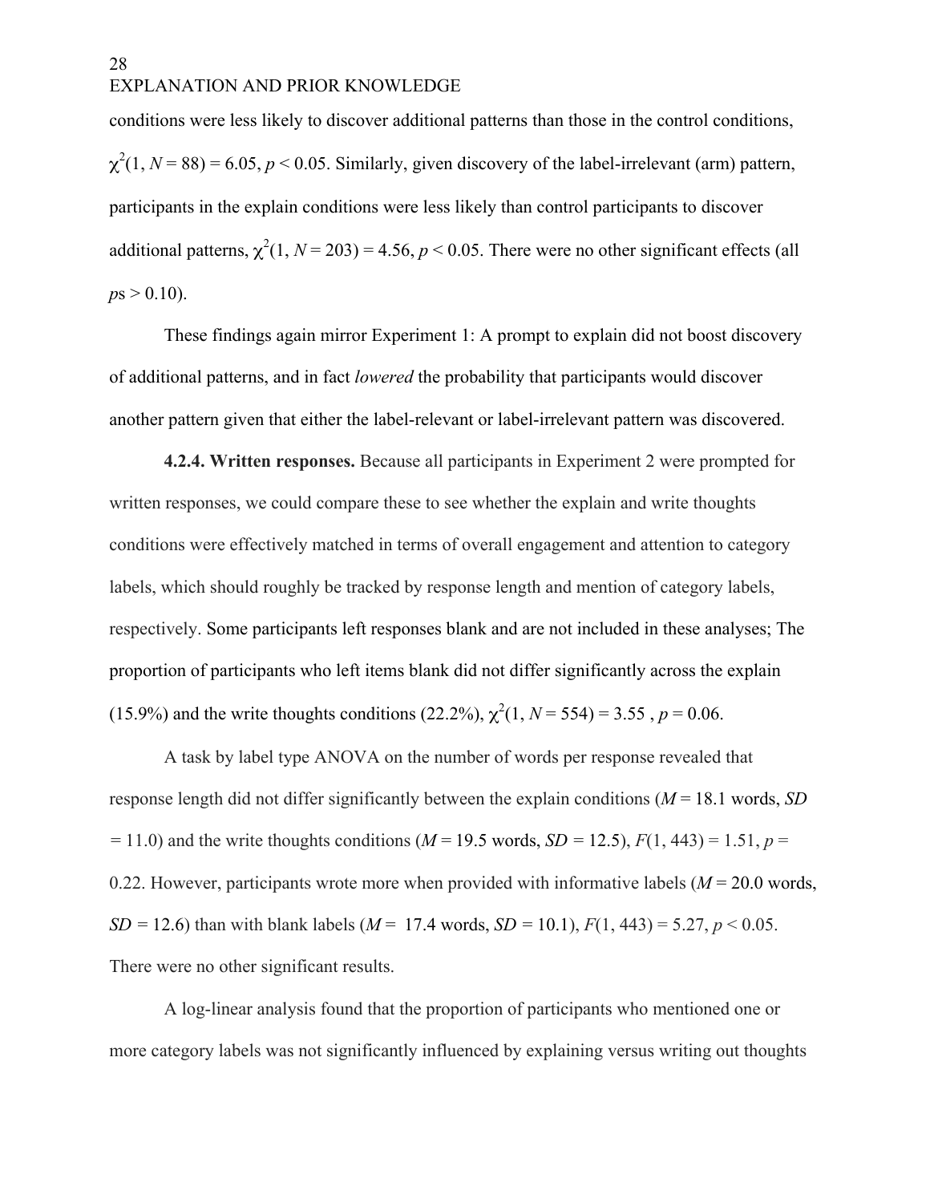conditions were less likely to discover additional patterns than those in the control conditions, $\chi^2(1, N = 88) = 6.05$, $p < 0.05$. Similarly, given discovery of the label-irrelevant (arm) pattern, participants in the explain conditions were less likely than control participants to discover additional patterns, $\chi^2(1, N = 203) = 4.56$, $p < 0.05$. There were no other significant effects (all $p$s > 0.10).

These findings again mirror Experiment 1: A prompt to explain did not boost discovery of additional patterns, and in fact *lowered* the probability that participants would discover another pattern given that either the label-relevant or label-irrelevant pattern was discovered.

**4.2.4. Written responses.** Because all participants in Experiment 2 were prompted for written responses, we could compare these to see whether the explain and write thoughts conditions were effectively matched in terms of overall engagement and attention to category labels, which should roughly be tracked by response length and mention of category labels, respectively. Some participants left responses blank and are not included in these analyses; The proportion of participants who left items blank did not differ significantly across the explain (15.9%) and the write thoughts conditions (22.2%), $\chi^2(1, N = 554) = 3.55$ , $p = 0.06$.

A task by label type ANOVA on the number of words per response revealed that response length did not differ significantly between the explain conditions ($M = 18.1$ words, $SD = 11.0$) and the write thoughts conditions ($M = 19.5$ words, $SD = 12.5$), $F(1, 443) = 1.51$, $p = 0.22$. However, participants wrote more when provided with informative labels ($M = 20.0$ words, $SD = 12.6$) than with blank labels ($M = 17.4$ words, $SD = 10.1$), $F(1, 443) = 5.27$, $p < 0.05$. There were no other significant results.

A log-linear analysis found that the proportion of participants who mentioned one or more category labels was not significantly influenced by explaining versus writing out thoughts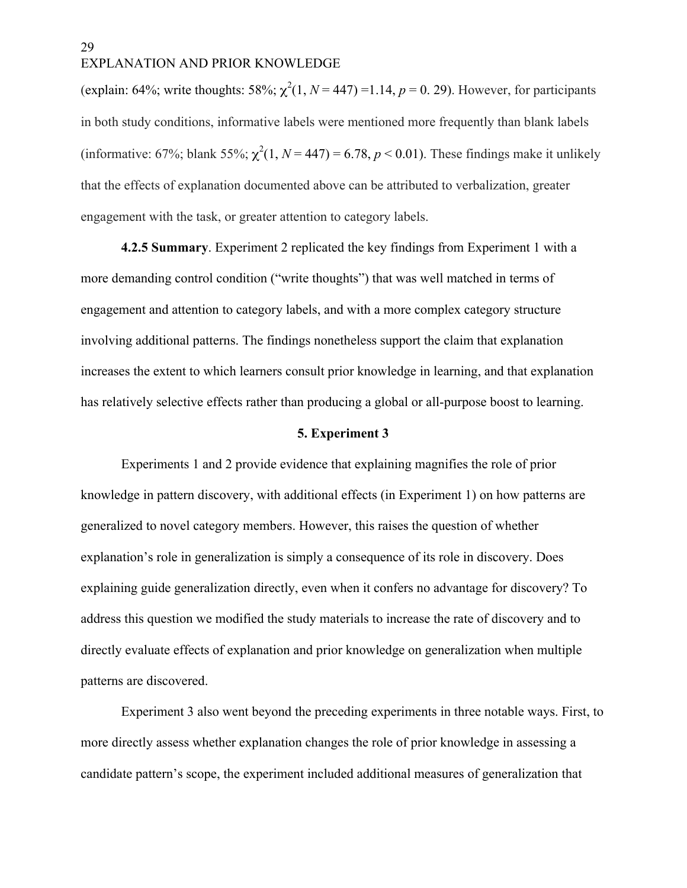(explain: 64%; write thoughts: 58%; $\chi^2(1, N = 447) = 1.14, p = 0.29$). However, for participants in both study conditions, informative labels were mentioned more frequently than blank labels (informative: 67%; blank 55%; $\chi^2(1, N = 447) = 6.78, p < 0.01$). These findings make it unlikely that the effects of explanation documented above can be attributed to verbalization, greater engagement with the task, or greater attention to category labels.

**4.2.5 Summary**. Experiment 2 replicated the key findings from Experiment 1 with a more demanding control condition ("write thoughts") that was well matched in terms of engagement and attention to category labels, and with a more complex category structure involving additional patterns. The findings nonetheless support the claim that explanation increases the extent to which learners consult prior knowledge in learning, and that explanation has relatively selective effects rather than producing a global or all-purpose boost to learning.

## 5. Experiment 3

Experiments 1 and 2 provide evidence that explaining magnifies the role of prior knowledge in pattern discovery, with additional effects (in Experiment 1) on how patterns are generalized to novel category members. However, this raises the question of whether explanation's role in generalization is simply a consequence of its role in discovery. Does explaining guide generalization directly, even when it confers no advantage for discovery? To address this question we modified the study materials to increase the rate of discovery and to directly evaluate effects of explanation and prior knowledge on generalization when multiple patterns are discovered.

Experiment 3 also went beyond the preceding experiments in three notable ways. First, to more directly assess whether explanation changes the role of prior knowledge in assessing a candidate pattern's scope, the experiment included additional measures of generalization that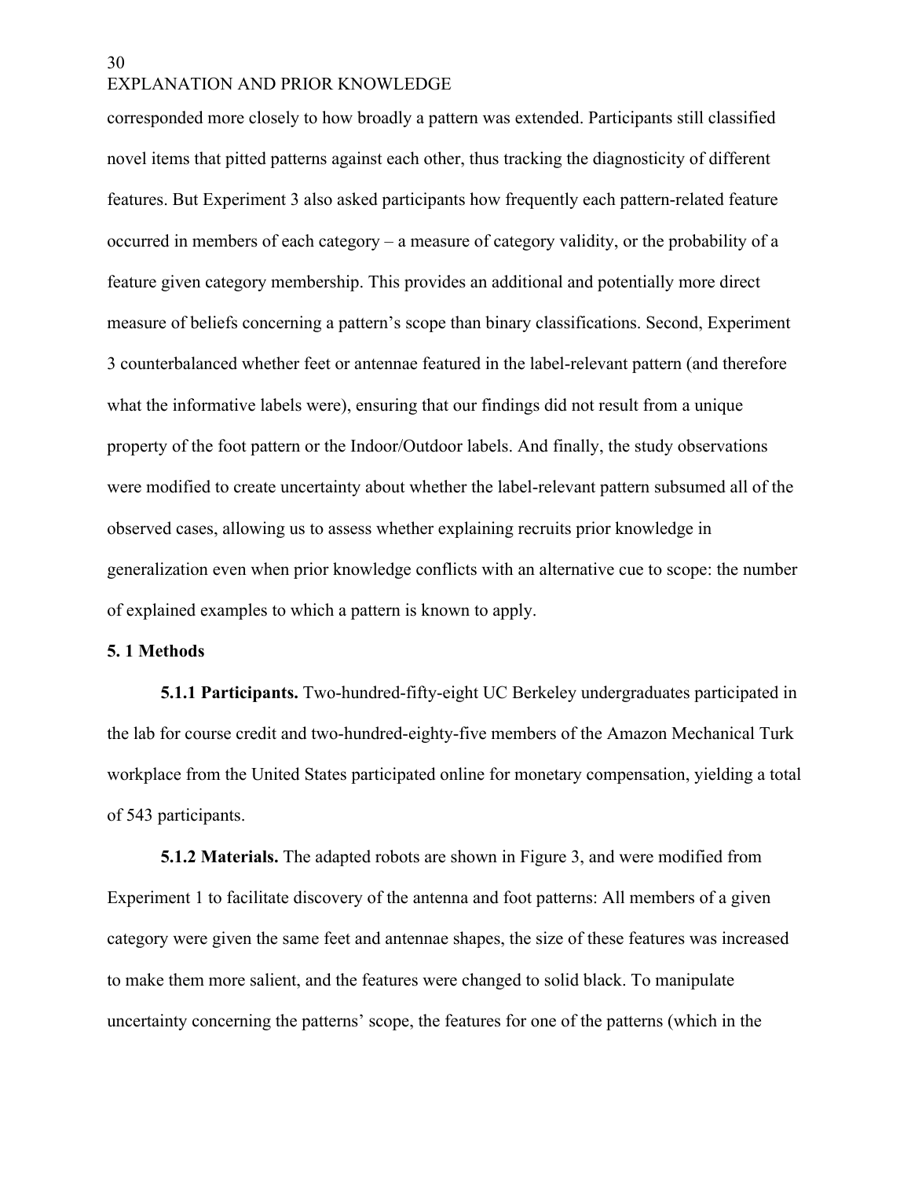corresponded more closely to how broadly a pattern was extended. Participants still classified novel items that pitted patterns against each other, thus tracking the diagnosticity of different features. But Experiment 3 also asked participants how frequently each pattern-related feature occurred in members of each category – a measure of category validity, or the probability of a feature given category membership. This provides an additional and potentially more direct measure of beliefs concerning a pattern's scope than binary classifications. Second, Experiment 3 counterbalanced whether feet or antennae featured in the label-relevant pattern (and therefore what the informative labels were), ensuring that our findings did not result from a unique property of the foot pattern or the Indoor/Outdoor labels. And finally, the study observations were modified to create uncertainty about whether the label-relevant pattern subsumed all of the observed cases, allowing us to assess whether explaining recruits prior knowledge in generalization even when prior knowledge conflicts with an alternative cue to scope: the number of explained examples to which a pattern is known to apply.

### 5. 1 Methods

**5.1.1 Participants.** Two-hundred-fifty-eight UC Berkeley undergraduates participated in the lab for course credit and two-hundred-eighty-five members of the Amazon Mechanical Turk workplace from the United States participated online for monetary compensation, yielding a total of 543 participants.

**5.1.2 Materials.** The adapted robots are shown in Figure 3, and were modified from Experiment 1 to facilitate discovery of the antenna and foot patterns: All members of a given category were given the same feet and antennae shapes, the size of these features was increased to make them more salient, and the features were changed to solid black. To manipulate uncertainty concerning the patterns' scope, the features for one of the patterns (which in the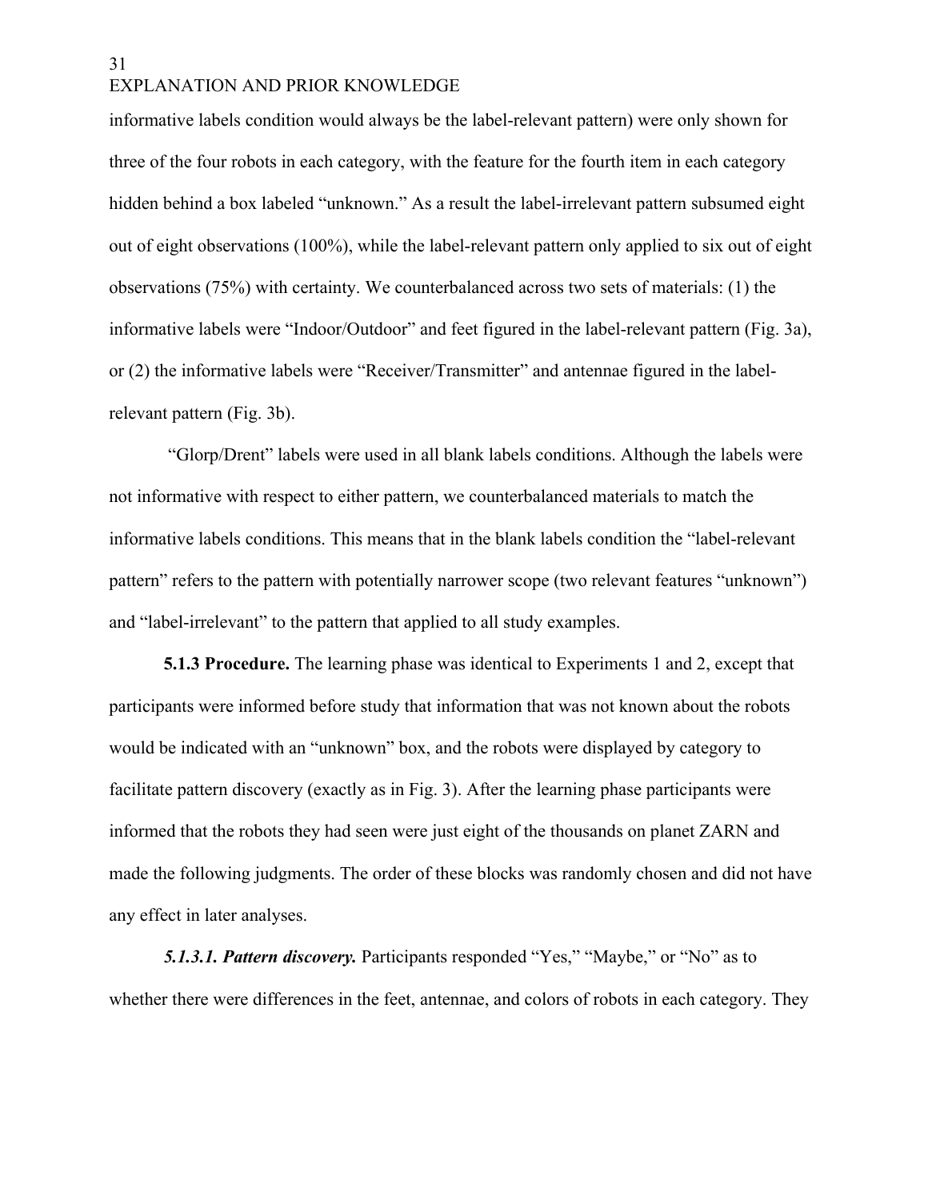informative labels condition would always be the label-relevant pattern) were only shown for three of the four robots in each category, with the feature for the fourth item in each category hidden behind a box labeled "unknown." As a result the label-irrelevant pattern subsumed eight out of eight observations (100%), while the label-relevant pattern only applied to six out of eight observations (75%) with certainty. We counterbalanced across two sets of materials: (1) the informative labels were "Indoor/Outdoor" and feet figured in the label-relevant pattern (Fig. 3a), or (2) the informative labels were "Receiver/Transmitter" and antennae figured in the label-relevant pattern (Fig. 3b).

"Glorp/Drent" labels were used in all blank labels conditions. Although the labels were not informative with respect to either pattern, we counterbalanced materials to match the informative labels conditions. This means that in the blank labels condition the "label-relevant pattern" refers to the pattern with potentially narrower scope (two relevant features "unknown") and "label-irrelevant" to the pattern that applied to all study examples.

**5.1.3 Procedure.** The learning phase was identical to Experiments 1 and 2, except that participants were informed before study that information that was not known about the robots would be indicated with an "unknown" box, and the robots were displayed by category to facilitate pattern discovery (exactly as in Fig. 3). After the learning phase participants were informed that the robots they had seen were just eight of the thousands on planet ZARN and made the following judgments. The order of these blocks was randomly chosen and did not have any effect in later analyses.

***5.1.3.1. Pattern discovery.*** Participants responded "Yes," "Maybe," or "No" as to whether there were differences in the feet, antennae, and colors of robots in each category. They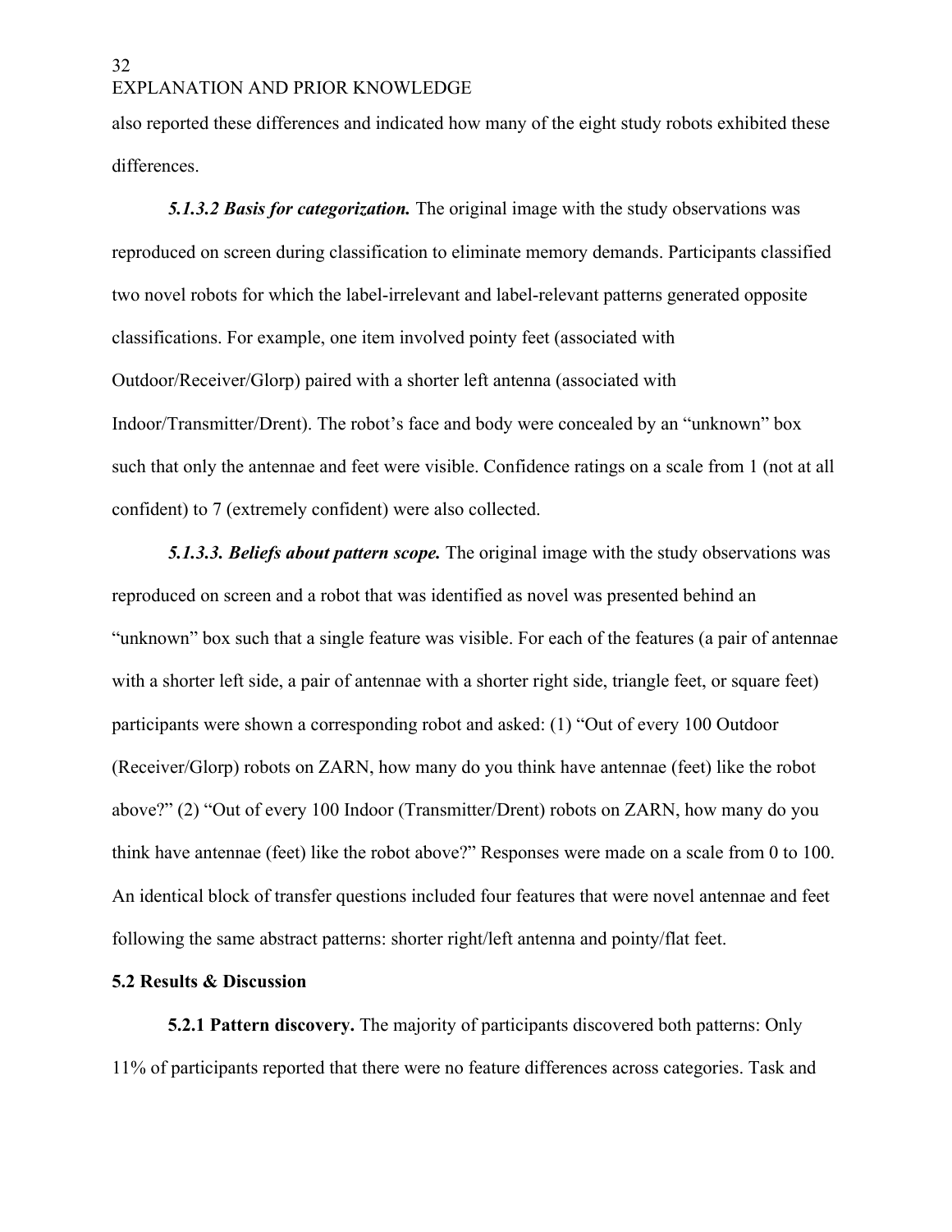also reported these differences and indicated how many of the eight study robots exhibited these differences.

***5.1.3.2 Basis for categorization.*** The original image with the study observations was reproduced on screen during classification to eliminate memory demands. Participants classified two novel robots for which the label-irrelevant and label-relevant patterns generated opposite classifications. For example, one item involved pointy feet (associated with Outdoor/Receiver/Glorp) paired with a shorter left antenna (associated with Indoor/Transmitter/Drent). The robot's face and body were concealed by an "unknown" box such that only the antennae and feet were visible. Confidence ratings on a scale from 1 (not at all confident) to 7 (extremely confident) were also collected.

***5.1.3.3. Beliefs about pattern scope.*** The original image with the study observations was reproduced on screen and a robot that was identified as novel was presented behind an "unknown" box such that a single feature was visible. For each of the features (a pair of antennae with a shorter left side, a pair of antennae with a shorter right side, triangle feet, or square feet) participants were shown a corresponding robot and asked: (1) "Out of every 100 Outdoor (Receiver/Glorp) robots on ZARN, how many do you think have antennae (feet) like the robot above?" (2) "Out of every 100 Indoor (Transmitter/Drent) robots on ZARN, how many do you think have antennae (feet) like the robot above?" Responses were made on a scale from 0 to 100. An identical block of transfer questions included four features that were novel antennae and feet following the same abstract patterns: shorter right/left antenna and pointy/flat feet.

### 5.2 Results & Discussion

**5.2.1 Pattern discovery.** The majority of participants discovered both patterns: Only 11% of participants reported that there were no feature differences across categories. Task and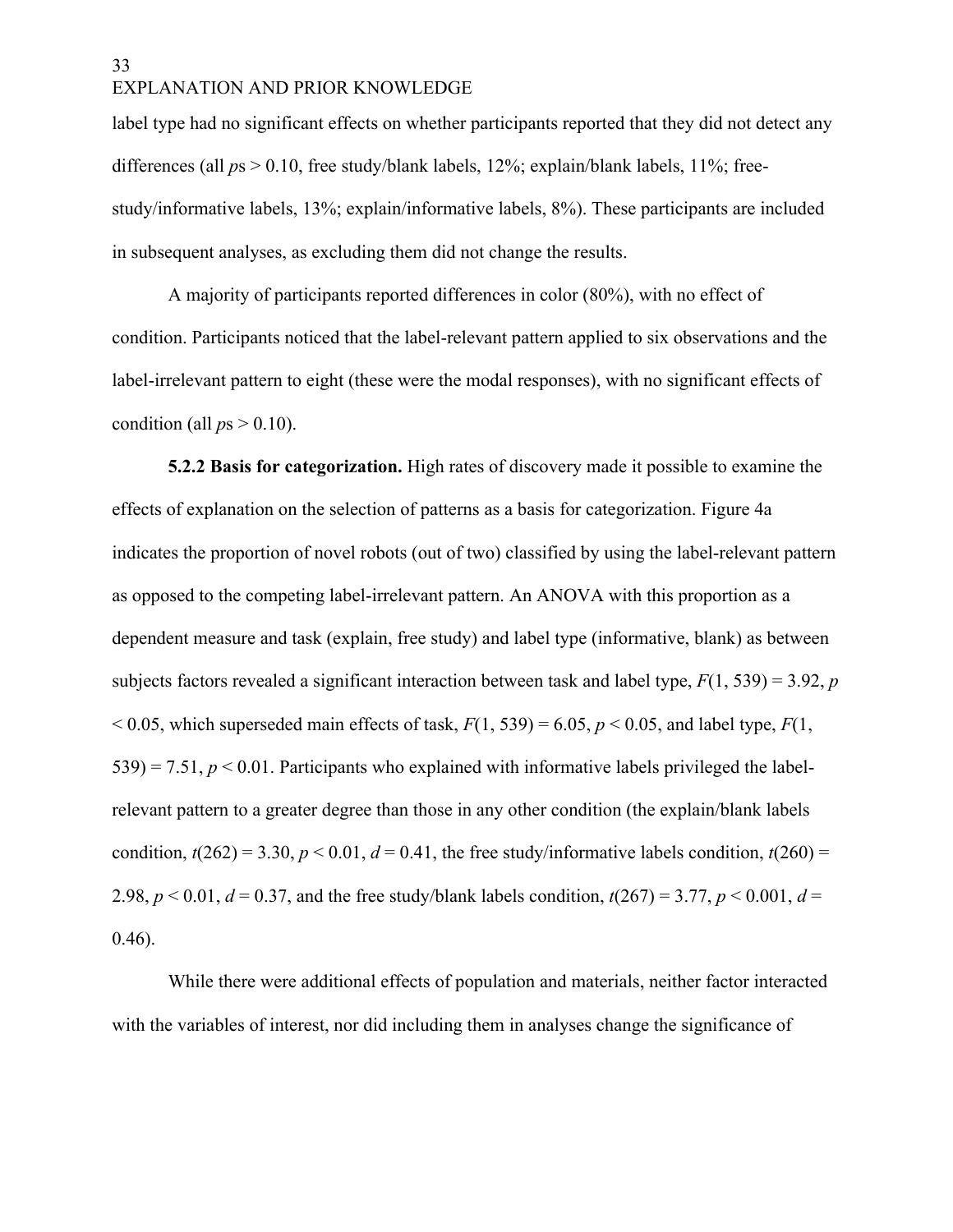label type had no significant effects on whether participants reported that they did not detect any differences (all *p*s $> 0.10$, free study/blank labels, 12%; explain/blank labels, 11%; free-study/informative labels, 13%; explain/informative labels, 8%). These participants are included in subsequent analyses, as excluding them did not change the results.

A majority of participants reported differences in color (80%), with no effect of condition. Participants noticed that the label-relevant pattern applied to six observations and the label-irrelevant pattern to eight (these were the modal responses), with no significant effects of condition (all *p*s $> 0.10$).

**5.2.2 Basis for categorization.** High rates of discovery made it possible to examine the effects of explanation on the selection of patterns as a basis for categorization. Figure 4a indicates the proportion of novel robots (out of two) classified by using the label-relevant pattern as opposed to the competing label-irrelevant pattern. An ANOVA with this proportion as a dependent measure and task (explain, free study) and label type (informative, blank) as between subjects factors revealed a significant interaction between task and label type, $F(1, 539) = 3.92$, $p < 0.05$, which superseded main effects of task, $F(1, 539) = 6.05$, $p < 0.05$, and label type, $F(1, 539) = 7.51$, $p < 0.01$. Participants who explained with informative labels privileged the label-relevant pattern to a greater degree than those in any other condition (the explain/blank labels condition, $t(262) = 3.30$, $p < 0.01$, $d = 0.41$, the free study/informative labels condition, $t(260) = 2.98$, $p < 0.01$, $d = 0.37$, and the free study/blank labels condition, $t(267) = 3.77$, $p < 0.001$, $d = 0.46$).

While there were additional effects of population and materials, neither factor interacted with the variables of interest, nor did including them in analyses change the significance of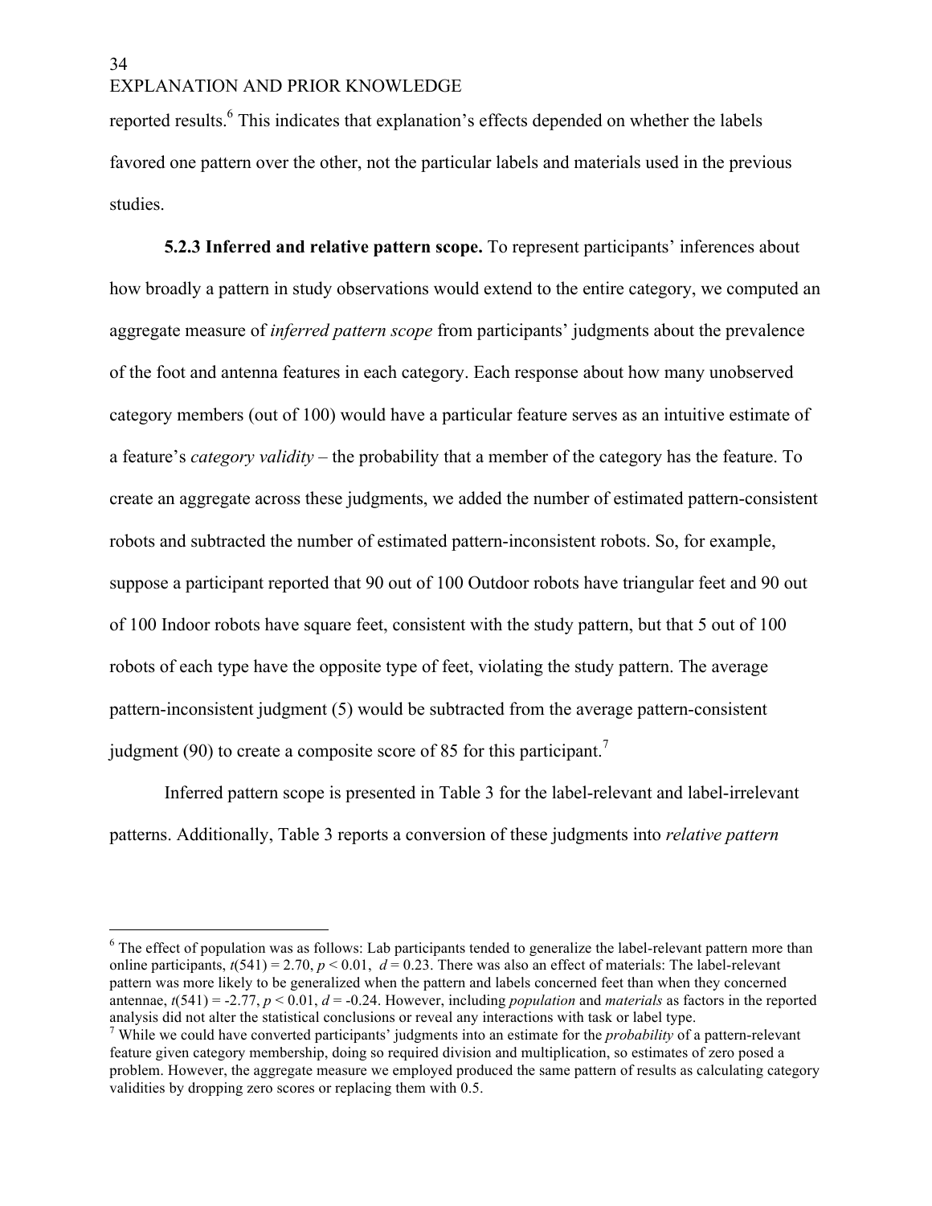reported results.[6] This indicates that explanation's effects depended on whether the labels favored one pattern over the other, not the particular labels and materials used in the previous studies.

**5.2.3 Inferred and relative pattern scope.** To represent participants' inferences about how broadly a pattern in study observations would extend to the entire category, we computed an aggregate measure of *inferred pattern scope* from participants' judgments about the prevalence of the foot and antenna features in each category. Each response about how many unobserved category members (out of 100) would have a particular feature serves as an intuitive estimate of a feature's *category validity* – the probability that a member of the category has the feature. To create an aggregate across these judgments, we added the number of estimated pattern-consistent robots and subtracted the number of estimated pattern-inconsistent robots. So, for example, suppose a participant reported that 90 out of 100 Outdoor robots have triangular feet and 90 out of 100 Indoor robots have square feet, consistent with the study pattern, but that 5 out of 100 robots of each type have the opposite type of feet, violating the study pattern. The average pattern-inconsistent judgment (5) would be subtracted from the average pattern-consistent judgment (90) to create a composite score of 85 for this participant.[7]

Inferred pattern scope is presented in Table 3 for the label-relevant and label-irrelevant patterns. Additionally, Table 3 reports a conversion of these judgments into *relative pattern*

---

[6] The effect of population was as follows: Lab participants tended to generalize the label-relevant pattern more than online participants, $t(541) = 2.70$, $p < 0.01$, $d = 0.23$. There was also an effect of materials: The label-relevant pattern was more likely to be generalized when the pattern and labels concerned feet than when they concerned antennae, $t(541) = -2.77$, $p < 0.01$, $d = -0.24$. However, including *population* and *materials* as factors in the reported analysis did not alter the statistical conclusions or reveal any interactions with task or label type.

[7] While we could have converted participants' judgments into an estimate for the *probability* of a pattern-relevant feature given category membership, doing so required division and multiplication, so estimates of zero posed a problem. However, the aggregate measure we employed produced the same pattern of results as calculating category validities by dropping zero scores or replacing them with 0.5.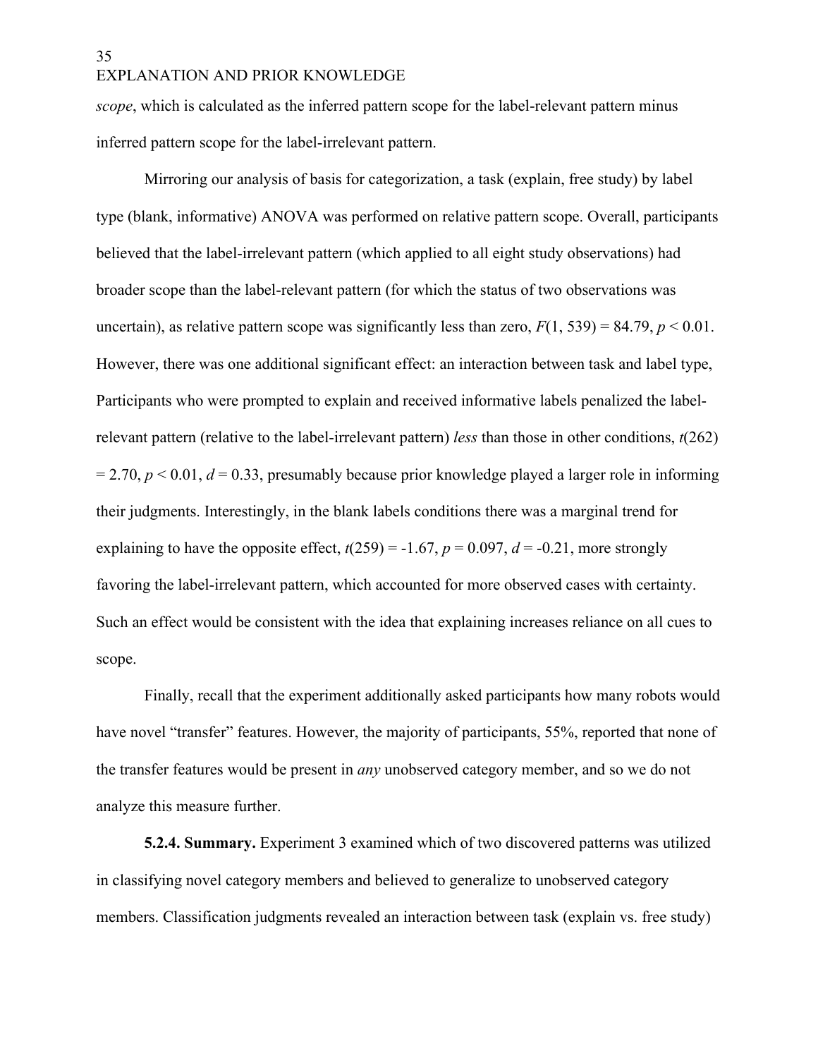*scope*, which is calculated as the inferred pattern scope for the label-relevant pattern minus inferred pattern scope for the label-irrelevant pattern.

Mirroring our analysis of basis for categorization, a task (explain, free study) by label type (blank, informative) ANOVA was performed on relative pattern scope. Overall, participants believed that the label-irrelevant pattern (which applied to all eight study observations) had broader scope than the label-relevant pattern (for which the status of two observations was uncertain), as relative pattern scope was significantly less than zero, $F(1, 539) = 84.79$, $p < 0.01$. However, there was one additional significant effect: an interaction between task and label type, Participants who were prompted to explain and received informative labels penalized the label-relevant pattern (relative to the label-irrelevant pattern) *less* than those in other conditions, $t(262) = 2.70$, $p < 0.01$, $d = 0.33$, presumably because prior knowledge played a larger role in informing their judgments. Interestingly, in the blank labels conditions there was a marginal trend for explaining to have the opposite effect, $t(259) = -1.67$, $p = 0.097$, $d = -0.21$, more strongly favoring the label-irrelevant pattern, which accounted for more observed cases with certainty. Such an effect would be consistent with the idea that explaining increases reliance on all cues to scope.

Finally, recall that the experiment additionally asked participants how many robots would have novel "transfer" features. However, the majority of participants, 55%, reported that none of the transfer features would be present in *any* unobserved category member, and so we do not analyze this measure further.

**5.2.4. Summary.** Experiment 3 examined which of two discovered patterns was utilized in classifying novel category members and believed to generalize to unobserved category members. Classification judgments revealed an interaction between task (explain vs. free study)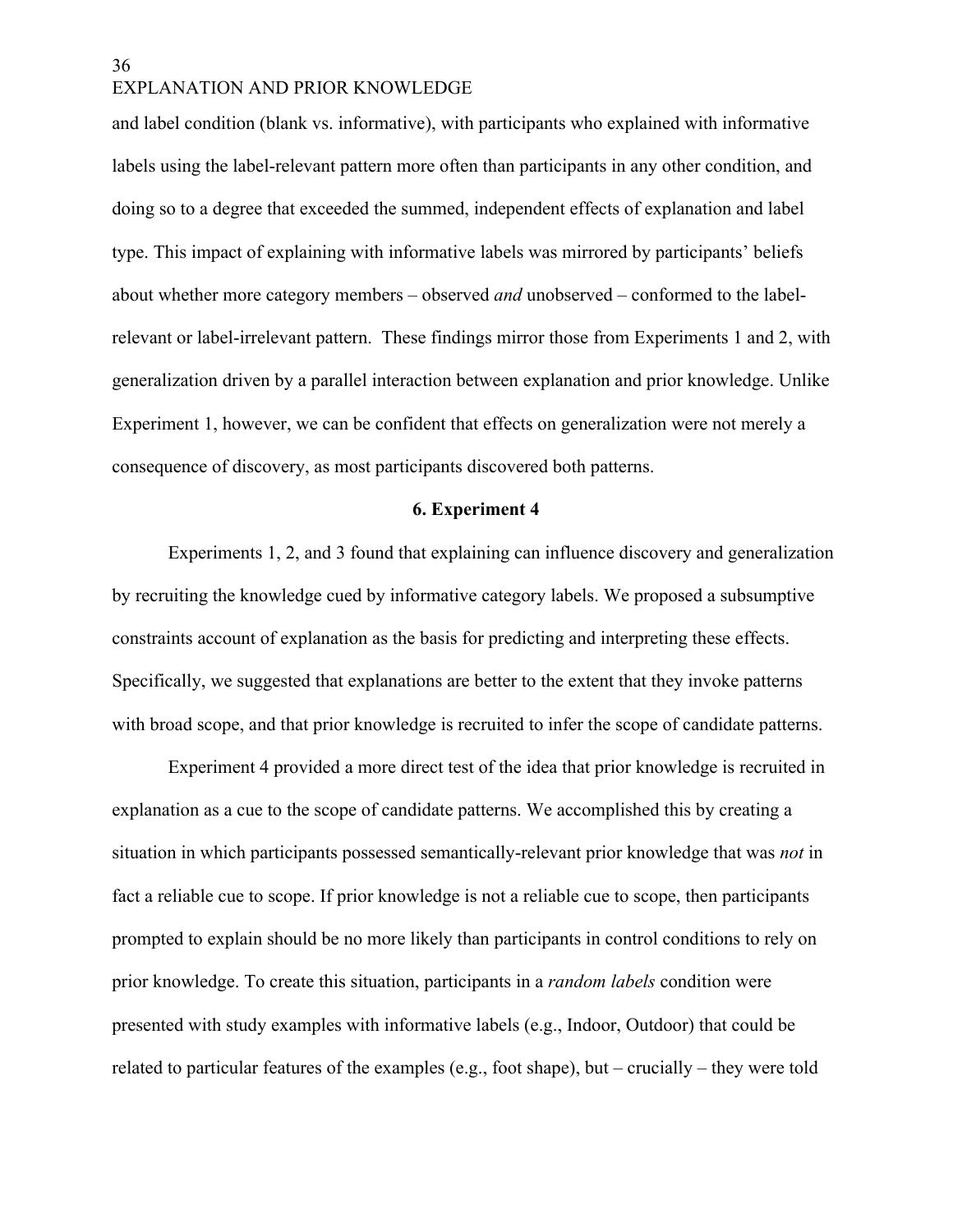and label condition (blank vs. informative), with participants who explained with informative labels using the label-relevant pattern more often than participants in any other condition, and doing so to a degree that exceeded the summed, independent effects of explanation and label type. This impact of explaining with informative labels was mirrored by participants' beliefs about whether more category members – observed *and* unobserved – conformed to the label-relevant or label-irrelevant pattern. These findings mirror those from Experiments 1 and 2, with generalization driven by a parallel interaction between explanation and prior knowledge. Unlike Experiment 1, however, we can be confident that effects on generalization were not merely a consequence of discovery, as most participants discovered both patterns.

## 6. Experiment 4

Experiments 1, 2, and 3 found that explaining can influence discovery and generalization by recruiting the knowledge cued by informative category labels. We proposed a subsumptive constraints account of explanation as the basis for predicting and interpreting these effects. Specifically, we suggested that explanations are better to the extent that they invoke patterns with broad scope, and that prior knowledge is recruited to infer the scope of candidate patterns.

Experiment 4 provided a more direct test of the idea that prior knowledge is recruited in explanation as a cue to the scope of candidate patterns. We accomplished this by creating a situation in which participants possessed semantically-relevant prior knowledge that was *not* in fact a reliable cue to scope. If prior knowledge is not a reliable cue to scope, then participants prompted to explain should be no more likely than participants in control conditions to rely on prior knowledge. To create this situation, participants in a *random labels* condition were presented with study examples with informative labels (e.g., Indoor, Outdoor) that could be related to particular features of the examples (e.g., foot shape), but – crucially – they were told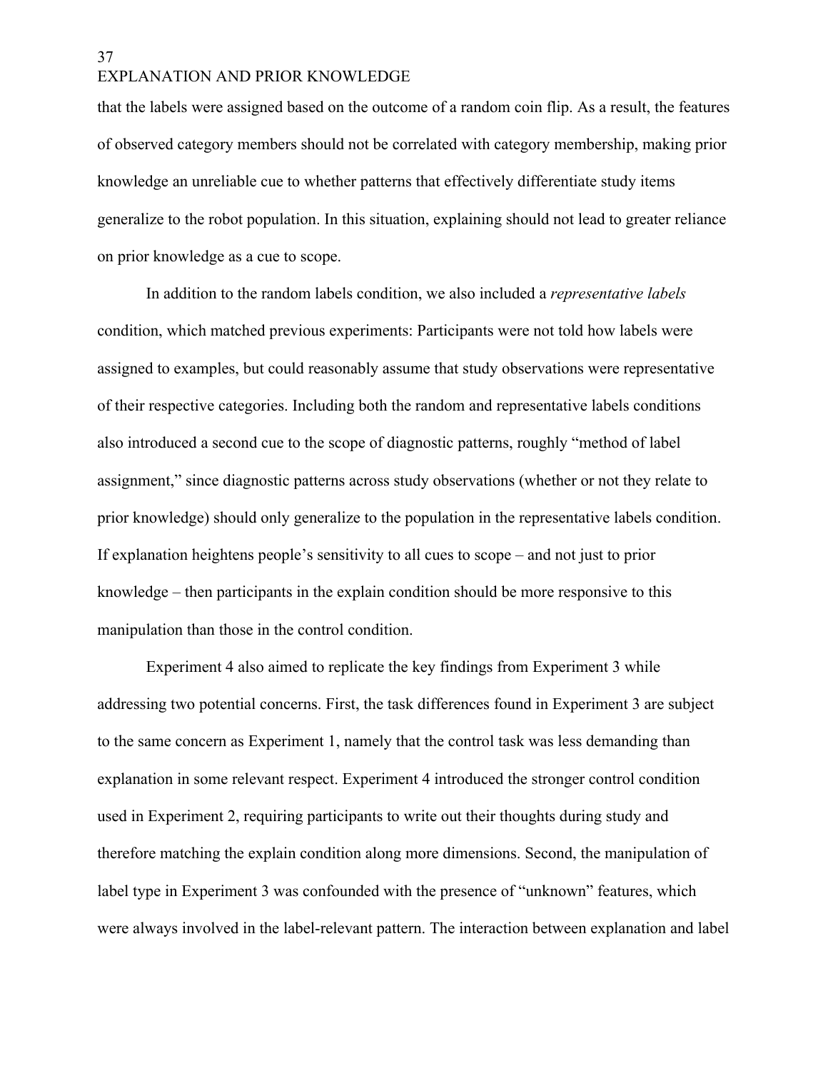that the labels were assigned based on the outcome of a random coin flip. As a result, the features of observed category members should not be correlated with category membership, making prior knowledge an unreliable cue to whether patterns that effectively differentiate study items generalize to the robot population. In this situation, explaining should not lead to greater reliance on prior knowledge as a cue to scope.

In addition to the random labels condition, we also included a *representative labels* condition, which matched previous experiments: Participants were not told how labels were assigned to examples, but could reasonably assume that study observations were representative of their respective categories. Including both the random and representative labels conditions also introduced a second cue to the scope of diagnostic patterns, roughly "method of label assignment," since diagnostic patterns across study observations (whether or not they relate to prior knowledge) should only generalize to the population in the representative labels condition. If explanation heightens people's sensitivity to all cues to scope – and not just to prior knowledge – then participants in the explain condition should be more responsive to this manipulation than those in the control condition.

Experiment 4 also aimed to replicate the key findings from Experiment 3 while addressing two potential concerns. First, the task differences found in Experiment 3 are subject to the same concern as Experiment 1, namely that the control task was less demanding than explanation in some relevant respect. Experiment 4 introduced the stronger control condition used in Experiment 2, requiring participants to write out their thoughts during study and therefore matching the explain condition along more dimensions. Second, the manipulation of label type in Experiment 3 was confounded with the presence of "unknown" features, which were always involved in the label-relevant pattern. The interaction between explanation and label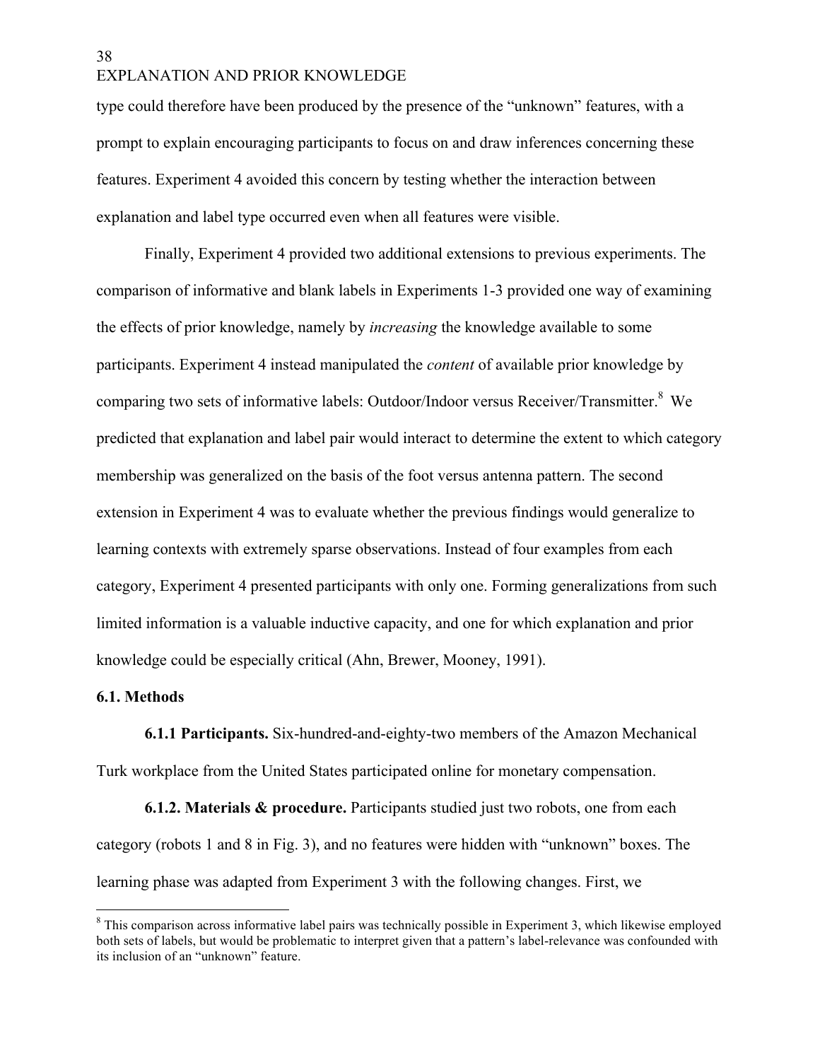type could therefore have been produced by the presence of the "unknown" features, with a prompt to explain encouraging participants to focus on and draw inferences concerning these features. Experiment 4 avoided this concern by testing whether the interaction between explanation and label type occurred even when all features were visible.

Finally, Experiment 4 provided two additional extensions to previous experiments. The comparison of informative and blank labels in Experiments 1-3 provided one way of examining the effects of prior knowledge, namely by *increasing* the knowledge available to some participants. Experiment 4 instead manipulated the *content* of available prior knowledge by comparing two sets of informative labels: Outdoor/Indoor versus Receiver/Transmitter.[8] We predicted that explanation and label pair would interact to determine the extent to which category membership was generalized on the basis of the foot versus antenna pattern. The second extension in Experiment 4 was to evaluate whether the previous findings would generalize to learning contexts with extremely sparse observations. Instead of four examples from each category, Experiment 4 presented participants with only one. Forming generalizations from such limited information is a valuable inductive capacity, and one for which explanation and prior knowledge could be especially critical (Ahn, Brewer, Mooney, 1991).

### 6.1. Methods

**6.1.1 Participants.** Six-hundred-and-eighty-two members of the Amazon Mechanical Turk workplace from the United States participated online for monetary compensation.

**6.1.2. Materials & procedure.** Participants studied just two robots, one from each category (robots 1 and 8 in Fig. 3), and no features were hidden with "unknown" boxes. The learning phase was adapted from Experiment 3 with the following changes. First, we

[8] This comparison across informative label pairs was technically possible in Experiment 3, which likewise employed both sets of labels, but would be problematic to interpret given that a pattern's label-relevance was confounded with its inclusion of an "unknown" feature.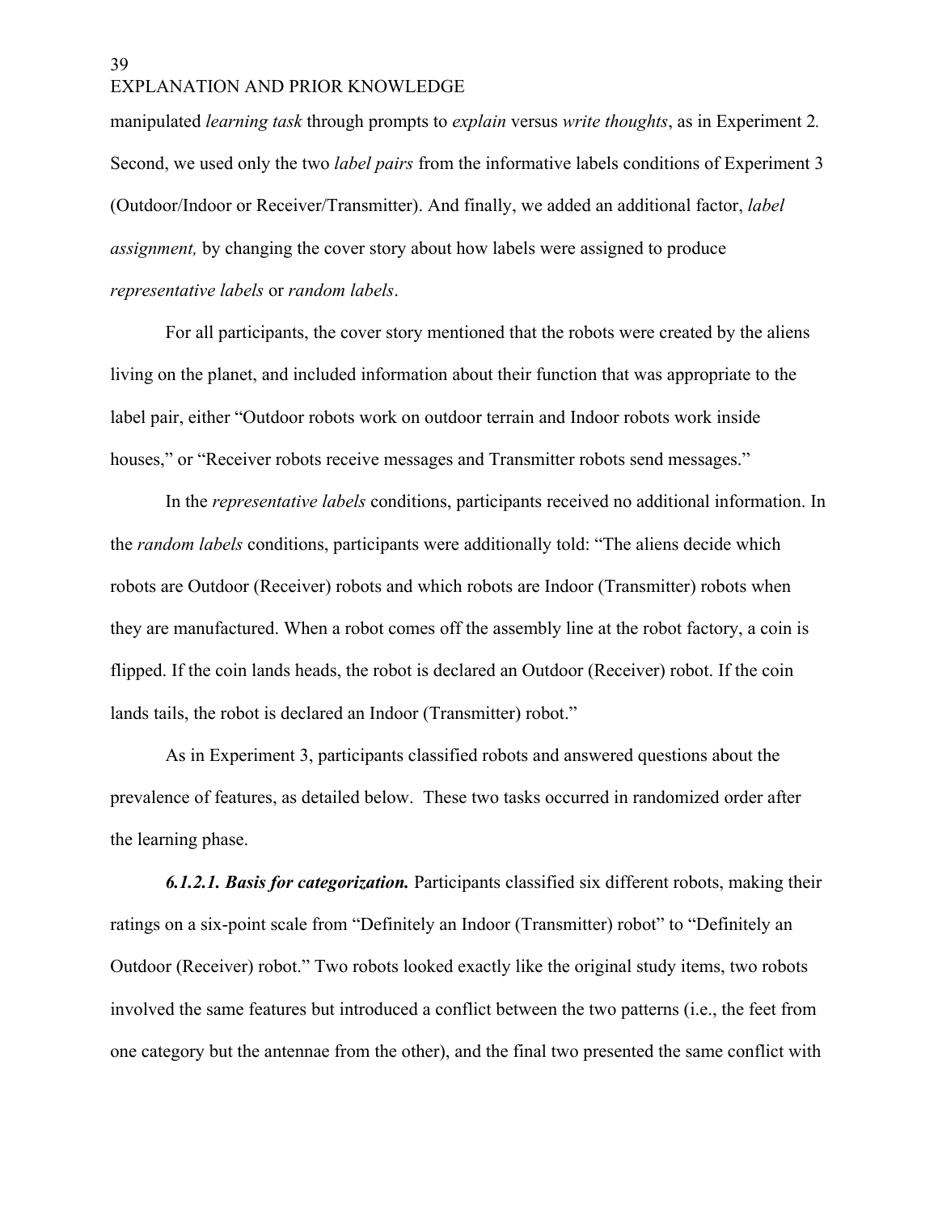manipulated *learning task* through prompts to *explain* versus *write thoughts*, as in Experiment 2*.* Second, we used only the two *label pairs* from the informative labels conditions of Experiment 3 (Outdoor/Indoor or Receiver/Transmitter). And finally, we added an additional factor, *label assignment,* by changing the cover story about how labels were assigned to produce *representative labels* or *random labels*.

For all participants, the cover story mentioned that the robots were created by the aliens living on the planet, and included information about their function that was appropriate to the label pair, either "Outdoor robots work on outdoor terrain and Indoor robots work inside houses," or "Receiver robots receive messages and Transmitter robots send messages."

In the *representative labels* conditions, participants received no additional information. In the *random labels* conditions, participants were additionally told: "The aliens decide which robots are Outdoor (Receiver) robots and which robots are Indoor (Transmitter) robots when they are manufactured. When a robot comes off the assembly line at the robot factory, a coin is flipped. If the coin lands heads, the robot is declared an Outdoor (Receiver) robot. If the coin lands tails, the robot is declared an Indoor (Transmitter) robot."

As in Experiment 3, participants classified robots and answered questions about the prevalence of features, as detailed below. These two tasks occurred in randomized order after the learning phase.

***6.1.2.1. Basis for categorization.*** Participants classified six different robots, making their ratings on a six-point scale from "Definitely an Indoor (Transmitter) robot" to "Definitely an Outdoor (Receiver) robot." Two robots looked exactly like the original study items, two robots involved the same features but introduced a conflict between the two patterns (i.e., the feet from one category but the antennae from the other), and the final two presented the same conflict with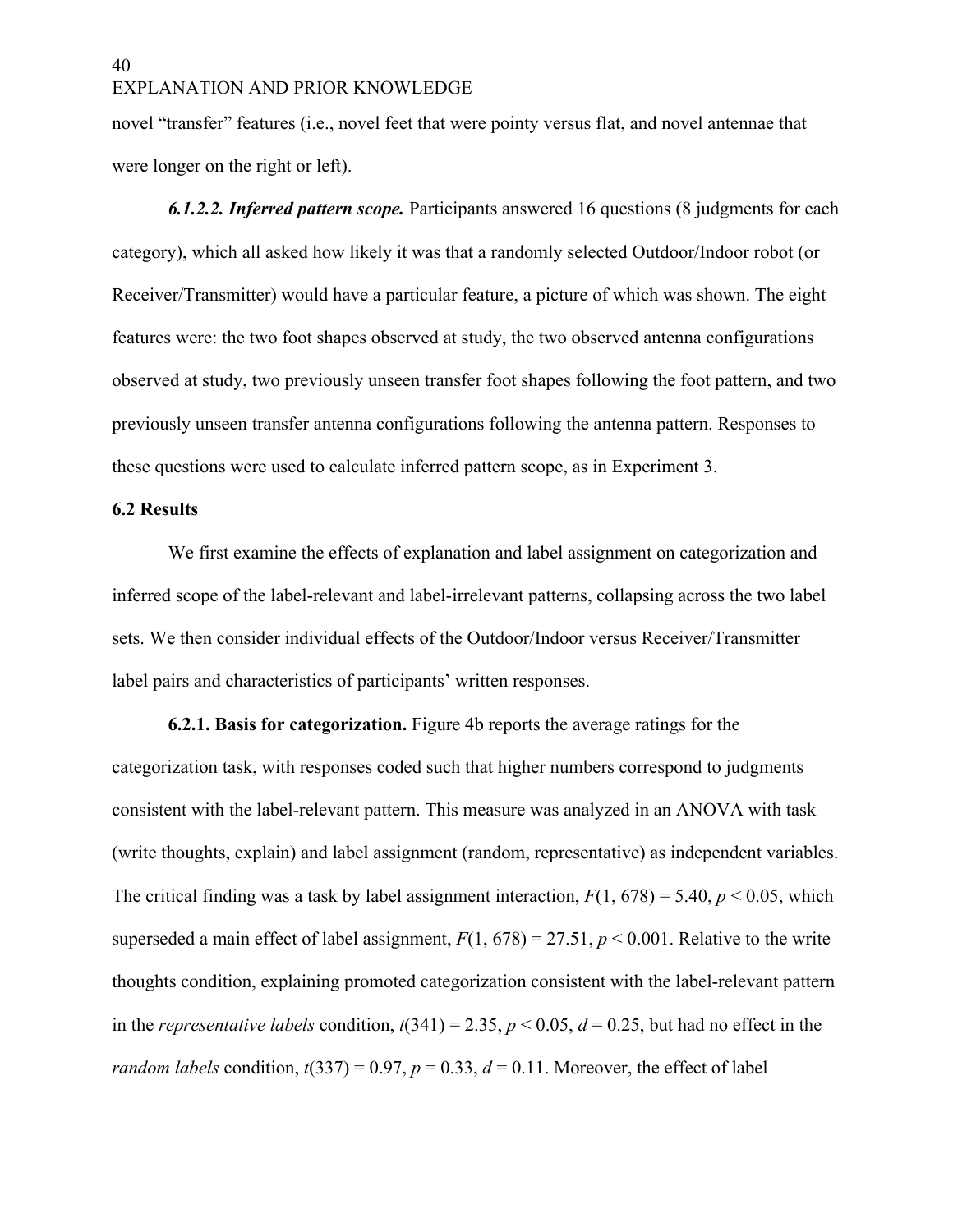novel “transfer” features (i.e., novel feet that were pointy versus flat, and novel antennae that were longer on the right or left).

***6.1.2.2. Inferred pattern scope.*** Participants answered 16 questions (8 judgments for each category), which all asked how likely it was that a randomly selected Outdoor/Indoor robot (or Receiver/Transmitter) would have a particular feature, a picture of which was shown. The eight features were: the two foot shapes observed at study, the two observed antenna configurations observed at study, two previously unseen transfer foot shapes following the foot pattern, and two previously unseen transfer antenna configurations following the antenna pattern. Responses to these questions were used to calculate inferred pattern scope, as in Experiment 3.

### 6.2 Results

We first examine the effects of explanation and label assignment on categorization and inferred scope of the label-relevant and label-irrelevant patterns, collapsing across the two label sets. We then consider individual effects of the Outdoor/Indoor versus Receiver/Transmitter label pairs and characteristics of participants’ written responses.

**6.2.1. Basis for categorization.** Figure 4b reports the average ratings for the categorization task, with responses coded such that higher numbers correspond to judgments consistent with the label-relevant pattern. This measure was analyzed in an ANOVA with task (write thoughts, explain) and label assignment (random, representative) as independent variables. The critical finding was a task by label assignment interaction, $F(1, 678) = 5.40$, $p < 0.05$, which superseded a main effect of label assignment, $F(1, 678) = 27.51$, $p < 0.001$. Relative to the write thoughts condition, explaining promoted categorization consistent with the label-relevant pattern in the *representative labels* condition, $t(341) = 2.35$, $p < 0.05$, $d = 0.25$, but had no effect in the *random labels* condition, $t(337) = 0.97$, $p = 0.33$, $d = 0.11$. Moreover, the effect of label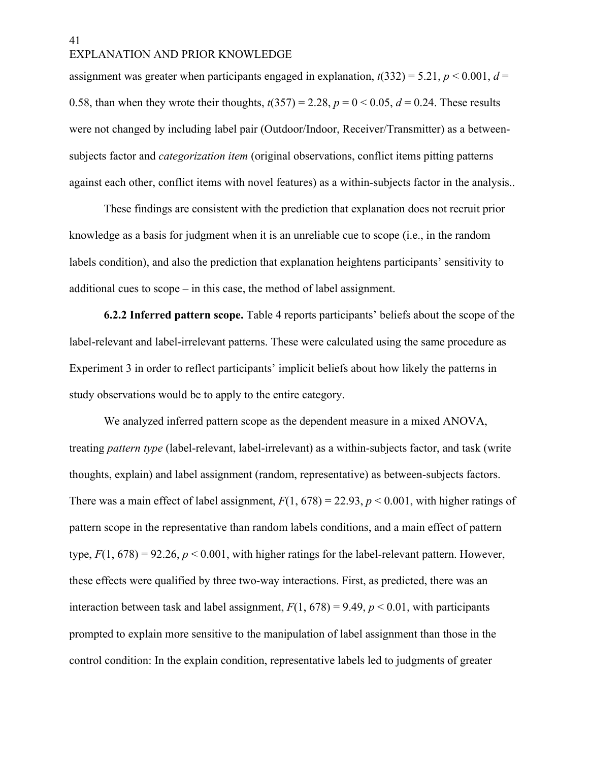assignment was greater when participants engaged in explanation, $t(332) = 5.21$, $p < 0.001$, $d = 0.58$, than when they wrote their thoughts, $t(357) = 2.28$, $p = 0 < 0.05$, $d = 0.24$. These results were not changed by including label pair (Outdoor/Indoor, Receiver/Transmitter) as a between-subjects factor and *categorization item* (original observations, conflict items pitting patterns against each other, conflict items with novel features) as a within-subjects factor in the analysis..

These findings are consistent with the prediction that explanation does not recruit prior knowledge as a basis for judgment when it is an unreliable cue to scope (i.e., in the random labels condition), and also the prediction that explanation heightens participants' sensitivity to additional cues to scope – in this case, the method of label assignment.

**6.2.2 Inferred pattern scope.** Table 4 reports participants' beliefs about the scope of the label-relevant and label-irrelevant patterns. These were calculated using the same procedure as Experiment 3 in order to reflect participants' implicit beliefs about how likely the patterns in study observations would be to apply to the entire category.

We analyzed inferred pattern scope as the dependent measure in a mixed ANOVA, treating *pattern type* (label-relevant, label-irrelevant) as a within-subjects factor, and task (write thoughts, explain) and label assignment (random, representative) as between-subjects factors. There was a main effect of label assignment, $F(1, 678) = 22.93$, $p < 0.001$, with higher ratings of pattern scope in the representative than random labels conditions, and a main effect of pattern type, $F(1, 678) = 92.26$, $p < 0.001$, with higher ratings for the label-relevant pattern. However, these effects were qualified by three two-way interactions. First, as predicted, there was an interaction between task and label assignment, $F(1, 678) = 9.49$, $p < 0.01$, with participants prompted to explain more sensitive to the manipulation of label assignment than those in the control condition: In the explain condition, representative labels led to judgments of greater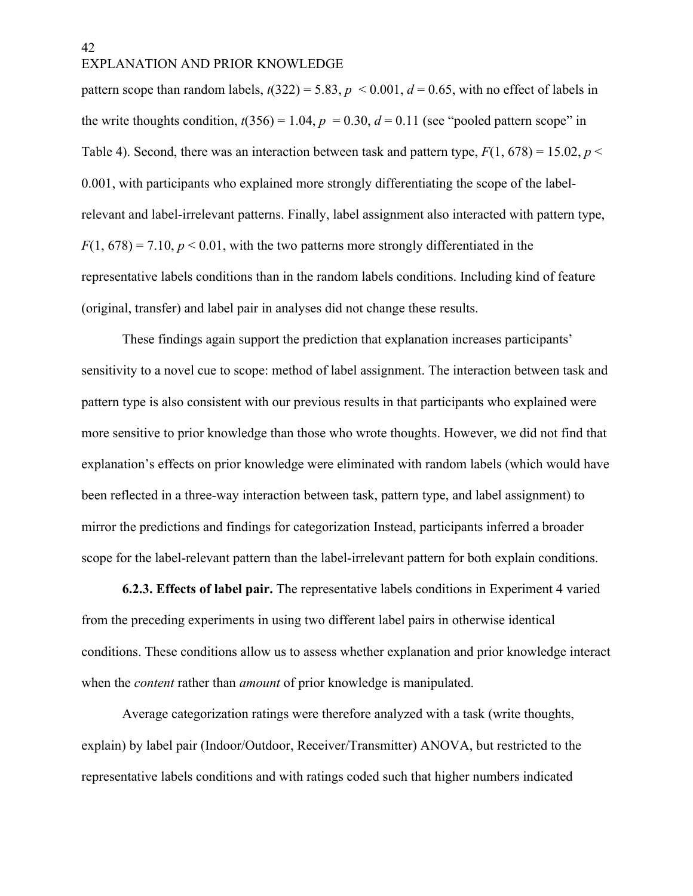pattern scope than random labels, $t(322) = 5.83$, $p < 0.001$, $d = 0.65$, with no effect of labels in the write thoughts condition, $t(356) = 1.04$, $p = 0.30$, $d = 0.11$ (see "pooled pattern scope" in Table 4). Second, there was an interaction between task and pattern type, $F(1, 678) = 15.02$, $p < 0.001$, with participants who explained more strongly differentiating the scope of the label-relevant and label-irrelevant patterns. Finally, label assignment also interacted with pattern type, $F(1, 678) = 7.10$, $p < 0.01$, with the two patterns more strongly differentiated in the representative labels conditions than in the random labels conditions. Including kind of feature (original, transfer) and label pair in analyses did not change these results.

These findings again support the prediction that explanation increases participants' sensitivity to a novel cue to scope: method of label assignment. The interaction between task and pattern type is also consistent with our previous results in that participants who explained were more sensitive to prior knowledge than those who wrote thoughts. However, we did not find that explanation's effects on prior knowledge were eliminated with random labels (which would have been reflected in a three-way interaction between task, pattern type, and label assignment) to mirror the predictions and findings for categorization Instead, participants inferred a broader scope for the label-relevant pattern than the label-irrelevant pattern for both explain conditions.

**6.2.3. Effects of label pair.** The representative labels conditions in Experiment 4 varied from the preceding experiments in using two different label pairs in otherwise identical conditions. These conditions allow us to assess whether explanation and prior knowledge interact when the *content* rather than *amount* of prior knowledge is manipulated.

Average categorization ratings were therefore analyzed with a task (write thoughts, explain) by label pair (Indoor/Outdoor, Receiver/Transmitter) ANOVA, but restricted to the representative labels conditions and with ratings coded such that higher numbers indicated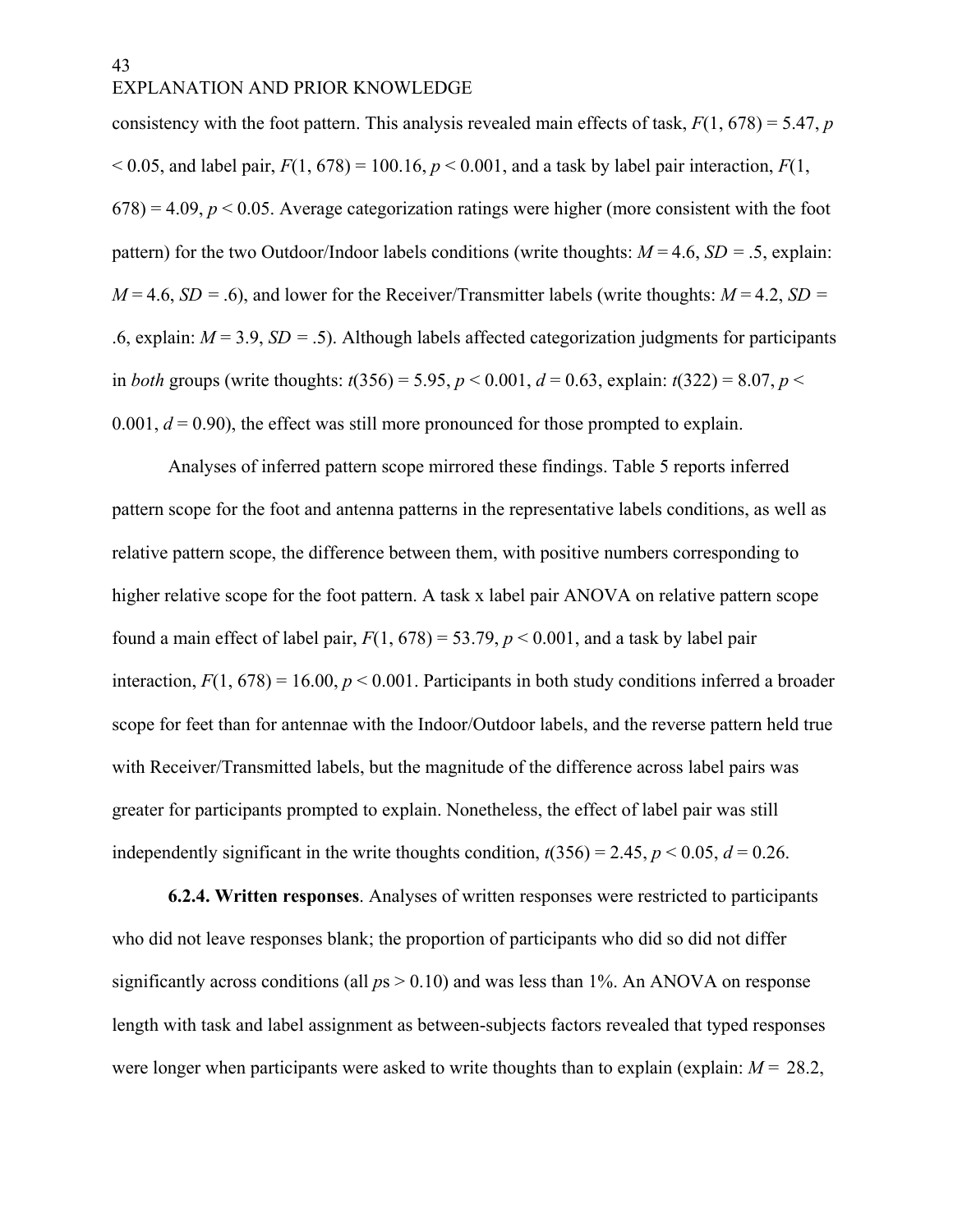consistency with the foot pattern. This analysis revealed main effects of task, $F(1, 678) = 5.47$, $p < 0.05$, and label pair, $F(1, 678) = 100.16$, $p < 0.001$, and a task by label pair interaction, $F(1, 678) = 4.09$, $p < 0.05$. Average categorization ratings were higher (more consistent with the foot pattern) for the two Outdoor/Indoor labels conditions (write thoughts: $M = 4.6$, $SD = .5$, explain: $M = 4.6$, $SD = .6$), and lower for the Receiver/Transmitter labels (write thoughts: $M = 4.2$, $SD = .6$, explain: $M = 3.9$, $SD = .5$). Although labels affected categorization judgments for participants in *both* groups (write thoughts: $t(356) = 5.95$, $p < 0.001$, $d = 0.63$, explain: $t(322) = 8.07$, $p < 0.001$, $d = 0.90$), the effect was still more pronounced for those prompted to explain.

Analyses of inferred pattern scope mirrored these findings. Table 5 reports inferred pattern scope for the foot and antenna patterns in the representative labels conditions, as well as relative pattern scope, the difference between them, with positive numbers corresponding to higher relative scope for the foot pattern. A task x label pair ANOVA on relative pattern scope found a main effect of label pair, $F(1, 678) = 53.79$, $p < 0.001$, and a task by label pair interaction, $F(1, 678) = 16.00$, $p < 0.001$. Participants in both study conditions inferred a broader scope for feet than for antennae with the Indoor/Outdoor labels, and the reverse pattern held true with Receiver/Transmitted labels, but the magnitude of the difference across label pairs was greater for participants prompted to explain. Nonetheless, the effect of label pair was still independently significant in the write thoughts condition, $t(356) = 2.45$, $p < 0.05$, $d = 0.26$.

**6.2.4. Written responses**. Analyses of written responses were restricted to participants who did not leave responses blank; the proportion of participants who did so did not differ significantly across conditions (all $p$s > 0.10) and was less than 1%. An ANOVA on response length with task and label assignment as between-subjects factors revealed that typed responses were longer when participants were asked to write thoughts than to explain (explain: $M = 28.2$,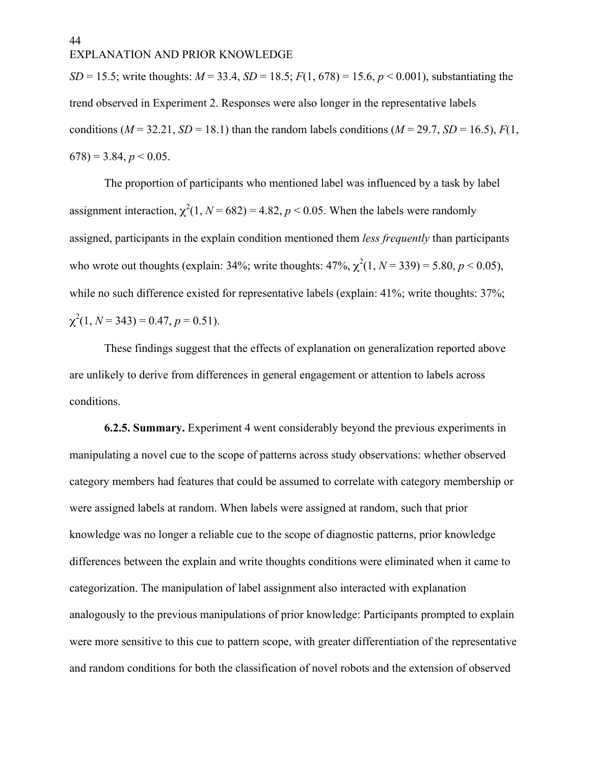$SD$ = 15.5; write thoughts: $M$ = 33.4, $SD$ = 18.5; $F(1, 678) = 15.6$, $p < 0.001$), substantiating the trend observed in Experiment 2. Responses were also longer in the representative labels conditions ($M$ = 32.21, $SD$ = 18.1) than the random labels conditions ($M$ = 29.7, $SD$ = 16.5), $F(1, 678) = 3.84$, $p < 0.05$.

The proportion of participants who mentioned label was influenced by a task by label assignment interaction, $\chi^2(1, N = 682) = 4.82$, $p < 0.05$. When the labels were randomly assigned, participants in the explain condition mentioned them *less frequently* than participants who wrote out thoughts (explain: 34%; write thoughts: 47%, $\chi^2(1, N = 339) = 5.80$, $p < 0.05$), while no such difference existed for representative labels (explain: 41%; write thoughts: 37%; $\chi^2(1, N = 343) = 0.47$, $p = 0.51$).

These findings suggest that the effects of explanation on generalization reported above are unlikely to derive from differences in general engagement or attention to labels across conditions.

**6.2.5. Summary.** Experiment 4 went considerably beyond the previous experiments in manipulating a novel cue to the scope of patterns across study observations: whether observed category members had features that could be assumed to correlate with category membership or were assigned labels at random. When labels were assigned at random, such that prior knowledge was no longer a reliable cue to the scope of diagnostic patterns, prior knowledge differences between the explain and write thoughts conditions were eliminated when it came to categorization. The manipulation of label assignment also interacted with explanation analogously to the previous manipulations of prior knowledge: Participants prompted to explain were more sensitive to this cue to pattern scope, with greater differentiation of the representative and random conditions for both the classification of novel robots and the extension of observed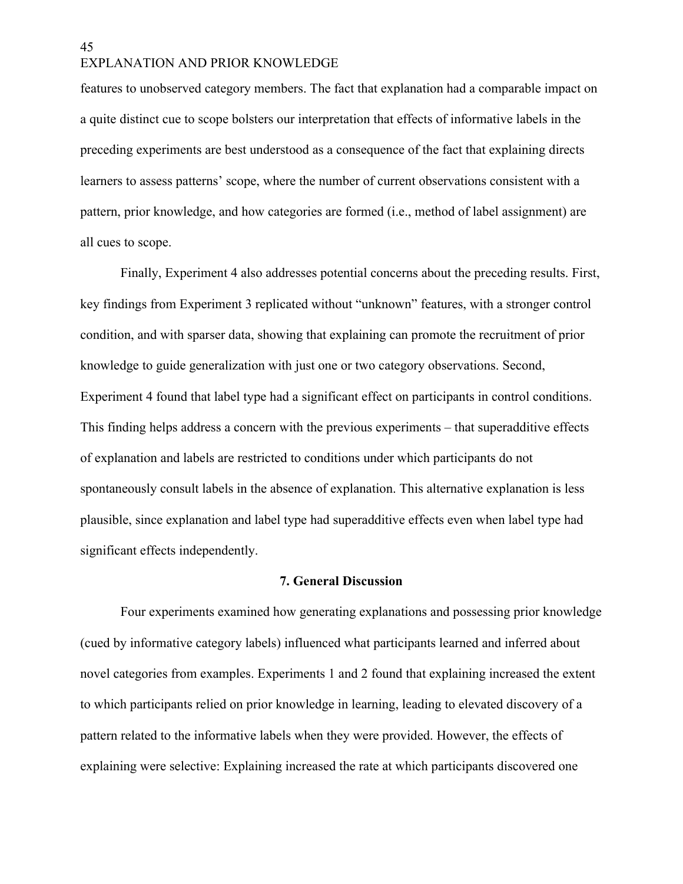features to unobserved category members. The fact that explanation had a comparable impact on a quite distinct cue to scope bolsters our interpretation that effects of informative labels in the preceding experiments are best understood as a consequence of the fact that explaining directs learners to assess patterns' scope, where the number of current observations consistent with a pattern, prior knowledge, and how categories are formed (i.e., method of label assignment) are all cues to scope.

Finally, Experiment 4 also addresses potential concerns about the preceding results. First, key findings from Experiment 3 replicated without "unknown" features, with a stronger control condition, and with sparser data, showing that explaining can promote the recruitment of prior knowledge to guide generalization with just one or two category observations. Second, Experiment 4 found that label type had a significant effect on participants in control conditions. This finding helps address a concern with the previous experiments – that superadditive effects of explanation and labels are restricted to conditions under which participants do not spontaneously consult labels in the absence of explanation. This alternative explanation is less plausible, since explanation and label type had superadditive effects even when label type had significant effects independently.

## 7. General Discussion

Four experiments examined how generating explanations and possessing prior knowledge (cued by informative category labels) influenced what participants learned and inferred about novel categories from examples. Experiments 1 and 2 found that explaining increased the extent to which participants relied on prior knowledge in learning, leading to elevated discovery of a pattern related to the informative labels when they were provided. However, the effects of explaining were selective: Explaining increased the rate at which participants discovered one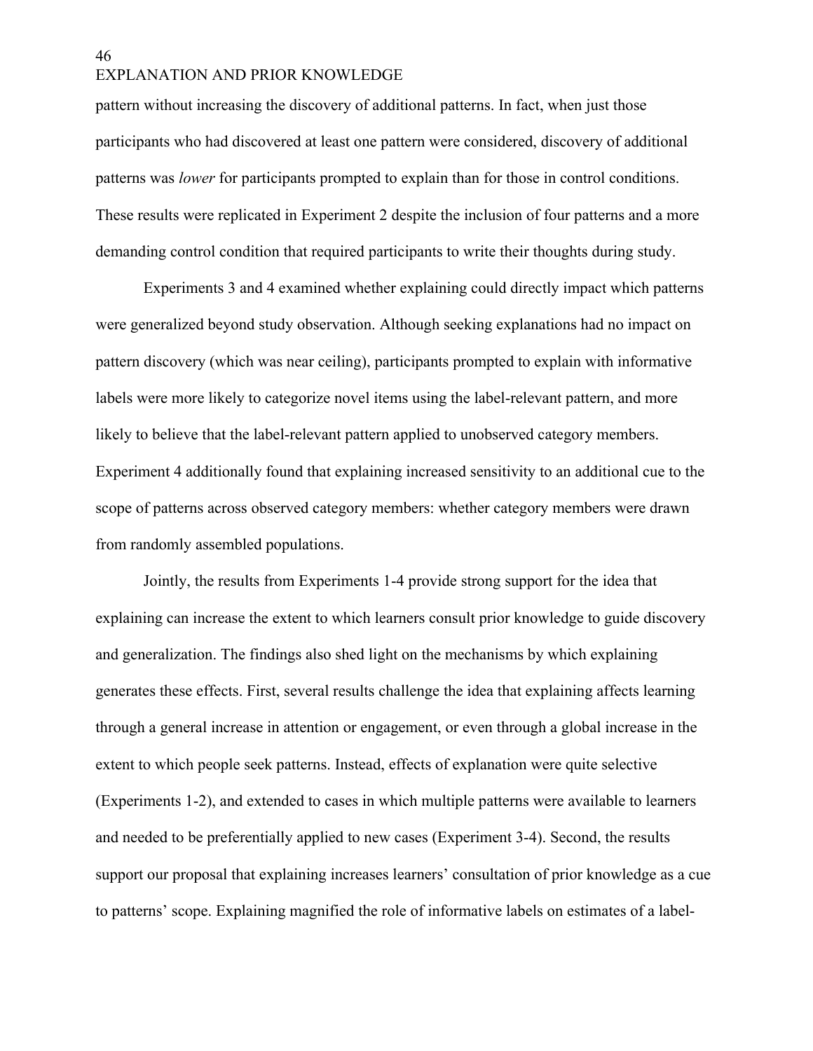pattern without increasing the discovery of additional patterns. In fact, when just those participants who had discovered at least one pattern were considered, discovery of additional patterns was *lower* for participants prompted to explain than for those in control conditions. These results were replicated in Experiment 2 despite the inclusion of four patterns and a more demanding control condition that required participants to write their thoughts during study.

Experiments 3 and 4 examined whether explaining could directly impact which patterns were generalized beyond study observation. Although seeking explanations had no impact on pattern discovery (which was near ceiling), participants prompted to explain with informative labels were more likely to categorize novel items using the label-relevant pattern, and more likely to believe that the label-relevant pattern applied to unobserved category members. Experiment 4 additionally found that explaining increased sensitivity to an additional cue to the scope of patterns across observed category members: whether category members were drawn from randomly assembled populations.

Jointly, the results from Experiments 1-4 provide strong support for the idea that explaining can increase the extent to which learners consult prior knowledge to guide discovery and generalization. The findings also shed light on the mechanisms by which explaining generates these effects. First, several results challenge the idea that explaining affects learning through a general increase in attention or engagement, or even through a global increase in the extent to which people seek patterns. Instead, effects of explanation were quite selective (Experiments 1-2), and extended to cases in which multiple patterns were available to learners and needed to be preferentially applied to new cases (Experiment 3-4). Second, the results support our proposal that explaining increases learners' consultation of prior knowledge as a cue to patterns' scope. Explaining magnified the role of informative labels on estimates of a label-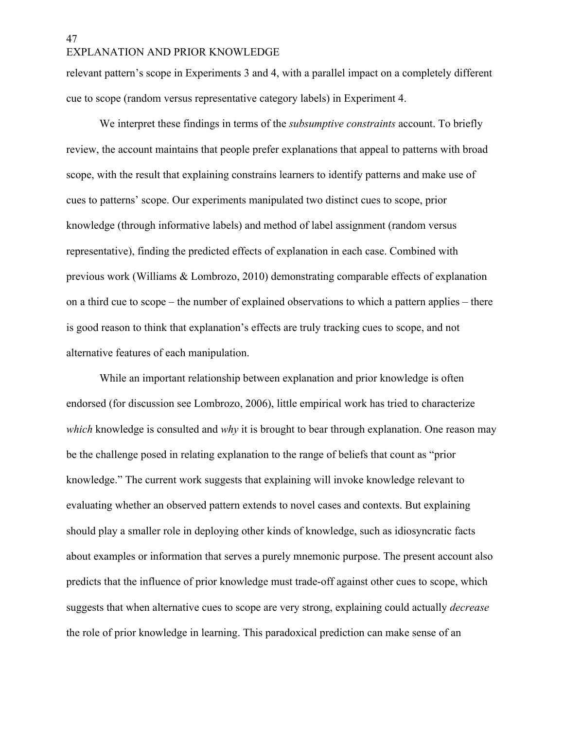relevant pattern's scope in Experiments 3 and 4, with a parallel impact on a completely different cue to scope (random versus representative category labels) in Experiment 4.

We interpret these findings in terms of the *subsumptive constraints* account. To briefly review, the account maintains that people prefer explanations that appeal to patterns with broad scope, with the result that explaining constrains learners to identify patterns and make use of cues to patterns' scope. Our experiments manipulated two distinct cues to scope, prior knowledge (through informative labels) and method of label assignment (random versus representative), finding the predicted effects of explanation in each case. Combined with previous work (Williams & Lombrozo, 2010) demonstrating comparable effects of explanation on a third cue to scope – the number of explained observations to which a pattern applies – there is good reason to think that explanation's effects are truly tracking cues to scope, and not alternative features of each manipulation.

While an important relationship between explanation and prior knowledge is often endorsed (for discussion see Lombrozo, 2006), little empirical work has tried to characterize *which* knowledge is consulted and *why* it is brought to bear through explanation. One reason may be the challenge posed in relating explanation to the range of beliefs that count as "prior knowledge." The current work suggests that explaining will invoke knowledge relevant to evaluating whether an observed pattern extends to novel cases and contexts. But explaining should play a smaller role in deploying other kinds of knowledge, such as idiosyncratic facts about examples or information that serves a purely mnemonic purpose. The present account also predicts that the influence of prior knowledge must trade-off against other cues to scope, which suggests that when alternative cues to scope are very strong, explaining could actually *decrease* the role of prior knowledge in learning. This paradoxical prediction can make sense of an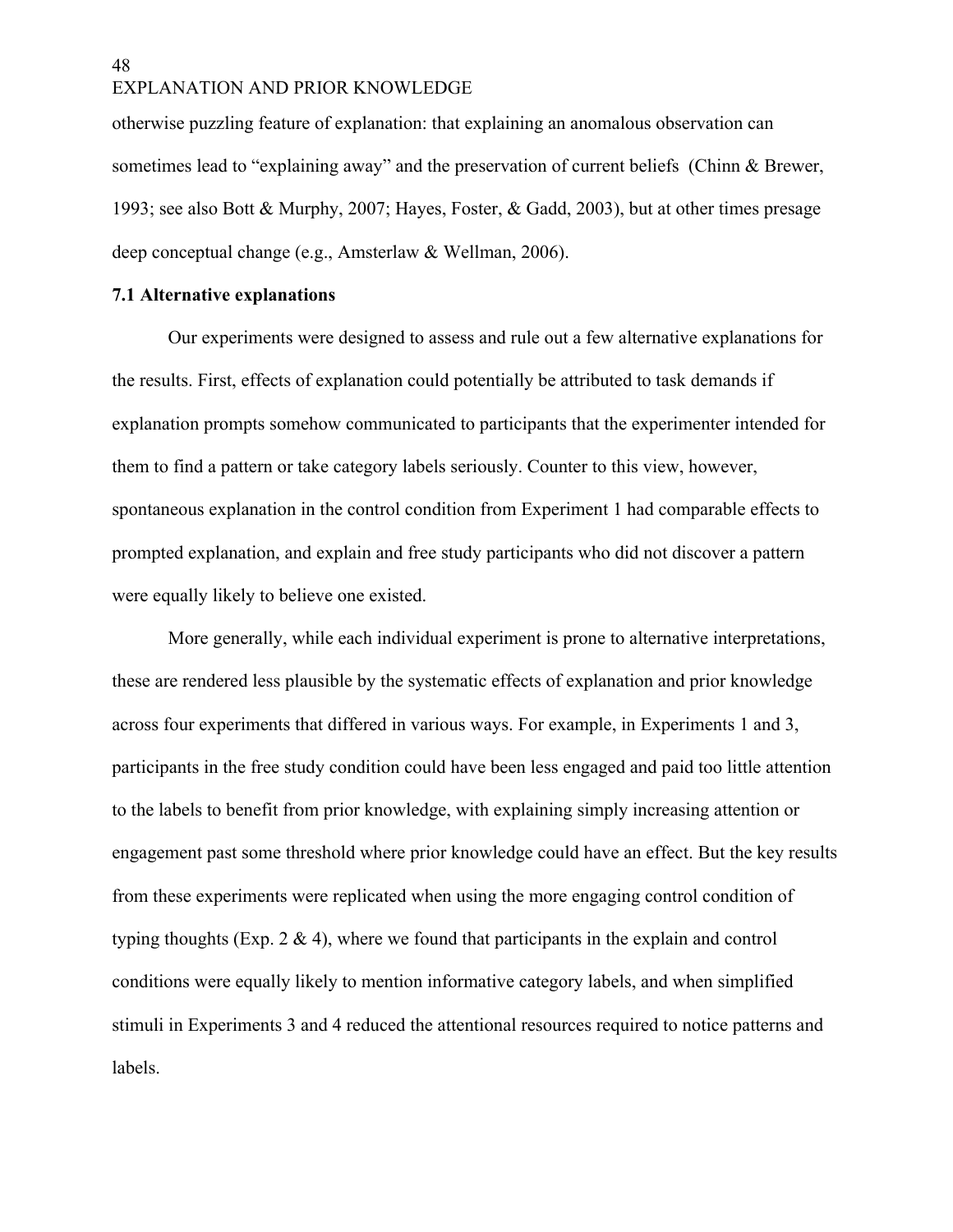otherwise puzzling feature of explanation: that explaining an anomalous observation can sometimes lead to "explaining away" and the preservation of current beliefs (Chinn & Brewer, 1993; see also Bott & Murphy, 2007; Hayes, Foster, & Gadd, 2003), but at other times presage deep conceptual change (e.g., Amsterlaw & Wellman, 2006).

### 7.1 Alternative explanations

Our experiments were designed to assess and rule out a few alternative explanations for the results. First, effects of explanation could potentially be attributed to task demands if explanation prompts somehow communicated to participants that the experimenter intended for them to find a pattern or take category labels seriously. Counter to this view, however, spontaneous explanation in the control condition from Experiment 1 had comparable effects to prompted explanation, and explain and free study participants who did not discover a pattern were equally likely to believe one existed.

More generally, while each individual experiment is prone to alternative interpretations, these are rendered less plausible by the systematic effects of explanation and prior knowledge across four experiments that differed in various ways. For example, in Experiments 1 and 3, participants in the free study condition could have been less engaged and paid too little attention to the labels to benefit from prior knowledge, with explaining simply increasing attention or engagement past some threshold where prior knowledge could have an effect. But the key results from these experiments were replicated when using the more engaging control condition of typing thoughts (Exp. 2 & 4), where we found that participants in the explain and control conditions were equally likely to mention informative category labels, and when simplified stimuli in Experiments 3 and 4 reduced the attentional resources required to notice patterns and labels.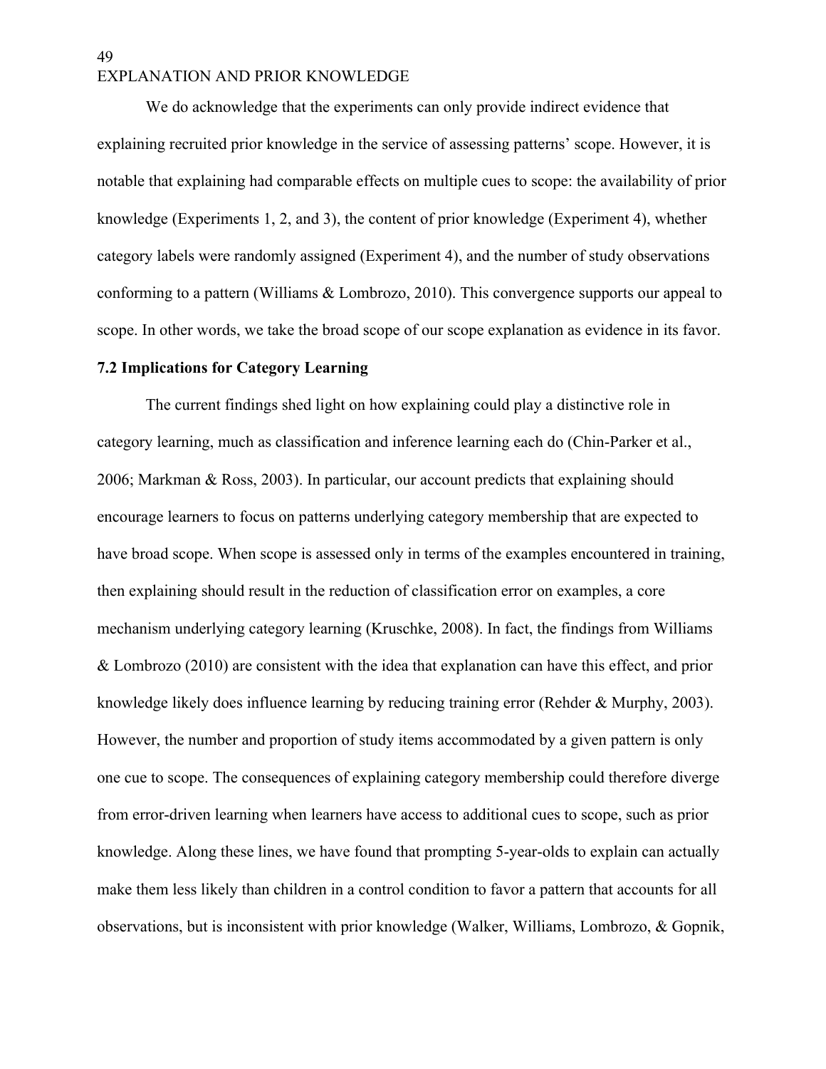We do acknowledge that the experiments can only provide indirect evidence that explaining recruited prior knowledge in the service of assessing patterns' scope. However, it is notable that explaining had comparable effects on multiple cues to scope: the availability of prior knowledge (Experiments 1, 2, and 3), the content of prior knowledge (Experiment 4), whether category labels were randomly assigned (Experiment 4), and the number of study observations conforming to a pattern (Williams & Lombrozo, 2010). This convergence supports our appeal to scope. In other words, we take the broad scope of our scope explanation as evidence in its favor.

### 7.2 Implications for Category Learning

The current findings shed light on how explaining could play a distinctive role in category learning, much as classification and inference learning each do (Chin-Parker et al., 2006; Markman & Ross, 2003). In particular, our account predicts that explaining should encourage learners to focus on patterns underlying category membership that are expected to have broad scope. When scope is assessed only in terms of the examples encountered in training, then explaining should result in the reduction of classification error on examples, a core mechanism underlying category learning (Kruschke, 2008). In fact, the findings from Williams & Lombrozo (2010) are consistent with the idea that explanation can have this effect, and prior knowledge likely does influence learning by reducing training error (Rehder & Murphy, 2003). However, the number and proportion of study items accommodated by a given pattern is only one cue to scope. The consequences of explaining category membership could therefore diverge from error-driven learning when learners have access to additional cues to scope, such as prior knowledge. Along these lines, we have found that prompting 5-year-olds to explain can actually make them less likely than children in a control condition to favor a pattern that accounts for all observations, but is inconsistent with prior knowledge (Walker, Williams, Lombrozo, & Gopnik,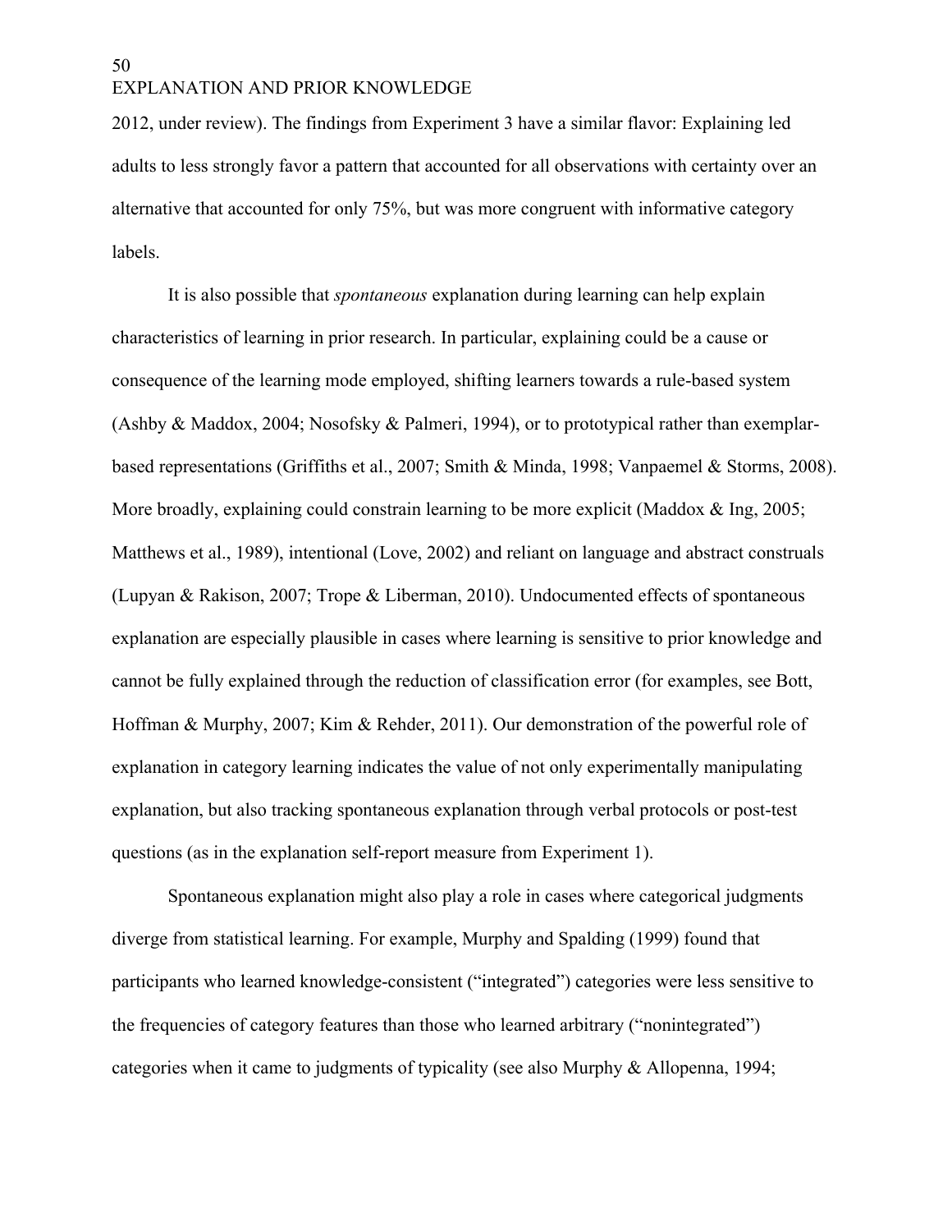2012, under review). The findings from Experiment 3 have a similar flavor: Explaining led adults to less strongly favor a pattern that accounted for all observations with certainty over an alternative that accounted for only 75%, but was more congruent with informative category labels.

It is also possible that *spontaneous* explanation during learning can help explain characteristics of learning in prior research. In particular, explaining could be a cause or consequence of the learning mode employed, shifting learners towards a rule-based system (Ashby & Maddox, 2004; Nosofsky & Palmeri, 1994), or to prototypical rather than exemplar-based representations (Griffiths et al., 2007; Smith & Minda, 1998; Vanpaemel & Storms, 2008). More broadly, explaining could constrain learning to be more explicit (Maddox & Ing, 2005; Matthews et al., 1989), intentional (Love, 2002) and reliant on language and abstract construals (Lupyan & Rakison, 2007; Trope & Liberman, 2010). Undocumented effects of spontaneous explanation are especially plausible in cases where learning is sensitive to prior knowledge and cannot be fully explained through the reduction of classification error (for examples, see Bott, Hoffman & Murphy, 2007; Kim & Rehder, 2011). Our demonstration of the powerful role of explanation in category learning indicates the value of not only experimentally manipulating explanation, but also tracking spontaneous explanation through verbal protocols or post-test questions (as in the explanation self-report measure from Experiment 1).

Spontaneous explanation might also play a role in cases where categorical judgments diverge from statistical learning. For example, Murphy and Spalding (1999) found that participants who learned knowledge-consistent ("integrated") categories were less sensitive to the frequencies of category features than those who learned arbitrary ("nonintegrated") categories when it came to judgments of typicality (see also Murphy & Allopenna, 1994;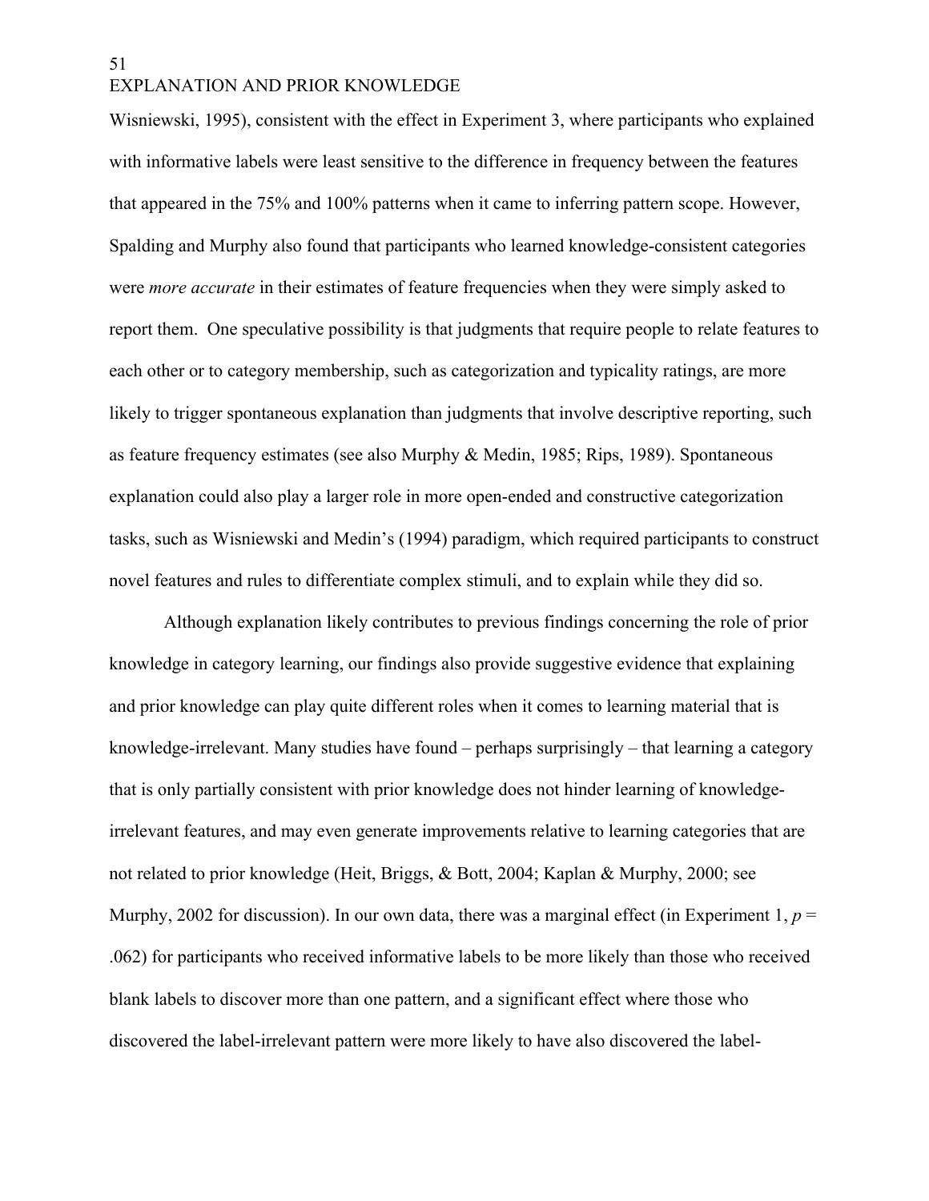Wisniewski, 1995), consistent with the effect in Experiment 3, where participants who explained with informative labels were least sensitive to the difference in frequency between the features that appeared in the 75% and 100% patterns when it came to inferring pattern scope. However, Spalding and Murphy also found that participants who learned knowledge-consistent categories were *more accurate* in their estimates of feature frequencies when they were simply asked to report them. One speculative possibility is that judgments that require people to relate features to each other or to category membership, such as categorization and typicality ratings, are more likely to trigger spontaneous explanation than judgments that involve descriptive reporting, such as feature frequency estimates (see also Murphy & Medin, 1985; Rips, 1989). Spontaneous explanation could also play a larger role in more open-ended and constructive categorization tasks, such as Wisniewski and Medin's (1994) paradigm, which required participants to construct novel features and rules to differentiate complex stimuli, and to explain while they did so.

Although explanation likely contributes to previous findings concerning the role of prior knowledge in category learning, our findings also provide suggestive evidence that explaining and prior knowledge can play quite different roles when it comes to learning material that is knowledge-irrelevant. Many studies have found – perhaps surprisingly – that learning a category that is only partially consistent with prior knowledge does not hinder learning of knowledge-irrelevant features, and may even generate improvements relative to learning categories that are not related to prior knowledge (Heit, Briggs, & Bott, 2004; Kaplan & Murphy, 2000; see Murphy, 2002 for discussion). In our own data, there was a marginal effect (in Experiment 1, $p$ = .062) for participants who received informative labels to be more likely than those who received blank labels to discover more than one pattern, and a significant effect where those who discovered the label-irrelevant pattern were more likely to have also discovered the label-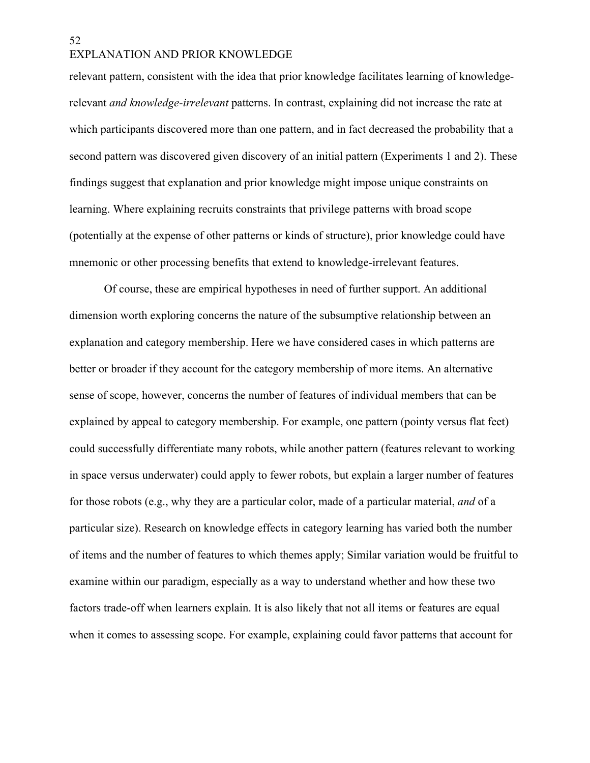relevant pattern, consistent with the idea that prior knowledge facilitates learning of knowledge-relevant *and knowledge-irrelevant* patterns. In contrast, explaining did not increase the rate at which participants discovered more than one pattern, and in fact decreased the probability that a second pattern was discovered given discovery of an initial pattern (Experiments 1 and 2). These findings suggest that explanation and prior knowledge might impose unique constraints on learning. Where explaining recruits constraints that privilege patterns with broad scope (potentially at the expense of other patterns or kinds of structure), prior knowledge could have mnemonic or other processing benefits that extend to knowledge-irrelevant features.

Of course, these are empirical hypotheses in need of further support. An additional dimension worth exploring concerns the nature of the subsumptive relationship between an explanation and category membership. Here we have considered cases in which patterns are better or broader if they account for the category membership of more items. An alternative sense of scope, however, concerns the number of features of individual members that can be explained by appeal to category membership. For example, one pattern (pointy versus flat feet) could successfully differentiate many robots, while another pattern (features relevant to working in space versus underwater) could apply to fewer robots, but explain a larger number of features for those robots (e.g., why they are a particular color, made of a particular material, *and* of a particular size). Research on knowledge effects in category learning has varied both the number of items and the number of features to which themes apply; Similar variation would be fruitful to examine within our paradigm, especially as a way to understand whether and how these two factors trade-off when learners explain. It is also likely that not all items or features are equal when it comes to assessing scope. For example, explaining could favor patterns that account for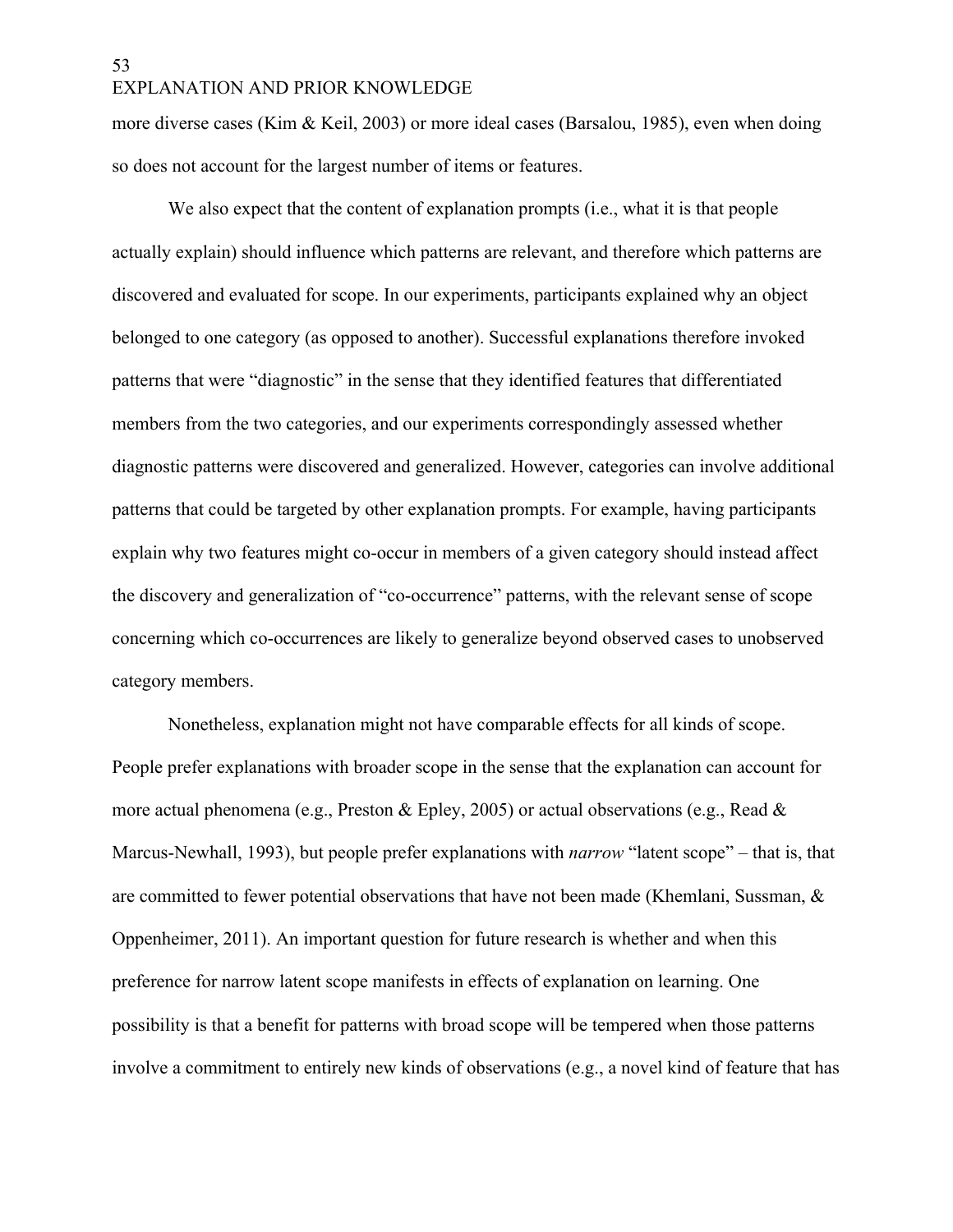more diverse cases (Kim & Keil, 2003) or more ideal cases (Barsalou, 1985), even when doing so does not account for the largest number of items or features.

We also expect that the content of explanation prompts (i.e., what it is that people actually explain) should influence which patterns are relevant, and therefore which patterns are discovered and evaluated for scope. In our experiments, participants explained why an object belonged to one category (as opposed to another). Successful explanations therefore invoked patterns that were "diagnostic" in the sense that they identified features that differentiated members from the two categories, and our experiments correspondingly assessed whether diagnostic patterns were discovered and generalized. However, categories can involve additional patterns that could be targeted by other explanation prompts. For example, having participants explain why two features might co-occur in members of a given category should instead affect the discovery and generalization of "co-occurrence" patterns, with the relevant sense of scope concerning which co-occurrences are likely to generalize beyond observed cases to unobserved category members.

Nonetheless, explanation might not have comparable effects for all kinds of scope. People prefer explanations with broader scope in the sense that the explanation can account for more actual phenomena (e.g., Preston & Epley, 2005) or actual observations (e.g., Read & Marcus-Newhall, 1993), but people prefer explanations with *narrow* "latent scope" – that is, that are committed to fewer potential observations that have not been made (Khemlani, Sussman, & Oppenheimer, 2011). An important question for future research is whether and when this preference for narrow latent scope manifests in effects of explanation on learning. One possibility is that a benefit for patterns with broad scope will be tempered when those patterns involve a commitment to entirely new kinds of observations (e.g., a novel kind of feature that has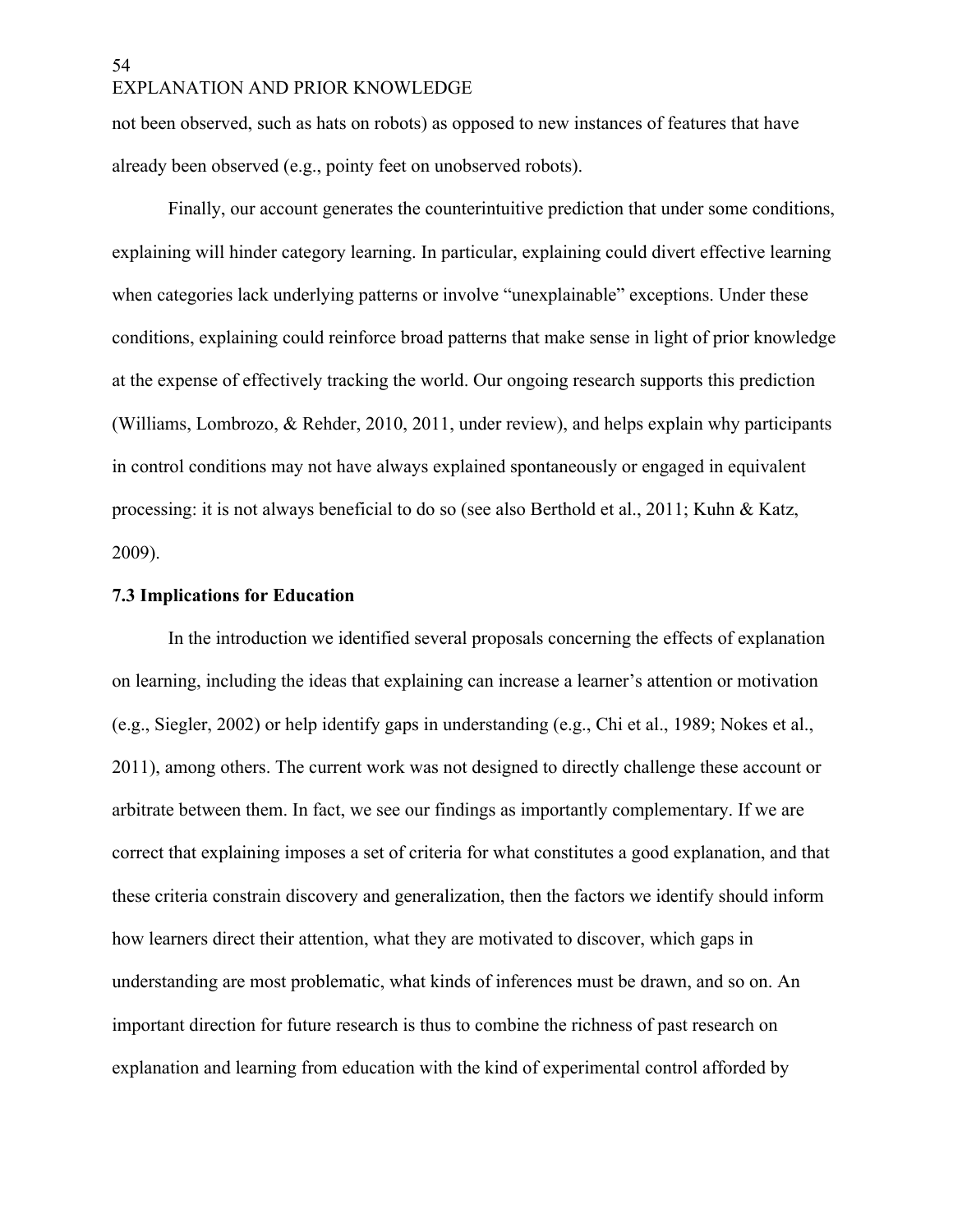not been observed, such as hats on robots) as opposed to new instances of features that have already been observed (e.g., pointy feet on unobserved robots).

Finally, our account generates the counterintuitive prediction that under some conditions, explaining will hinder category learning. In particular, explaining could divert effective learning when categories lack underlying patterns or involve "unexplainable" exceptions. Under these conditions, explaining could reinforce broad patterns that make sense in light of prior knowledge at the expense of effectively tracking the world. Our ongoing research supports this prediction (Williams, Lombrozo, & Rehder, 2010, 2011, under review), and helps explain why participants in control conditions may not have always explained spontaneously or engaged in equivalent processing: it is not always beneficial to do so (see also Berthold et al., 2011; Kuhn & Katz, 2009).

### 7.3 Implications for Education

In the introduction we identified several proposals concerning the effects of explanation on learning, including the ideas that explaining can increase a learner's attention or motivation (e.g., Siegler, 2002) or help identify gaps in understanding (e.g., Chi et al., 1989; Nokes et al., 2011), among others. The current work was not designed to directly challenge these account or arbitrate between them. In fact, we see our findings as importantly complementary. If we are correct that explaining imposes a set of criteria for what constitutes a good explanation, and that these criteria constrain discovery and generalization, then the factors we identify should inform how learners direct their attention, what they are motivated to discover, which gaps in understanding are most problematic, what kinds of inferences must be drawn, and so on. An important direction for future research is thus to combine the richness of past research on explanation and learning from education with the kind of experimental control afforded by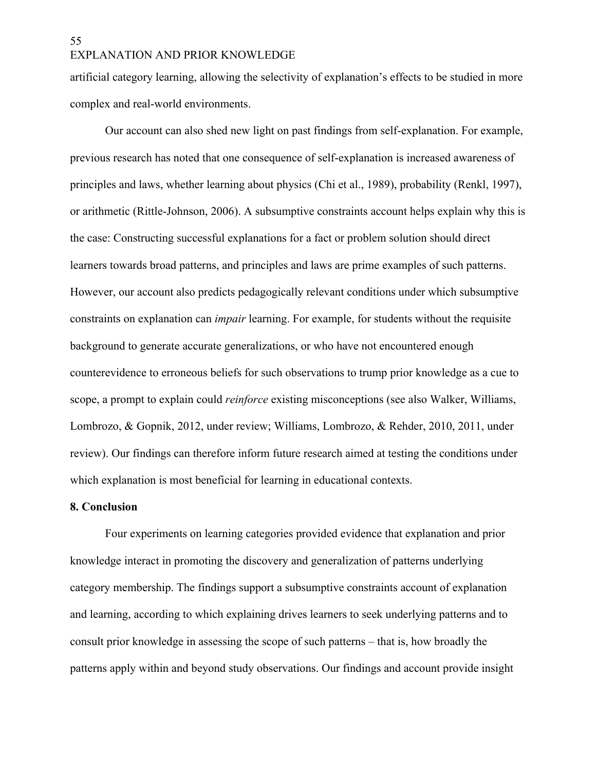artificial category learning, allowing the selectivity of explanation's effects to be studied in more complex and real-world environments.

Our account can also shed new light on past findings from self-explanation. For example, previous research has noted that one consequence of self-explanation is increased awareness of principles and laws, whether learning about physics (Chi et al., 1989), probability (Renkl, 1997), or arithmetic (Rittle-Johnson, 2006). A subsumptive constraints account helps explain why this is the case: Constructing successful explanations for a fact or problem solution should direct learners towards broad patterns, and principles and laws are prime examples of such patterns. However, our account also predicts pedagogically relevant conditions under which subsumptive constraints on explanation can *impair* learning. For example, for students without the requisite background to generate accurate generalizations, or who have not encountered enough counterevidence to erroneous beliefs for such observations to trump prior knowledge as a cue to scope, a prompt to explain could *reinforce* existing misconceptions (see also Walker, Williams, Lombrozo, & Gopnik, 2012, under review; Williams, Lombrozo, & Rehder, 2010, 2011, under review). Our findings can therefore inform future research aimed at testing the conditions under which explanation is most beneficial for learning in educational contexts.

## 8. Conclusion

Four experiments on learning categories provided evidence that explanation and prior knowledge interact in promoting the discovery and generalization of patterns underlying category membership. The findings support a subsumptive constraints account of explanation and learning, according to which explaining drives learners to seek underlying patterns and to consult prior knowledge in assessing the scope of such patterns – that is, how broadly the patterns apply within and beyond study observations. Our findings and account provide insight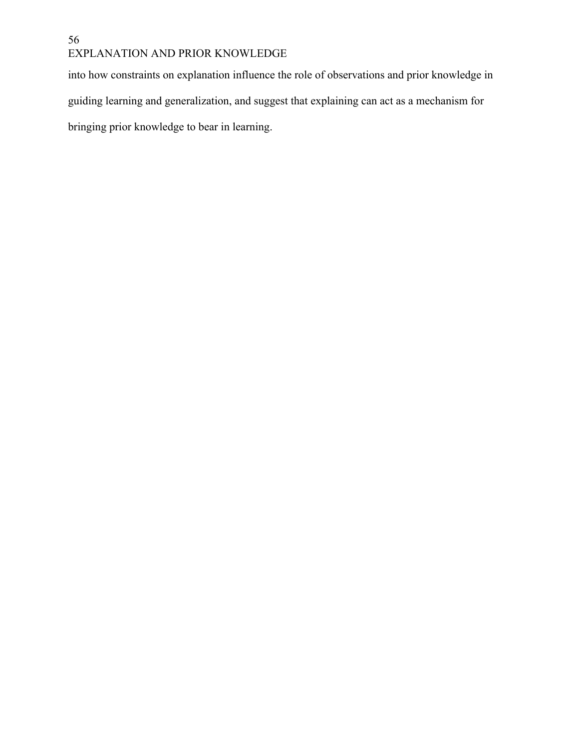into how constraints on explanation influence the role of observations and prior knowledge in guiding learning and generalization, and suggest that explaining can act as a mechanism for bringing prior knowledge to bear in learning.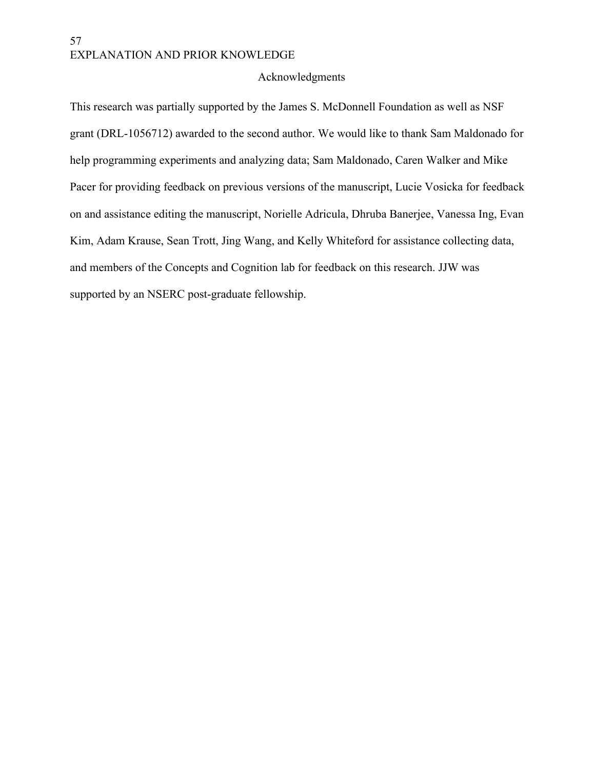## Acknowledgments

This research was partially supported by the James S. McDonnell Foundation as well as NSF grant (DRL-1056712) awarded to the second author. We would like to thank Sam Maldonado for help programming experiments and analyzing data; Sam Maldonado, Caren Walker and Mike Pacer for providing feedback on previous versions of the manuscript, Lucie Vosicka for feedback on and assistance editing the manuscript, Norielle Adricula, Dhruba Banerjee, Vanessa Ing, Evan Kim, Adam Krause, Sean Trott, Jing Wang, and Kelly Whiteford for assistance collecting data, and members of the Concepts and Cognition lab for feedback on this research. JJW was supported by an NSERC post-graduate fellowship.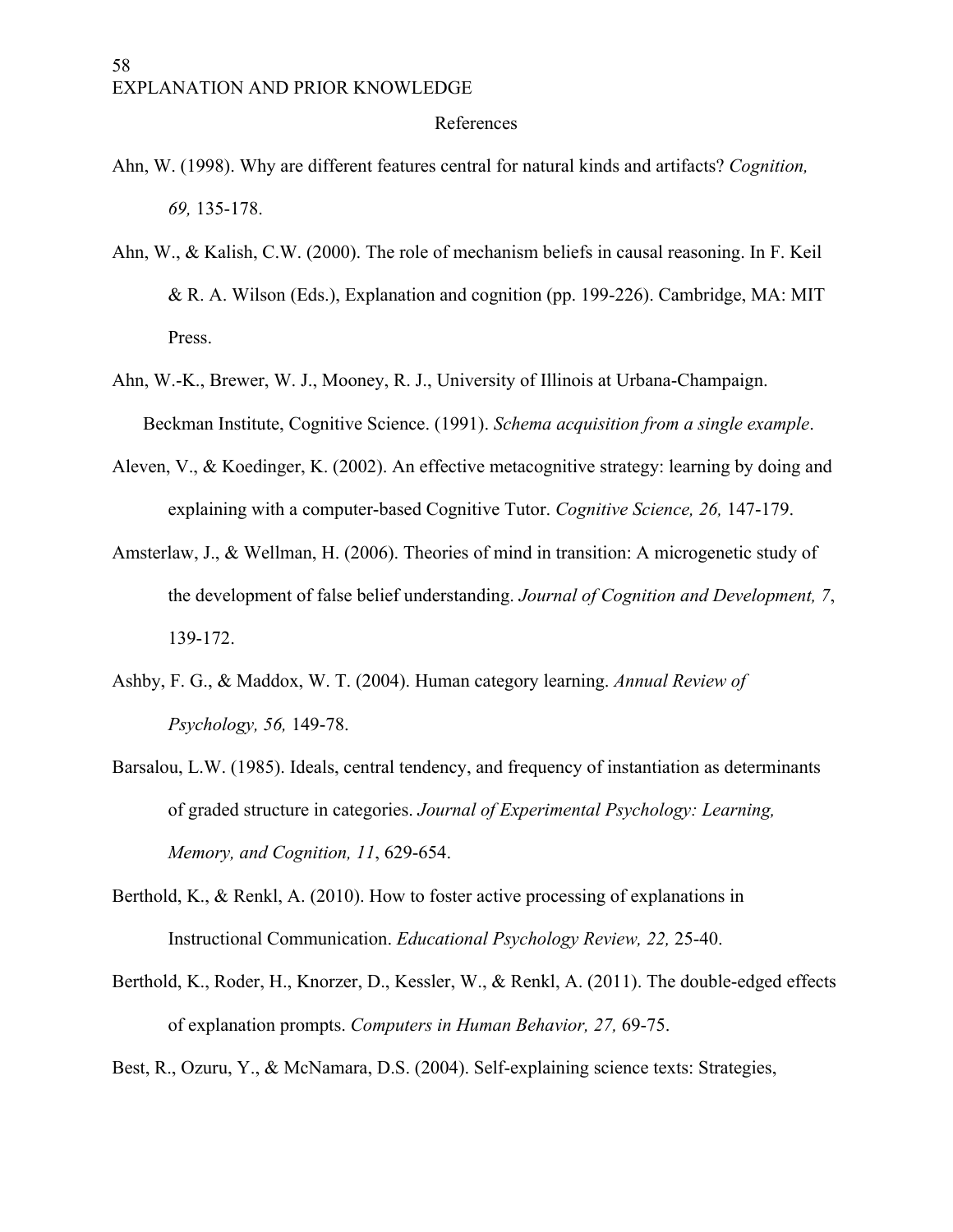# References

Ahn, W. (1998). Why are different features central for natural kinds and artifacts? *Cognition, 69,* 135-178.

Ahn, W., & Kalish, C.W. (2000). The role of mechanism beliefs in causal reasoning. In F. Keil & R. A. Wilson (Eds.), Explanation and cognition (pp. 199-226). Cambridge, MA: MIT Press.

Ahn, W.-K., Brewer, W. J., Mooney, R. J., University of Illinois at Urbana-Champaign. Beckman Institute, Cognitive Science. (1991). *Schema acquisition from a single example*.

Aleven, V., & Koedinger, K. (2002). An effective metacognitive strategy: learning by doing and explaining with a computer-based Cognitive Tutor. *Cognitive Science, 26,* 147-179.

Amsterlaw, J., & Wellman, H. (2006). Theories of mind in transition: A microgenetic study of the development of false belief understanding. *Journal of Cognition and Development, 7*, 139-172.

Ashby, F. G., & Maddox, W. T. (2004). Human category learning. *Annual Review of Psychology, 56,* 149-78.

Barsalou, L.W. (1985). Ideals, central tendency, and frequency of instantiation as determinants of graded structure in categories. *Journal of Experimental Psychology: Learning, Memory, and Cognition, 11*, 629-654.

Berthold, K., & Renkl, A. (2010). How to foster active processing of explanations in Instructional Communication. *Educational Psychology Review, 22,* 25-40.

Berthold, K., Roder, H., Knorzer, D., Kessler, W., & Renkl, A. (2011). The double-edged effects of explanation prompts. *Computers in Human Behavior, 27,* 69-75.

Best, R., Ozuru, Y., & McNamara, D.S. (2004). Self-explaining science texts: Strategies,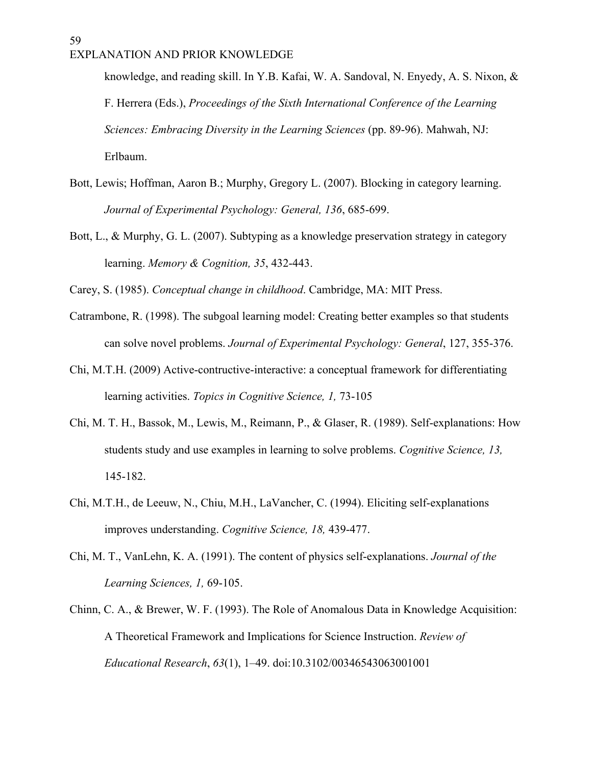knowledge, and reading skill. In Y.B. Kafai, W. A. Sandoval, N. Enyedy, A. S. Nixon, & F. Herrera (Eds.), *Proceedings of the Sixth International Conference of the Learning Sciences: Embracing Diversity in the Learning Sciences* (pp. 89-96). Mahwah, NJ: Erlbaum.

Bott, Lewis; Hoffman, Aaron B.; Murphy, Gregory L. (2007). Blocking in category learning. *Journal of Experimental Psychology: General, 136*, 685-699.

Bott, L., & Murphy, G. L. (2007). Subtyping as a knowledge preservation strategy in category learning. *Memory & Cognition, 35*, 432-443.

Carey, S. (1985). *Conceptual change in childhood*. Cambridge, MA: MIT Press.

Catrambone, R. (1998). The subgoal learning model: Creating better examples so that students can solve novel problems. *Journal of Experimental Psychology: General*, 127, 355-376.

Chi, M.T.H. (2009) Active-contructive-interactive: a conceptual framework for differentiating learning activities. *Topics in Cognitive Science, 1,* 73-105

Chi, M. T. H., Bassok, M., Lewis, M., Reimann, P., & Glaser, R. (1989). Self-explanations: How students study and use examples in learning to solve problems. *Cognitive Science, 13,* 145-182.

Chi, M.T.H., de Leeuw, N., Chiu, M.H., LaVancher, C. (1994). Eliciting self-explanations improves understanding. *Cognitive Science, 18,* 439-477.

Chi, M. T., VanLehn, K. A. (1991). The content of physics self-explanations. *Journal of the Learning Sciences, 1,* 69-105.

Chinn, C. A., & Brewer, W. F. (1993). The Role of Anomalous Data in Knowledge Acquisition: A Theoretical Framework and Implications for Science Instruction. *Review of Educational Research*, *63*(1), 1–49. doi:10.3102/00346543063001001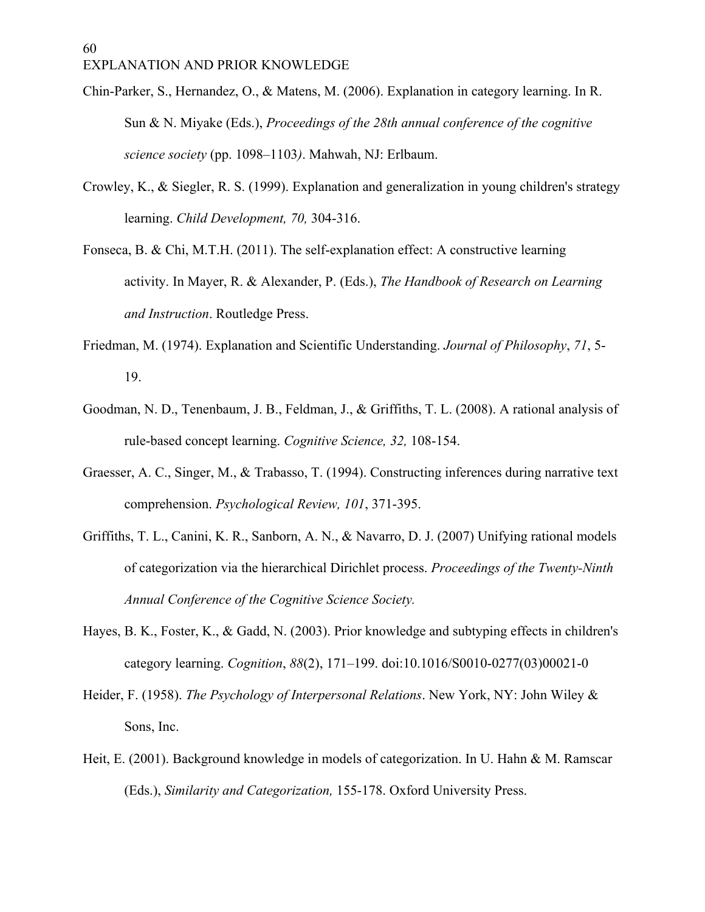Chin-Parker, S., Hernandez, O., & Matens, M. (2006). Explanation in category learning. In R. Sun & N. Miyake (Eds.), *Proceedings of the 28th annual conference of the cognitive science society* (pp. 1098–1103*)*. Mahwah, NJ: Erlbaum.

Crowley, K., & Siegler, R. S. (1999). Explanation and generalization in young children's strategy learning. *Child Development, 70,* 304-316.

Fonseca, B. & Chi, M.T.H. (2011). The self-explanation effect: A constructive learning activity. In Mayer, R. & Alexander, P. (Eds.), *The Handbook of Research on Learning and Instruction*. Routledge Press.

Friedman, M. (1974). Explanation and Scientific Understanding. *Journal of Philosophy*, *71*, 5-19.

Goodman, N. D., Tenenbaum, J. B., Feldman, J., & Griffiths, T. L. (2008). A rational analysis of rule-based concept learning. *Cognitive Science, 32,* 108-154.

Graesser, A. C., Singer, M., & Trabasso, T. (1994). Constructing inferences during narrative text comprehension. *Psychological Review, 101*, 371-395.

Griffiths, T. L., Canini, K. R., Sanborn, A. N., & Navarro, D. J. (2007) Unifying rational models of categorization via the hierarchical Dirichlet process. *Proceedings of the Twenty-Ninth Annual Conference of the Cognitive Science Society.*

Hayes, B. K., Foster, K., & Gadd, N. (2003). Prior knowledge and subtyping effects in children's category learning. *Cognition*, *88*(2), 171–199. doi:10.1016/S0010-0277(03)00021-0

Heider, F. (1958). *The Psychology of Interpersonal Relations*. New York, NY: John Wiley & Sons, Inc.

Heit, E. (2001). Background knowledge in models of categorization. In U. Hahn & M. Ramscar (Eds.), *Similarity and Categorization,* 155-178. Oxford University Press.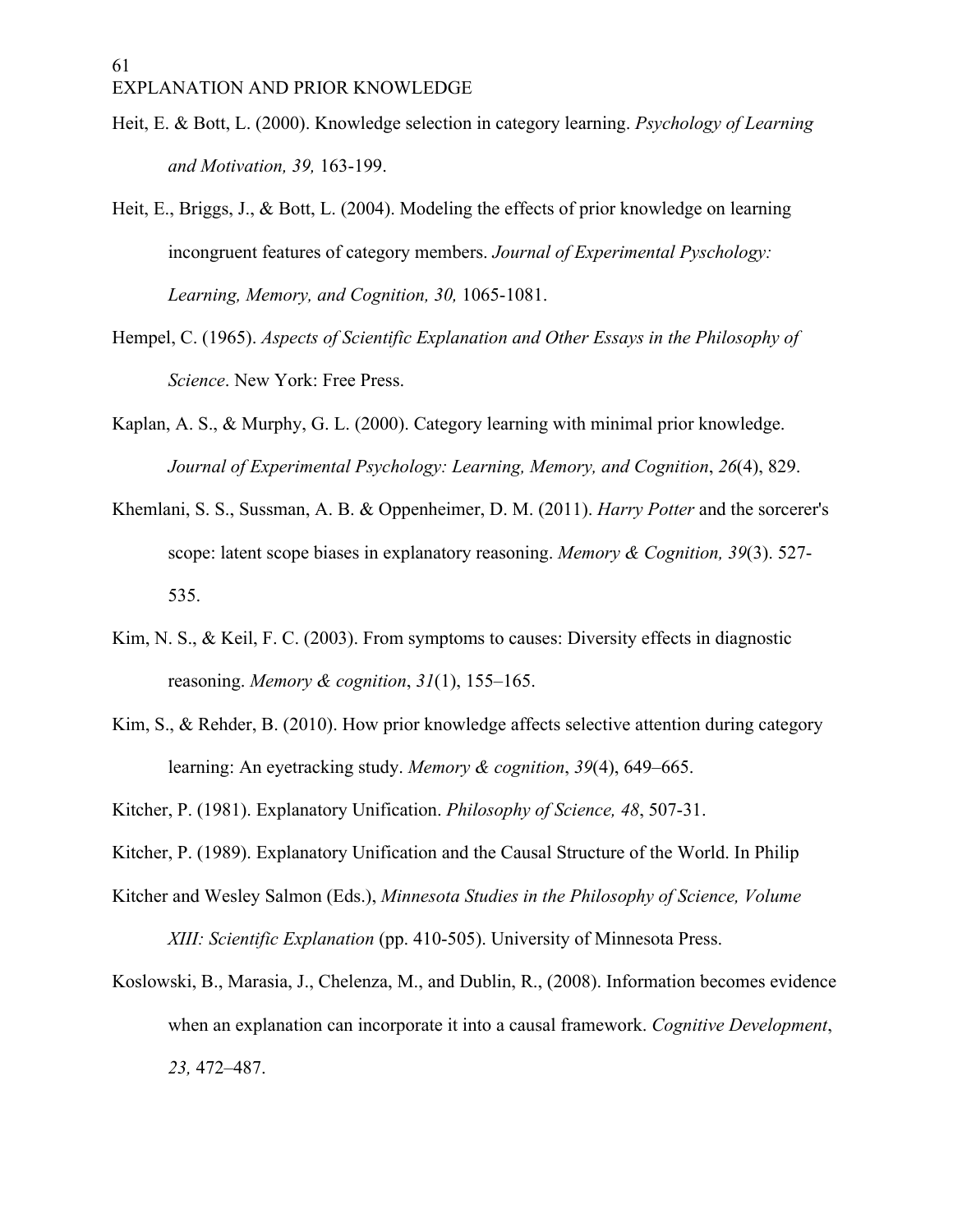Heit, E. & Bott, L. (2000). Knowledge selection in category learning. *Psychology of Learning and Motivation, 39,* 163-199.

Heit, E., Briggs, J., & Bott, L. (2004). Modeling the effects of prior knowledge on learning incongruent features of category members. *Journal of Experimental Pyschology: Learning, Memory, and Cognition, 30,* 1065-1081.

Hempel, C. (1965). *Aspects of Scientific Explanation and Other Essays in the Philosophy of Science*. New York: Free Press.

Kaplan, A. S., & Murphy, G. L. (2000). Category learning with minimal prior knowledge. *Journal of Experimental Psychology: Learning, Memory, and Cognition*, *26*(4), 829.

Khemlani, S. S., Sussman, A. B. & Oppenheimer, D. M. (2011). *Harry Potter* and the sorcerer's scope: latent scope biases in explanatory reasoning. *Memory & Cognition, 39*(3). 527-535.

Kim, N. S., & Keil, F. C. (2003). From symptoms to causes: Diversity effects in diagnostic reasoning. *Memory & cognition*, *31*(1), 155–165.

Kim, S., & Rehder, B. (2010). How prior knowledge affects selective attention during category learning: An eyetracking study. *Memory & cognition*, *39*(4), 649–665.

Kitcher, P. (1981). Explanatory Unification. *Philosophy of Science, 48*, 507-31.

Kitcher, P. (1989). Explanatory Unification and the Causal Structure of the World. In Philip Kitcher and Wesley Salmon (Eds.), *Minnesota Studies in the Philosophy of Science, Volume XIII: Scientific Explanation* (pp. 410-505). University of Minnesota Press.

Koslowski, B., Marasia, J., Chelenza, M., and Dublin, R., (2008). Information becomes evidence when an explanation can incorporate it into a causal framework. *Cognitive Development*, *23,* 472–487.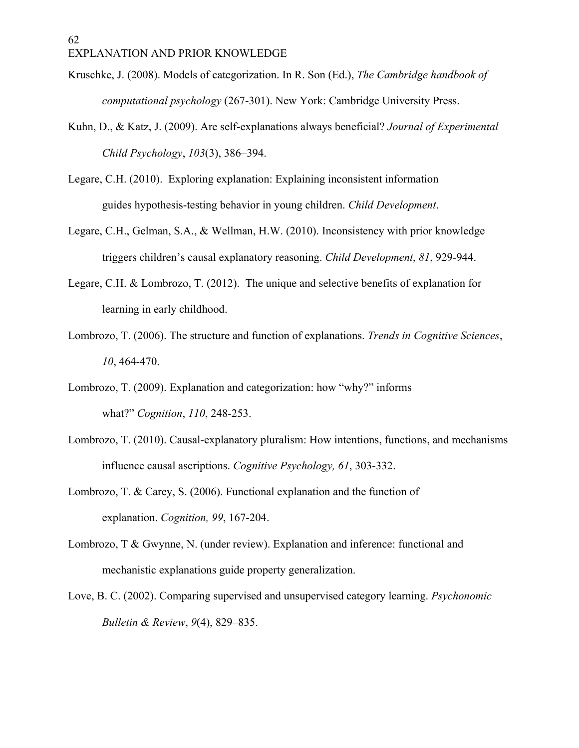Kruschke, J. (2008). Models of categorization. In R. Son (Ed.), *The Cambridge handbook of computational psychology* (267-301). New York: Cambridge University Press.

Kuhn, D., & Katz, J. (2009). Are self-explanations always beneficial? *Journal of Experimental Child Psychology*, *103*(3), 386–394.

Legare, C.H. (2010). Exploring explanation: Explaining inconsistent information guides hypothesis-testing behavior in young children. *Child Development*.

Legare, C.H., Gelman, S.A., & Wellman, H.W. (2010). Inconsistency with prior knowledge triggers children's causal explanatory reasoning. *Child Development*, *81*, 929-944.

Legare, C.H. & Lombrozo, T. (2012). The unique and selective benefits of explanation for learning in early childhood.

Lombrozo, T. (2006). The structure and function of explanations. *Trends in Cognitive Sciences*, *10*, 464-470.

Lombrozo, T. (2009). Explanation and categorization: how "why?" informs what?" *Cognition*, *110*, 248-253.

Lombrozo, T. (2010). Causal-explanatory pluralism: How intentions, functions, and mechanisms influence causal ascriptions. *Cognitive Psychology, 61*, 303-332.

Lombrozo, T. & Carey, S. (2006). Functional explanation and the function of explanation. *Cognition, 99*, 167-204.

Lombrozo, T & Gwynne, N. (under review). Explanation and inference: functional and mechanistic explanations guide property generalization.

Love, B. C. (2002). Comparing supervised and unsupervised category learning. *Psychonomic Bulletin & Review*, *9*(4), 829–835.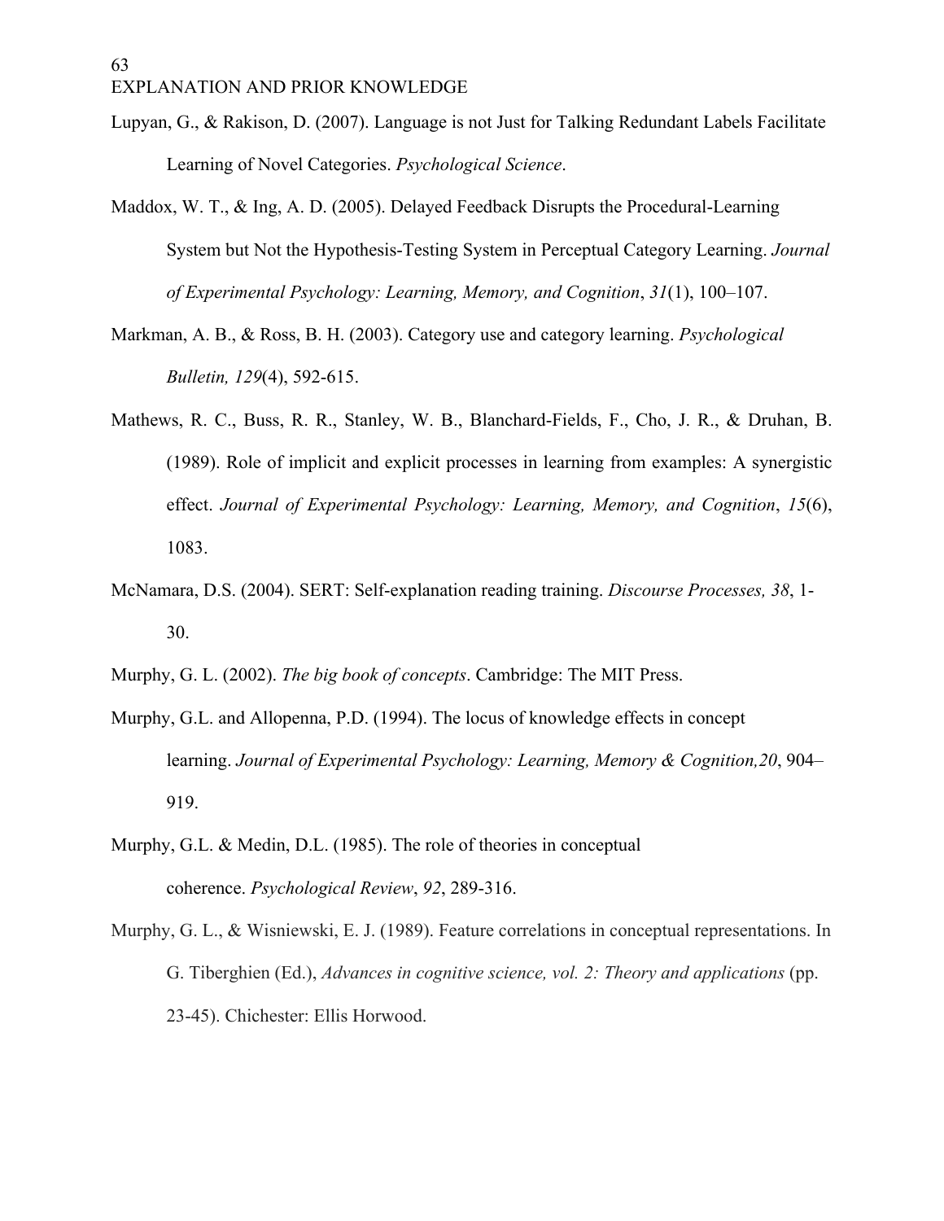Lupyan, G., & Rakison, D. (2007). Language is not Just for Talking Redundant Labels Facilitate Learning of Novel Categories. *Psychological Science*.

Maddox, W. T., & Ing, A. D. (2005). Delayed Feedback Disrupts the Procedural-Learning System but Not the Hypothesis-Testing System in Perceptual Category Learning. *Journal of Experimental Psychology: Learning, Memory, and Cognition*, *31*(1), 100–107.

Markman, A. B., & Ross, B. H. (2003). Category use and category learning. *Psychological Bulletin, 129*(4), 592-615.

Mathews, R. C., Buss, R. R., Stanley, W. B., Blanchard-Fields, F., Cho, J. R., & Druhan, B. (1989). Role of implicit and explicit processes in learning from examples: A synergistic effect. *Journal of Experimental Psychology: Learning, Memory, and Cognition*, *15*(6), 1083.

McNamara, D.S. (2004). SERT: Self-explanation reading training. *Discourse Processes, 38*, 1-30.

Murphy, G. L. (2002). *The big book of concepts*. Cambridge: The MIT Press.

Murphy, G.L. and Allopenna, P.D. (1994). The locus of knowledge effects in concept learning. *Journal of Experimental Psychology: Learning, Memory & Cognition,20*, 904–919.

Murphy, G.L. & Medin, D.L. (1985). The role of theories in conceptual coherence. *Psychological Review*, *92*, 289-316.

Murphy, G. L., & Wisniewski, E. J. (1989). Feature correlations in conceptual representations. In G. Tiberghien (Ed.), *Advances in cognitive science, vol. 2: Theory and applications* (pp. 23-45). Chichester: Ellis Horwood.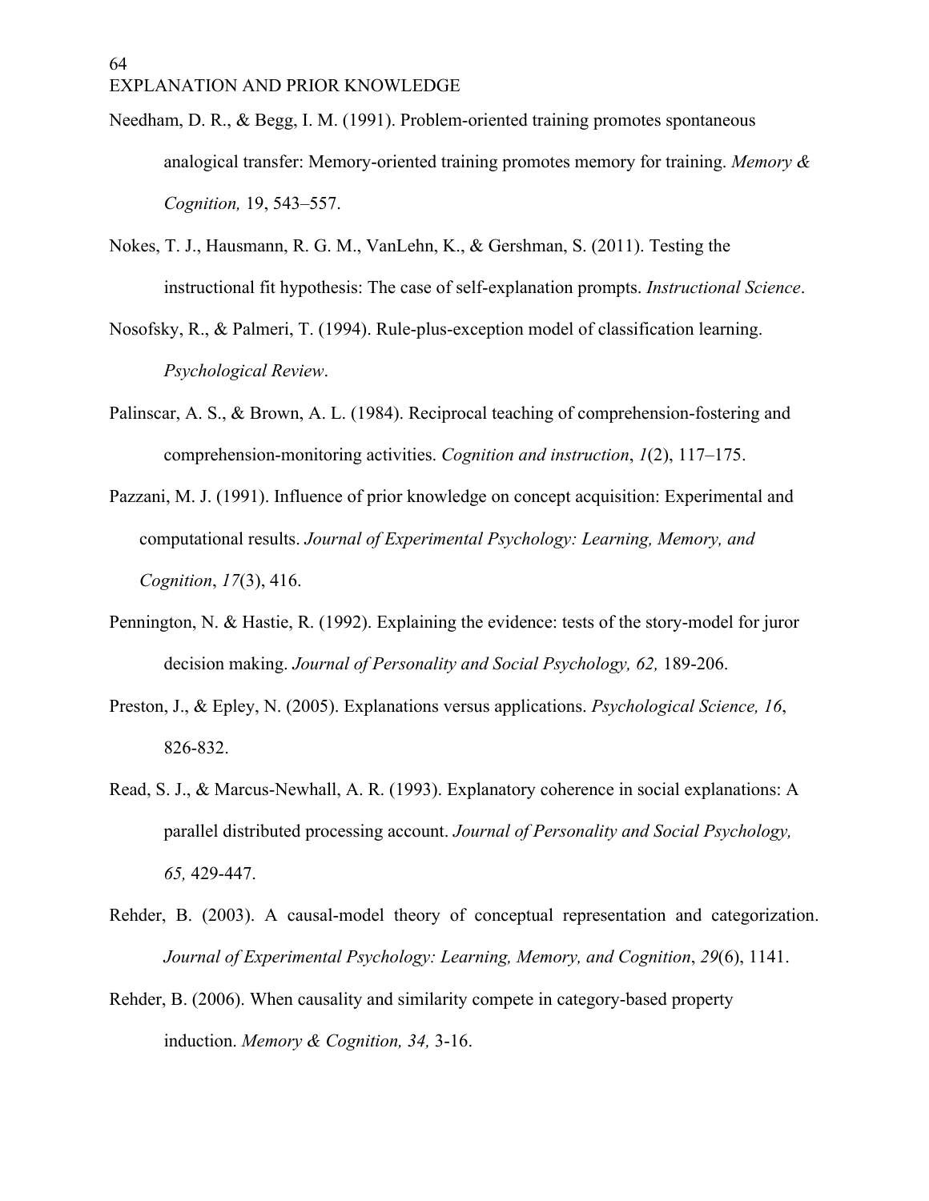Needham, D. R., & Begg, I. M. (1991). Problem-oriented training promotes spontaneous analogical transfer: Memory-oriented training promotes memory for training. *Memory & Cognition,* 19, 543–557.

Nokes, T. J., Hausmann, R. G. M., VanLehn, K., & Gershman, S. (2011). Testing the instructional fit hypothesis: The case of self-explanation prompts. *Instructional Science*.

Nosofsky, R., & Palmeri, T. (1994). Rule-plus-exception model of classification learning. *Psychological Review*.

Palinscar, A. S., & Brown, A. L. (1984). Reciprocal teaching of comprehension-fostering and comprehension-monitoring activities. *Cognition and instruction*, *1*(2), 117–175.

Pazzani, M. J. (1991). Influence of prior knowledge on concept acquisition: Experimental and computational results. *Journal of Experimental Psychology: Learning, Memory, and Cognition*, *17*(3), 416.

Pennington, N. & Hastie, R. (1992). Explaining the evidence: tests of the story-model for juror decision making. *Journal of Personality and Social Psychology, 62,* 189-206.

Preston, J., & Epley, N. (2005). Explanations versus applications. *Psychological Science, 16*, 826-832.

Read, S. J., & Marcus-Newhall, A. R. (1993). Explanatory coherence in social explanations: A parallel distributed processing account. *Journal of Personality and Social Psychology, 65,* 429-447.

Rehder, B. (2003). A causal-model theory of conceptual representation and categorization. *Journal of Experimental Psychology: Learning, Memory, and Cognition*, *29*(6), 1141.

Rehder, B. (2006). When causality and similarity compete in category-based property induction. *Memory & Cognition, 34,* 3-16.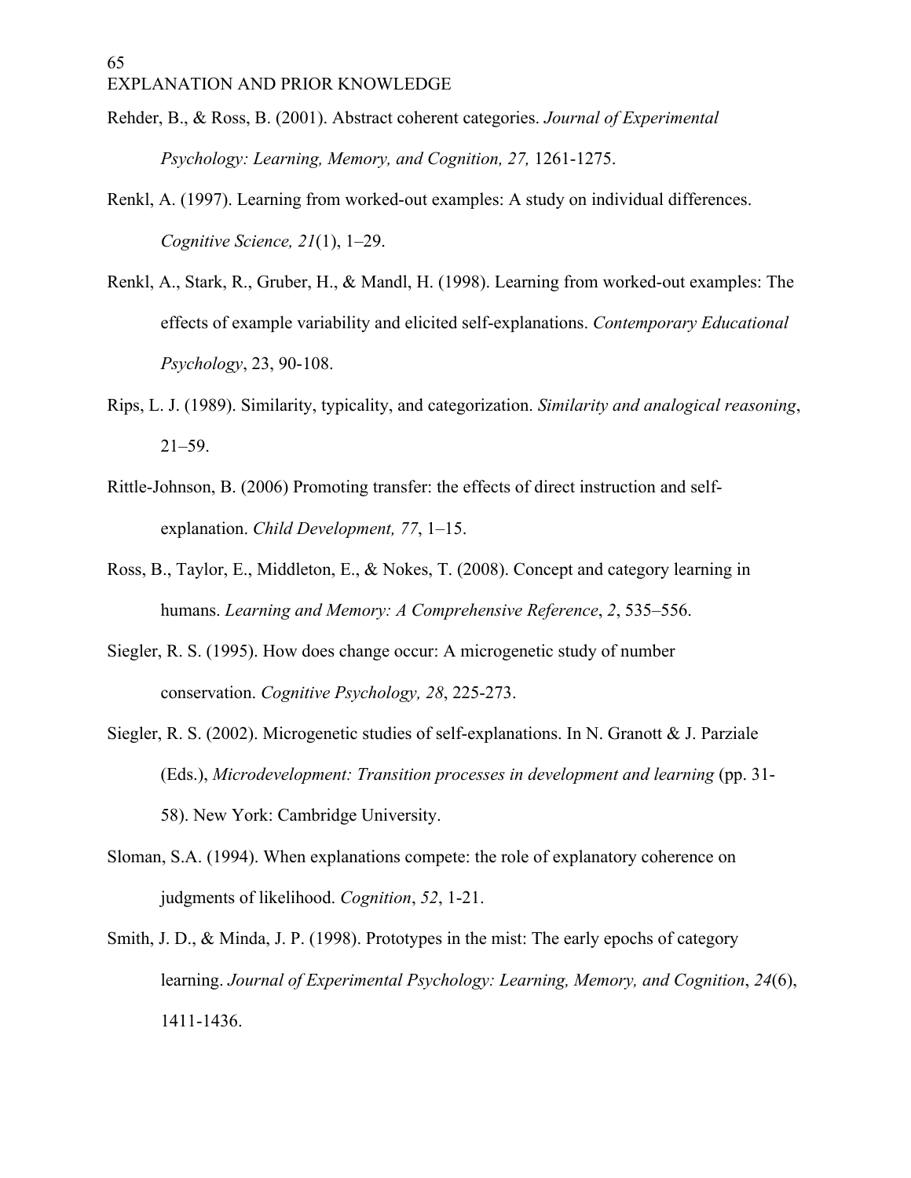Rehder, B., & Ross, B. (2001). Abstract coherent categories. *Journal of Experimental Psychology: Learning, Memory, and Cognition, 27,* 1261-1275.

Renkl, A. (1997). Learning from worked-out examples: A study on individual differences. *Cognitive Science, 21*(1), 1–29.

Renkl, A., Stark, R., Gruber, H., & Mandl, H. (1998). Learning from worked-out examples: The effects of example variability and elicited self-explanations. *Contemporary Educational Psychology*, 23, 90-108.

Rips, L. J. (1989). Similarity, typicality, and categorization. *Similarity and analogical reasoning*, 21–59.

Rittle-Johnson, B. (2006) Promoting transfer: the effects of direct instruction and self-explanation. *Child Development, 77*, 1–15.

Ross, B., Taylor, E., Middleton, E., & Nokes, T. (2008). Concept and category learning in humans. *Learning and Memory: A Comprehensive Reference*, *2*, 535–556.

Siegler, R. S. (1995). How does change occur: A microgenetic study of number conservation. *Cognitive Psychology, 28*, 225-273.

Siegler, R. S. (2002). Microgenetic studies of self-explanations. In N. Granott & J. Parziale (Eds.), *Microdevelopment: Transition processes in development and learning* (pp. 31-58). New York: Cambridge University.

Sloman, S.A. (1994). When explanations compete: the role of explanatory coherence on judgments of likelihood. *Cognition*, *52*, 1-21.

Smith, J. D., & Minda, J. P. (1998). Prototypes in the mist: The early epochs of category learning. *Journal of Experimental Psychology: Learning, Memory, and Cognition*, *24*(6), 1411-1436.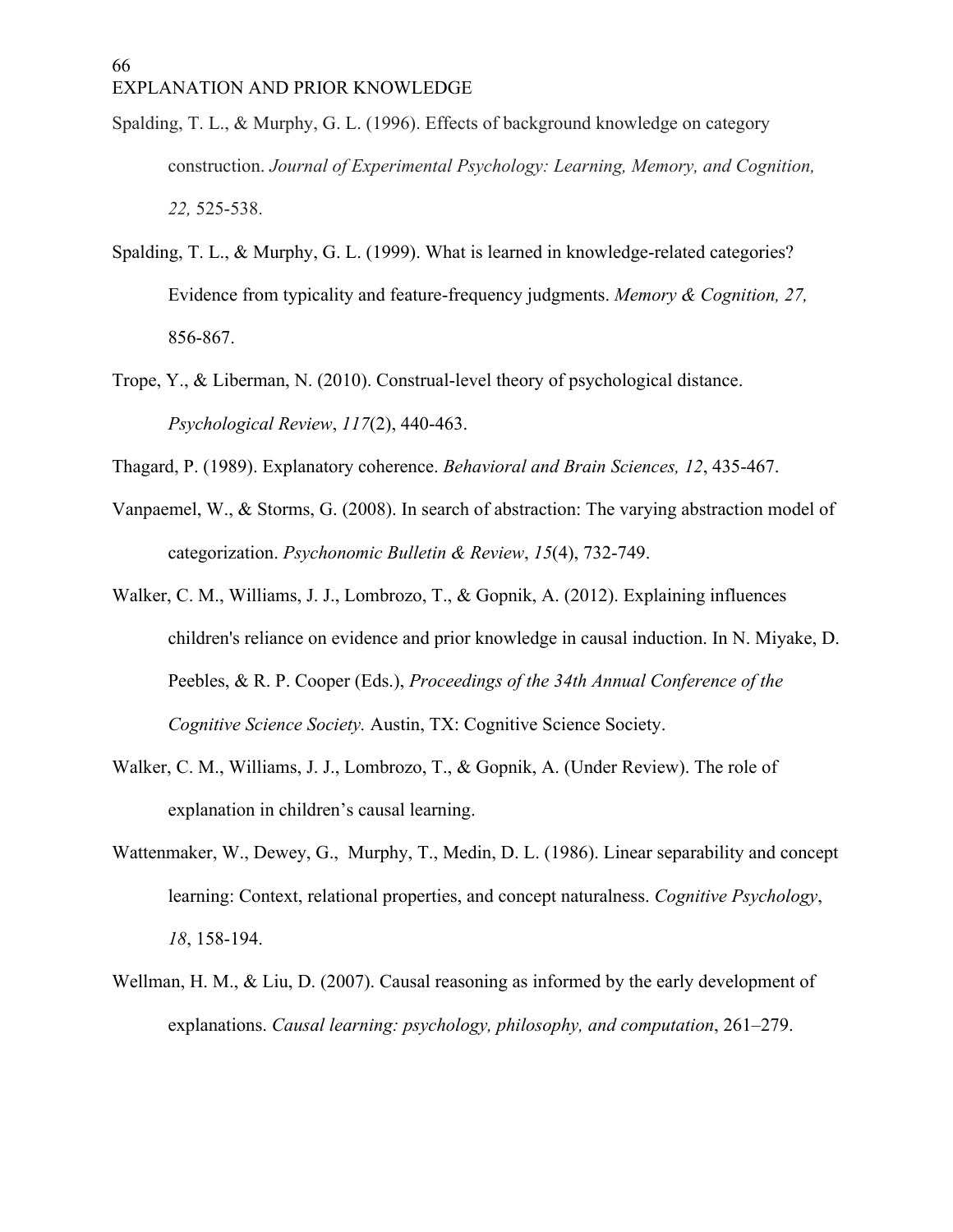Spalding, T. L., & Murphy, G. L. (1996). Effects of background knowledge on category construction. *Journal of Experimental Psychology: Learning, Memory, and Cognition, 22,* 525-538.

Spalding, T. L., & Murphy, G. L. (1999). What is learned in knowledge-related categories? Evidence from typicality and feature-frequency judgments. *Memory & Cognition, 27,* 856-867.

Trope, Y., & Liberman, N. (2010). Construal-level theory of psychological distance. *Psychological Review*, *117*(2), 440-463.

Thagard, P. (1989). Explanatory coherence. *Behavioral and Brain Sciences, 12*, 435-467.

Vanpaemel, W., & Storms, G. (2008). In search of abstraction: The varying abstraction model of categorization. *Psychonomic Bulletin & Review*, *15*(4), 732-749.

Walker, C. M., Williams, J. J., Lombrozo, T., & Gopnik, A. (2012). Explaining influences children's reliance on evidence and prior knowledge in causal induction. In N. Miyake, D. Peebles, & R. P. Cooper (Eds.), *Proceedings of the 34th Annual Conference of the Cognitive Science Society.* Austin, TX: Cognitive Science Society.

Walker, C. M., Williams, J. J., Lombrozo, T., & Gopnik, A. (Under Review). The role of explanation in children's causal learning.

Wattenmaker, W., Dewey, G., Murphy, T., Medin, D. L. (1986). Linear separability and concept learning: Context, relational properties, and concept naturalness. *Cognitive Psychology*, *18*, 158-194.

Wellman, H. M., & Liu, D. (2007). Causal reasoning as informed by the early development of explanations. *Causal learning: psychology, philosophy, and computation*, 261–279.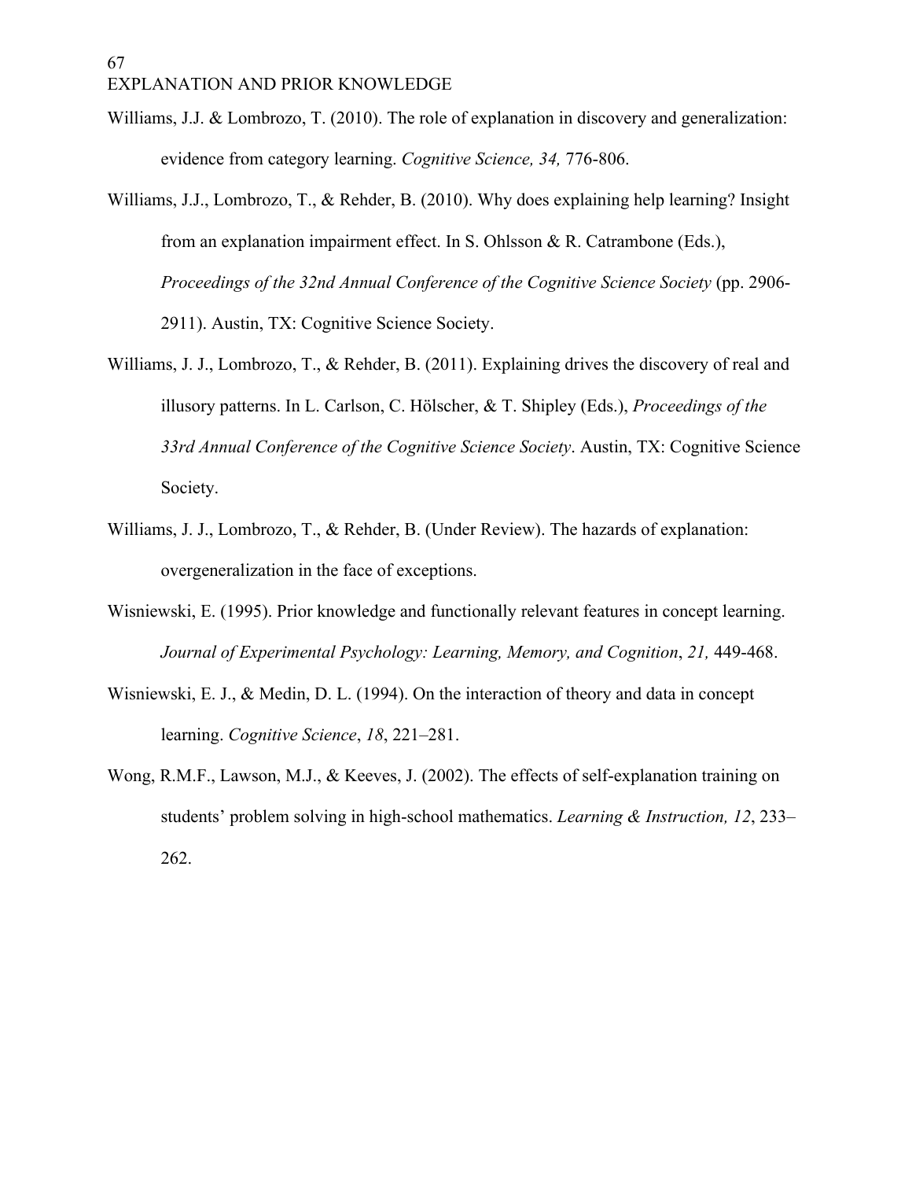Williams, J.J. & Lombrozo, T. (2010). The role of explanation in discovery and generalization: evidence from category learning. *Cognitive Science, 34,* 776-806.

Williams, J.J., Lombrozo, T., & Rehder, B. (2010). Why does explaining help learning? Insight from an explanation impairment effect. In S. Ohlsson & R. Catrambone (Eds.), *Proceedings of the 32nd Annual Conference of the Cognitive Science Society* (pp. 2906-2911). Austin, TX: Cognitive Science Society.

Williams, J. J., Lombrozo, T., & Rehder, B. (2011). Explaining drives the discovery of real and illusory patterns. In L. Carlson, C. Hölscher, & T. Shipley (Eds.), *Proceedings of the 33rd Annual Conference of the Cognitive Science Society*. Austin, TX: Cognitive Science Society.

Williams, J. J., Lombrozo, T., & Rehder, B. (Under Review). The hazards of explanation: overgeneralization in the face of exceptions.

Wisniewski, E. (1995). Prior knowledge and functionally relevant features in concept learning. *Journal of Experimental Psychology: Learning, Memory, and Cognition*, *21,* 449-468.

Wisniewski, E. J., & Medin, D. L. (1994). On the interaction of theory and data in concept learning. *Cognitive Science*, *18*, 221–281.

Wong, R.M.F., Lawson, M.J., & Keeves, J. (2002). The effects of self-explanation training on students' problem solving in high-school mathematics. *Learning & Instruction, 12*, 233–262.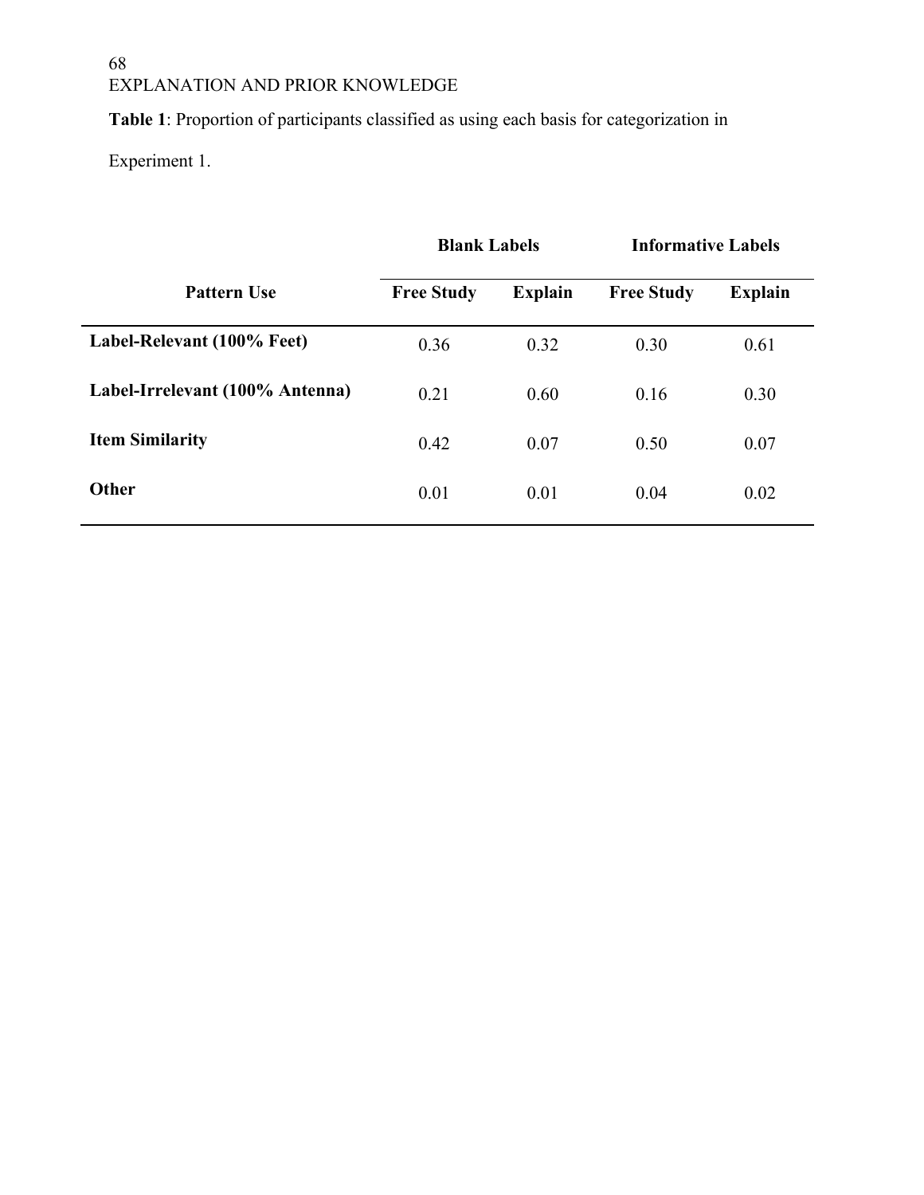**Table 1**: Proportion of participants classified as using each basis for categorization in Experiment 1.

| | Blank Labels | | Informative Labels | |
|---|---|---|---|---|
| **Pattern Use** | **Free Study** | **Explain** | **Free Study** | **Explain** |
| **Label-Relevant (100% Feet)** | 0.36 | 0.32 | 0.30 | 0.61 |
| **Label-Irrelevant (100% Antenna)** | 0.21 | 0.60 | 0.16 | 0.30 |
| **Item Similarity** | 0.42 | 0.07 | 0.50 | 0.07 |
| **Other** | 0.01 | 0.01 | 0.04 | 0.02 |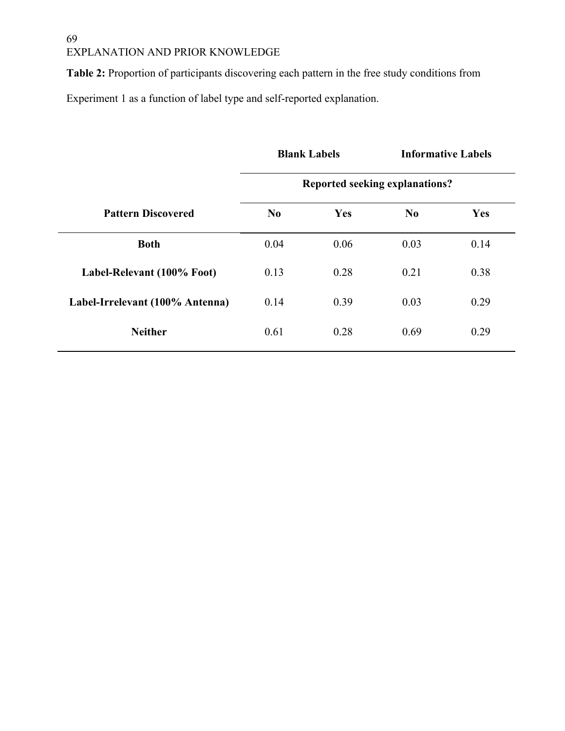**Table 2:** Proportion of participants discovering each pattern in the free study conditions from Experiment 1 as a function of label type and self-reported explanation.

| | Blank Labels | | Informative Labels | |
|---|---|---|---|---|
| | Reported seeking explanations? | | | |
| **Pattern Discovered** | **No** | **Yes** | **No** | **Yes** |
| **Both** | 0.04 | 0.06 | 0.03 | 0.14 |
| **Label-Relevant (100% Foot)** | 0.13 | 0.28 | 0.21 | 0.38 |
| **Label-Irrelevant (100% Antenna)** | 0.14 | 0.39 | 0.03 | 0.29 |
| **Neither** | 0.61 | 0.28 | 0.69 | 0.29 |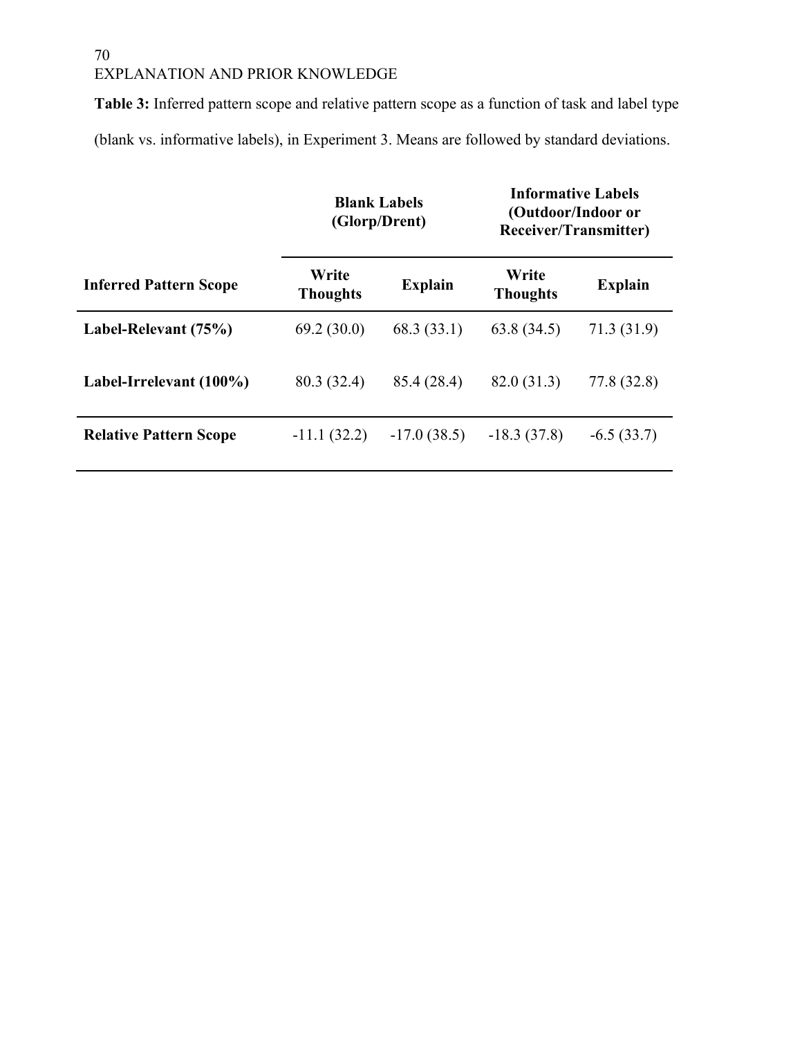**Table 3:** Inferred pattern scope and relative pattern scope as a function of task and label type (blank vs. informative labels), in Experiment 3. Means are followed by standard deviations.

| | **Blank Labels (Glorp/Drent)** | | **Informative Labels (Outdoor/Indoor or Receiver/Transmitter)** | |
|---|---|---|---|---|
| **Inferred Pattern Scope** | **Write Thoughts** | **Explain** | **Write Thoughts** | **Explain** |
| **Label-Relevant (75%)** | 69.2 (30.0) | 68.3 (33.1) | 63.8 (34.5) | 71.3 (31.9) |
| **Label-Irrelevant (100%)** | 80.3 (32.4) | 85.4 (28.4) | 82.0 (31.3) | 77.8 (32.8) |
| **Relative Pattern Scope** | -11.1 (32.2) | -17.0 (38.5) | -18.3 (37.8) | -6.5 (33.7) |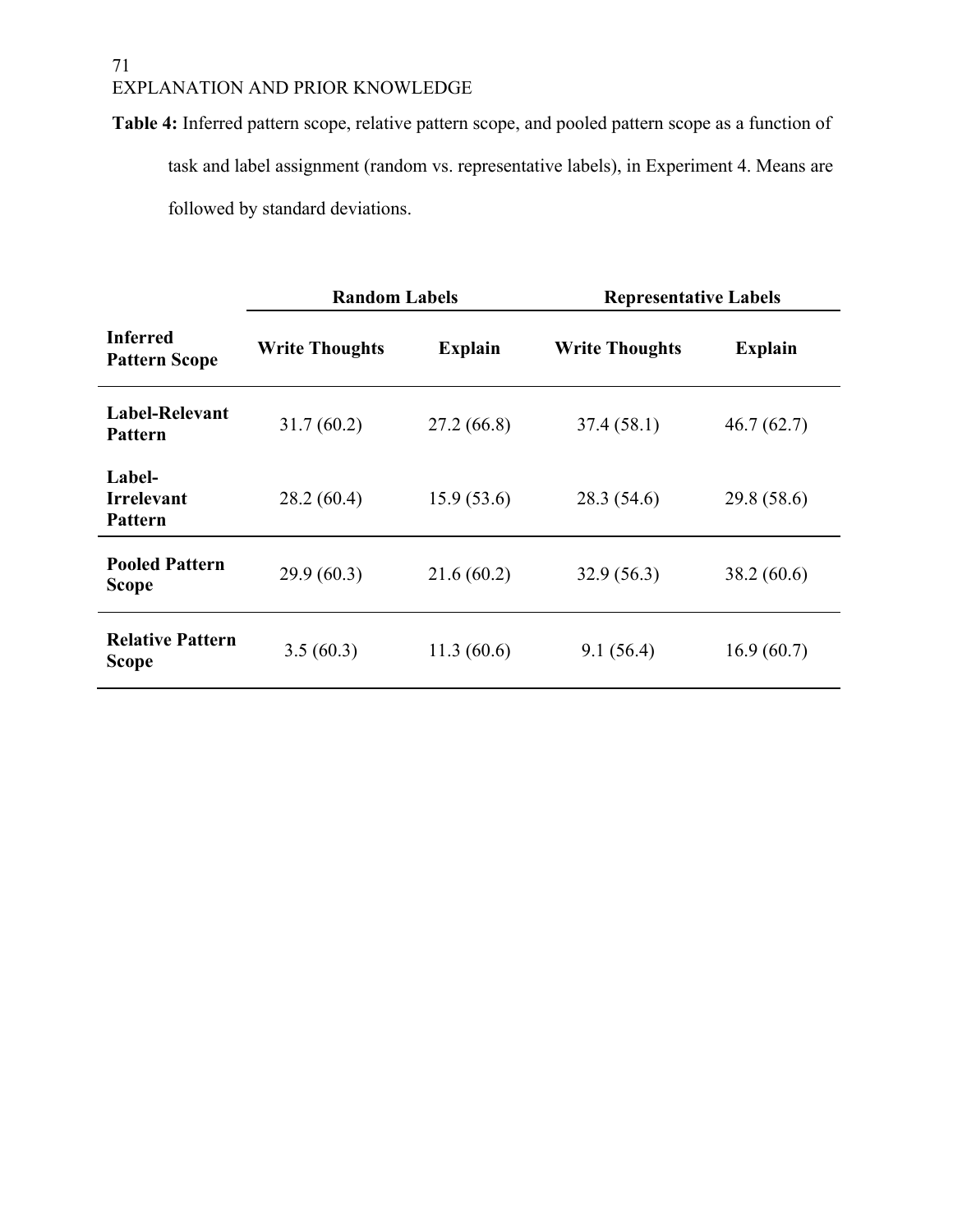**Table 4:** Inferred pattern scope, relative pattern scope, and pooled pattern scope as a function of task and label assignment (random vs. representative labels), in Experiment 4. Means are followed by standard deviations.

| | **Random Labels** | | **Representative Labels** | |
|---|---|---|---|---|
| **Inferred Pattern Scope** | **Write Thoughts** | **Explain** | **Write Thoughts** | **Explain** |
| **Label-Relevant Pattern** | 31.7 (60.2) | 27.2 (66.8) | 37.4 (58.1) | 46.7 (62.7) |
| **Label-Irrelevant Pattern** | 28.2 (60.4) | 15.9 (53.6) | 28.3 (54.6) | 29.8 (58.6) |
| **Pooled Pattern Scope** | 29.9 (60.3) | 21.6 (60.2) | 32.9 (56.3) | 38.2 (60.6) |
| **Relative Pattern Scope** | 3.5 (60.3) | 11.3 (60.6) | 9.1 (56.4) | 16.9 (60.7) |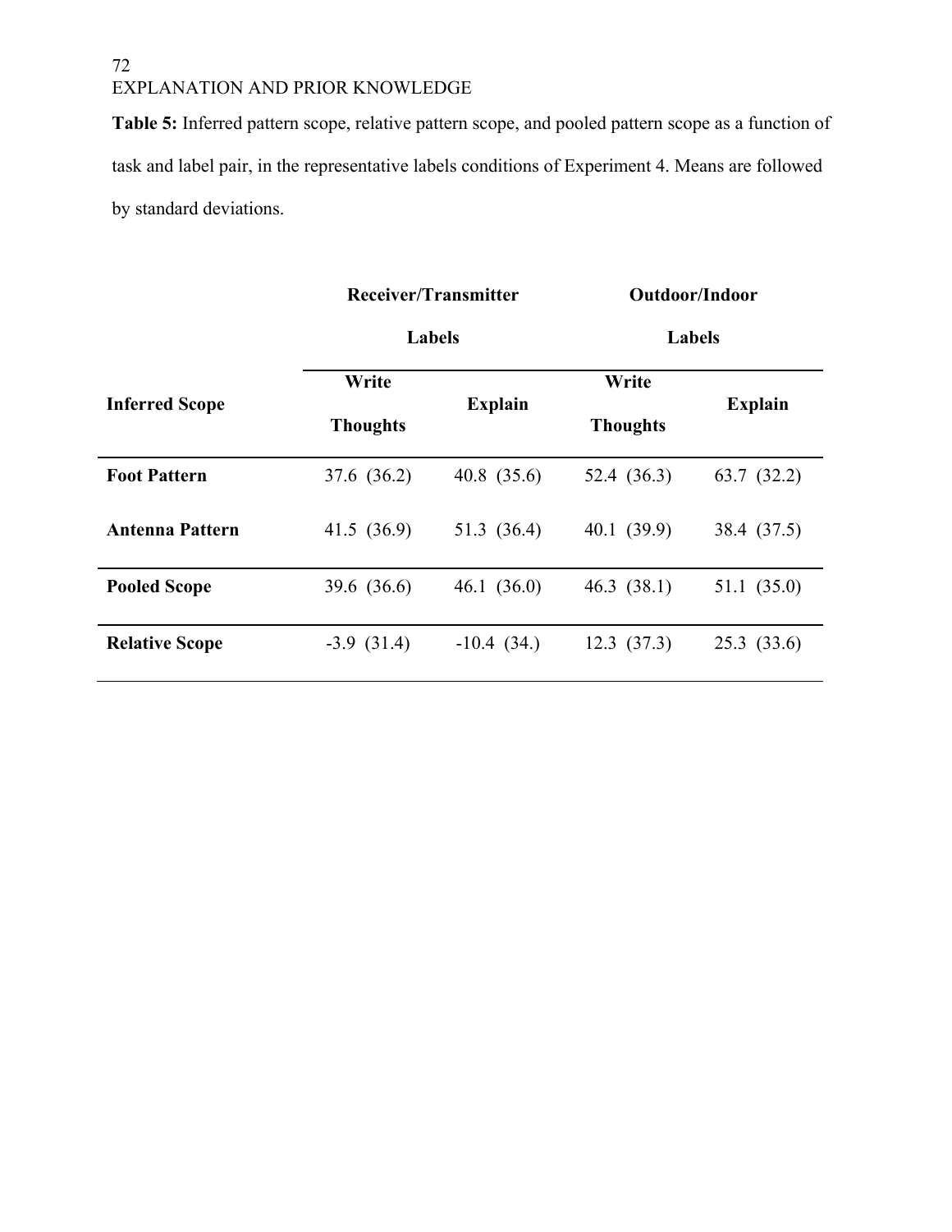**Table 5:** Inferred pattern scope, relative pattern scope, and pooled pattern scope as a function of task and label pair, in the representative labels conditions of Experiment 4. Means are followed by standard deviations.

| | Receiver/Transmitter Labels | | Outdoor/Indoor Labels | |
|---|---|---|---|---|
| **Inferred Scope** | **Write Thoughts** | **Explain** | **Write Thoughts** | **Explain** |
| **Foot Pattern** | 37.6 (36.2) | 40.8 (35.6) | 52.4 (36.3) | 63.7 (32.2) |
| **Antenna Pattern** | 41.5 (36.9) | 51.3 (36.4) | 40.1 (39.9) | 38.4 (37.5) |
| **Pooled Scope** | 39.6 (36.6) | 46.1 (36.0) | 46.3 (38.1) | 51.1 (35.0) |
| **Relative Scope** | -3.9 (31.4) | -10.4 (34.) | 12.3 (37.3) | 25.3 (33.6) |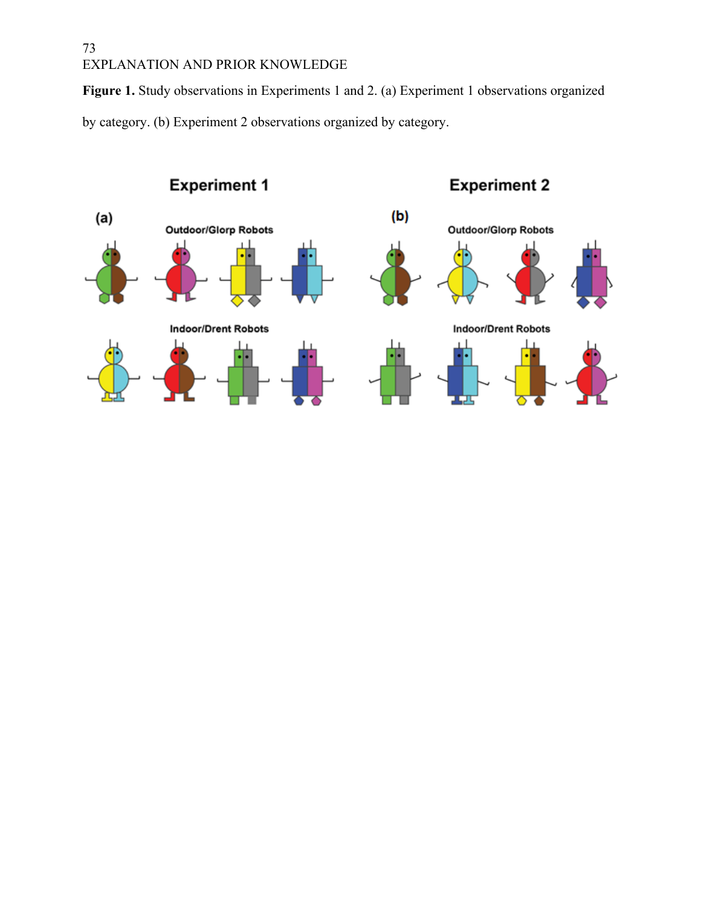**Figure 1.** Study observations in Experiments 1 and 2. (a) Experiment 1 observations organized by category. (b) Experiment 2 observations organized by category.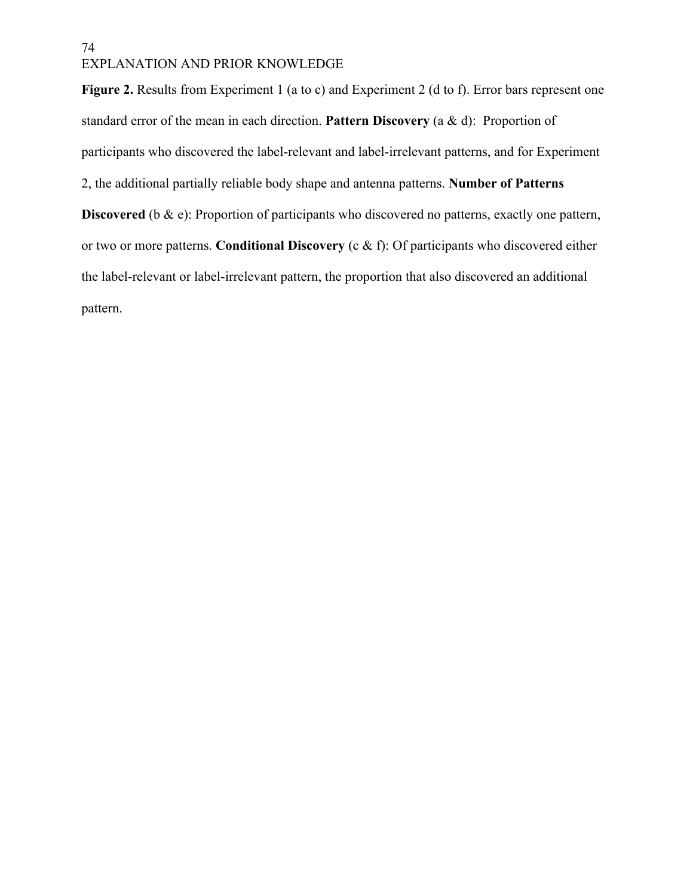**Figure 2.** Results from Experiment 1 (a to c) and Experiment 2 (d to f). Error bars represent one standard error of the mean in each direction. **Pattern Discovery** (a & d): Proportion of participants who discovered the label-relevant and label-irrelevant patterns, and for Experiment 2, the additional partially reliable body shape and antenna patterns. **Number of Patterns Discovered** (b & e): Proportion of participants who discovered no patterns, exactly one pattern, or two or more patterns. **Conditional Discovery** (c & f): Of participants who discovered either the label-relevant or label-irrelevant pattern, the proportion that also discovered an additional pattern.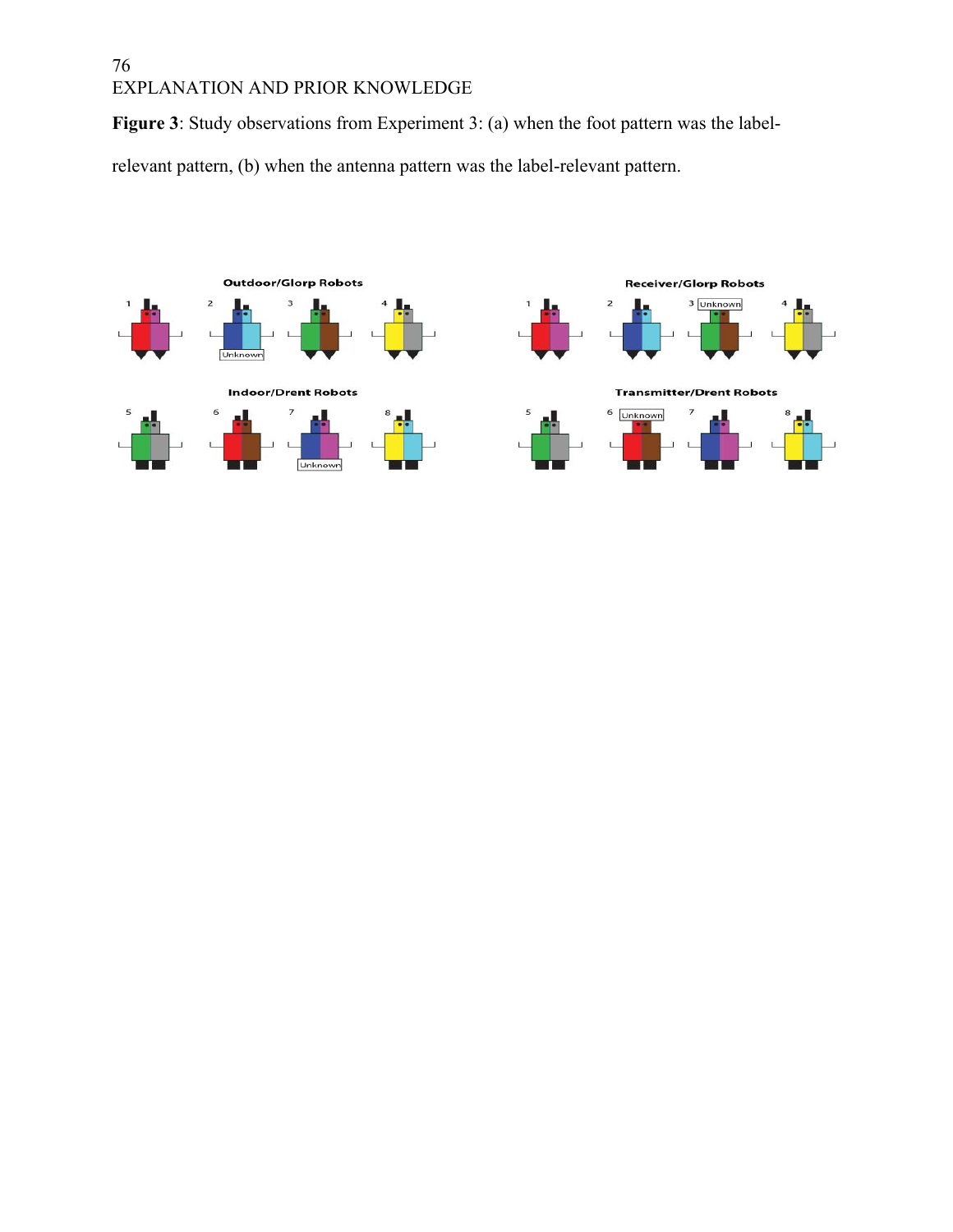**Figure 3**: Study observations from Experiment 3: (a) when the foot pattern was the label-relevant pattern, (b) when the antenna pattern was the label-relevant pattern.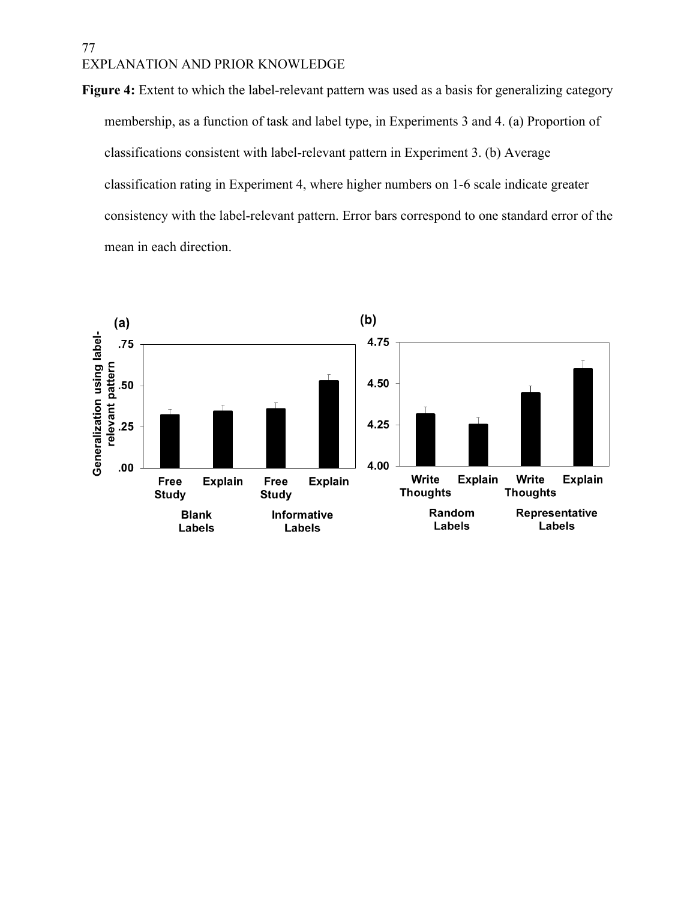**Figure 4:** Extent to which the label-relevant pattern was used as a basis for generalizing category membership, as a function of task and label type, in Experiments 3 and 4. (a) Proportion of classifications consistent with label-relevant pattern in Experiment 3. (b) Average classification rating in Experiment 4, where higher numbers on 1-6 scale indicate greater consistency with the label-relevant pattern. Error bars correspond to one standard error of the mean in each direction.

(a)

Generalization using label-relevant pattern

.75
.50
.25
.00

Free Study
Explain
Free Study
Explain

Blank Labels
Informative Labels

(b)

4.75
4.50
4.25
4.00

Write Thoughts
Explain
Write Thoughts
Explain

Random Labels
Representative Labels